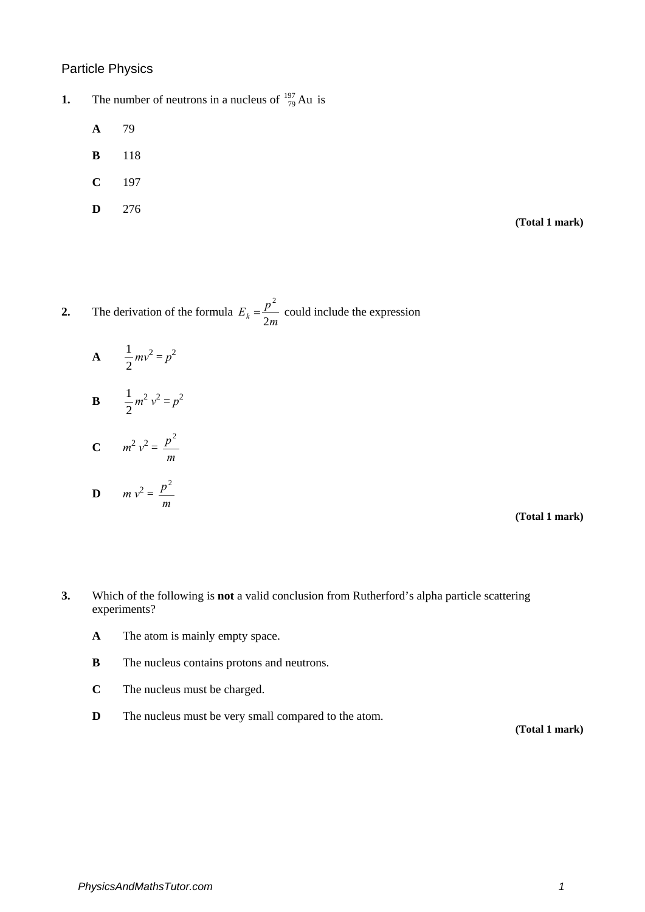# Particle Physics

**1.** The number of neutrons in a nucleus of $^{197}_{79}\text{Au}$ is

**A** 79

**B** 118

**C** 197

**D** 276

**(Total 1 mark)**

**2.** The derivation of the formula $E_k = \dfrac{p^2}{2m}$ could include the expression

**A** $\dfrac{1}{2}mv^2 = p^2$

**B** $\dfrac{1}{2}m^2\,v^2 = p^2$

**C** $m^2\,v^2 = \dfrac{p^2}{m}$

**D** $m\,v^2 = \dfrac{p^2}{m}$

**(Total 1 mark)**

**3.** Which of the following is **not** a valid conclusion from Rutherford's alpha particle scattering experiments?

**A** The atom is mainly empty space.

**B** The nucleus contains protons and neutrons.

**C** The nucleus must be charged.

**D** The nucleus must be very small compared to the atom.

**(Total 1 mark)**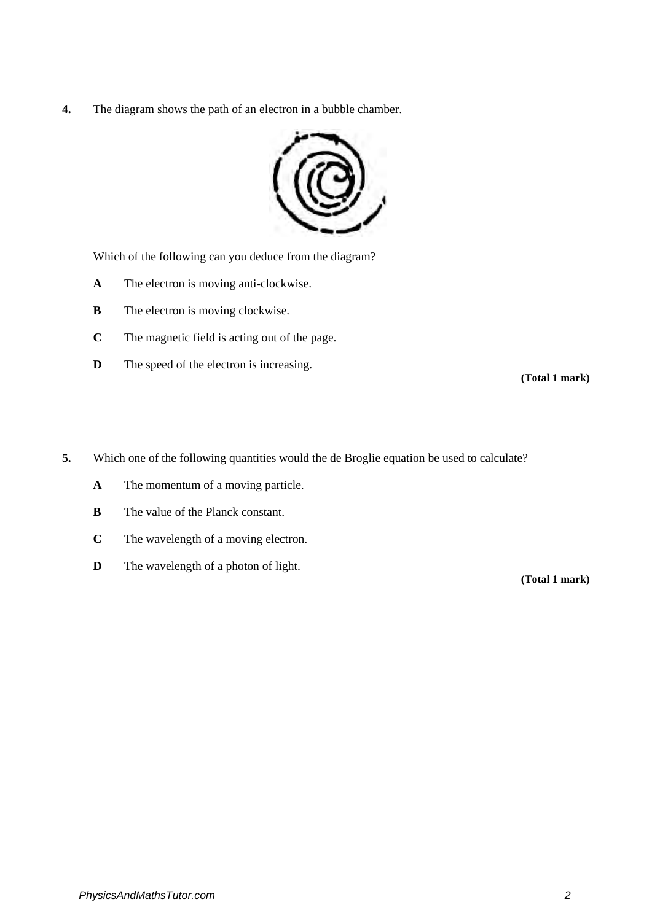**4.** The diagram shows the path of an electron in a bubble chamber.

Which of the following can you deduce from the diagram?

**A** The electron is moving anti-clockwise.

**B** The electron is moving clockwise.

**C** The magnetic field is acting out of the page.

**D** The speed of the electron is increasing.

**(Total 1 mark)**

**5.** Which one of the following quantities would the de Broglie equation be used to calculate?

**A** The momentum of a moving particle.

**B** The value of the Planck constant.

**C** The wavelength of a moving electron.

**D** The wavelength of a photon of light.

**(Total 1 mark)**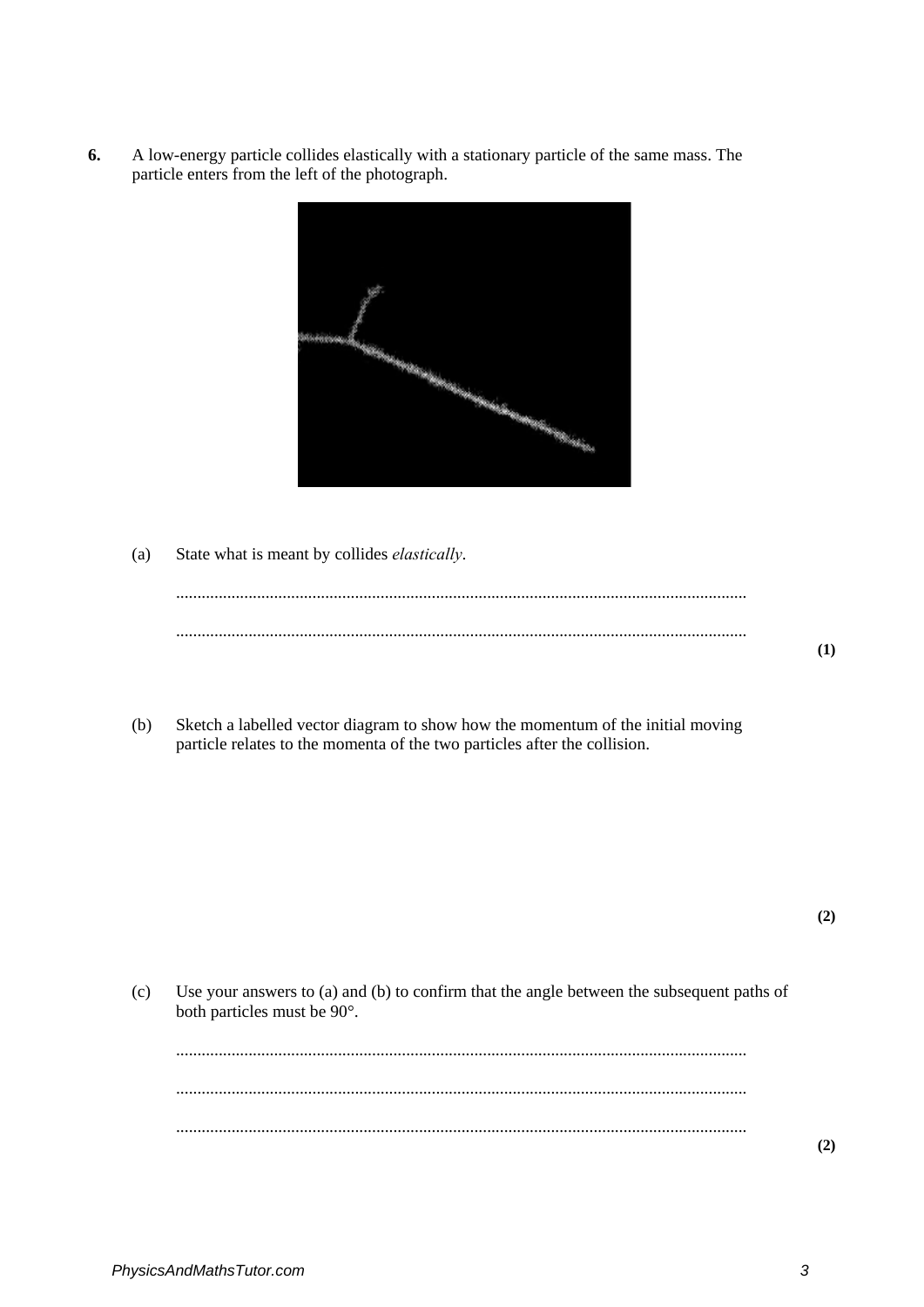**6.** A low-energy particle collides elastically with a stationary particle of the same mass. The particle enters from the left of the photograph.

(a) State what is meant by collides *elastically*.

.....................................................................................................................................

.....................................................................................................................................

**(1)**

(b) Sketch a labelled vector diagram to show how the momentum of the initial moving particle relates to the momenta of the two particles after the collision.

**(2)**

(c) Use your answers to (a) and (b) to confirm that the angle between the subsequent paths of both particles must be 90°.

.....................................................................................................................................

.....................................................................................................................................

.....................................................................................................................................

**(2)**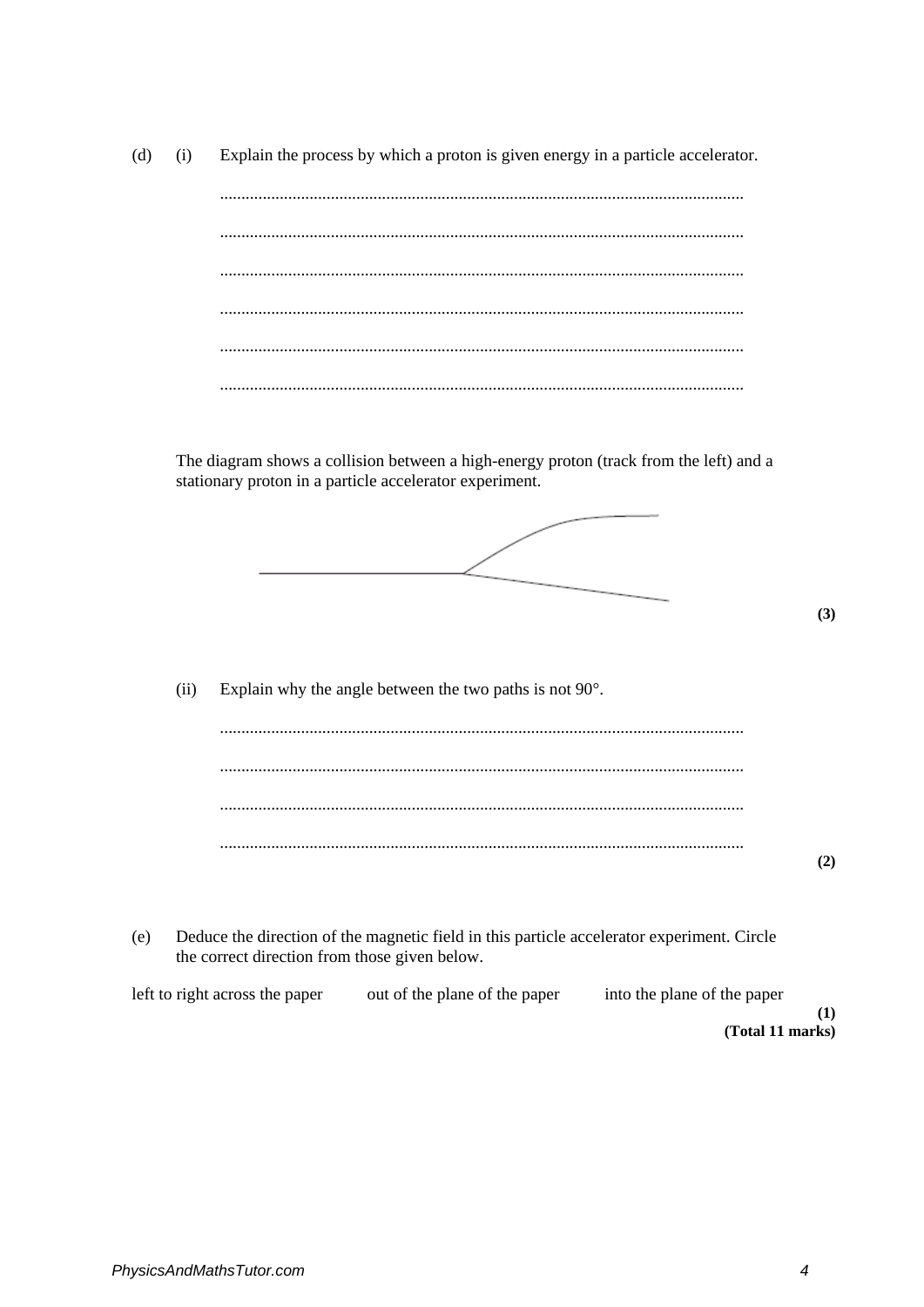(d) (i) Explain the process by which a proton is given energy in a particle accelerator.

.........................................................................................................................

.........................................................................................................................

.........................................................................................................................

.........................................................................................................................

.........................................................................................................................

.........................................................................................................................

The diagram shows a collision between a high-energy proton (track from the left) and a stationary proton in a particle accelerator experiment.

**(3)**

(ii) Explain why the angle between the two paths is not 90°.

.........................................................................................................................

.........................................................................................................................

.........................................................................................................................

.........................................................................................................................

**(2)**

(e) Deduce the direction of the magnetic field in this particle accelerator experiment. Circle the correct direction from those given below.

left to right across the paper     out of the plane of the paper     into the plane of the paper

**(1)**
**(Total 11 marks)**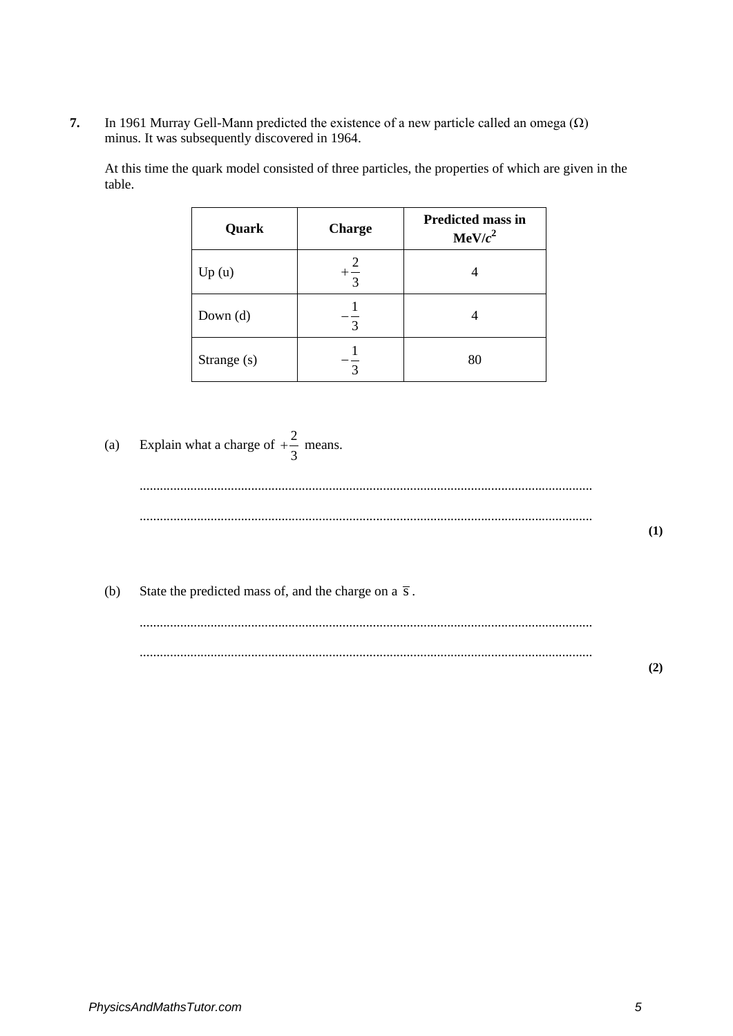**7.** In 1961 Murray Gell-Mann predicted the existence of a new particle called an omega (Ω) minus. It was subsequently discovered in 1964.

At this time the quark model consisted of three particles, the properties of which are given in the table.

| Quark | Charge | Predicted mass in MeV/$c^2$ |
|---|---|---|
| Up (u) | $+\frac{2}{3}$ | 4 |
| Down (d) | $-\frac{1}{3}$ | 4 |
| Strange (s) | $-\frac{1}{3}$ | 80 |

(a) Explain what a charge of $+\frac{2}{3}$ means.

.....................................................................................................................................

.....................................................................................................................................

**(1)**

(b) State the predicted mass of, and the charge on a $\bar{s}$.

.....................................................................................................................................

.....................................................................................................................................

**(2)**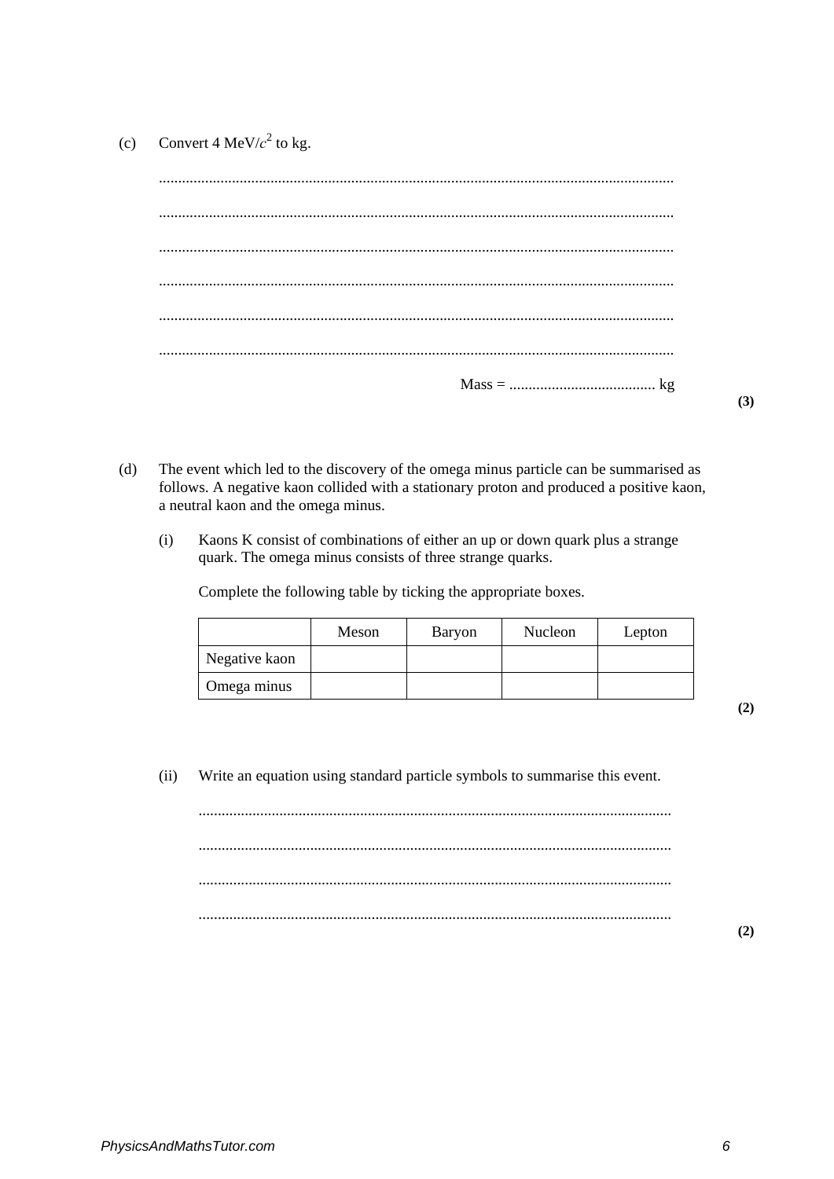(c) Convert 4 MeV/$c^2$ to kg.

.....................................................................................................................................

.....................................................................................................................................

.....................................................................................................................................

.....................................................................................................................................

.....................................................................................................................................

.....................................................................................................................................

Mass = ...................................... kg

**(3)**

(d) The event which led to the discovery of the omega minus particle can be summarised as follows. A negative kaon collided with a stationary proton and produced a positive kaon, a neutral kaon and the omega minus.

(i) Kaons K consist of combinations of either an up or down quark plus a strange quark. The omega minus consists of three strange quarks.

Complete the following table by ticking the appropriate boxes.

| | Meson | Baryon | Nucleon | Lepton |
|---|---|---|---|---|
| Negative kaon | | | | |
| Omega minus | | | | |

**(2)**

(ii) Write an equation using standard particle symbols to summarise this event.

.........................................................................................................................

.........................................................................................................................

.........................................................................................................................

.........................................................................................................................

**(2)**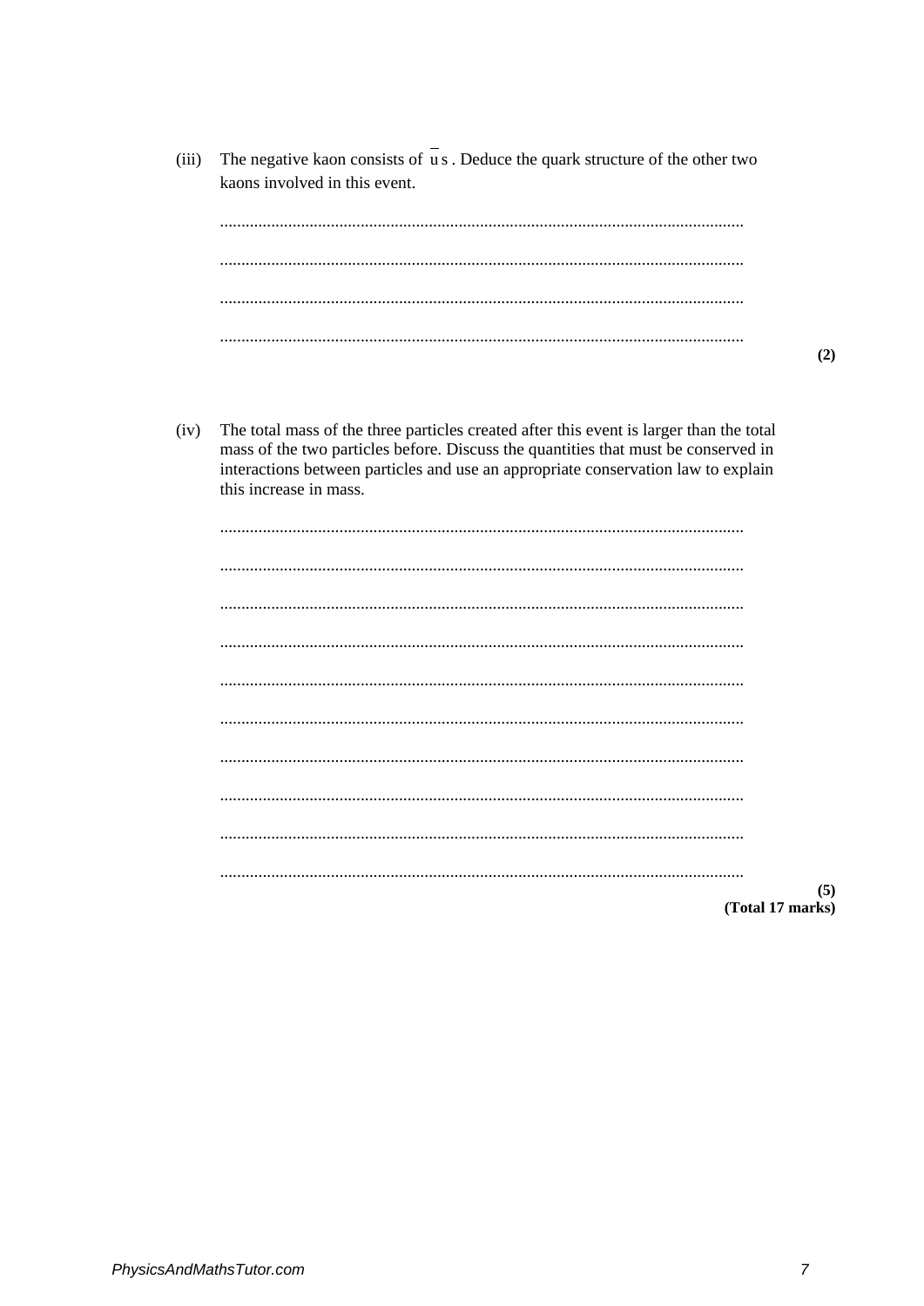(iii) The negative kaon consists of $\bar{u}s$. Deduce the quark structure of the other two kaons involved in this event.

..........................................................................................................................

..........................................................................................................................

..........................................................................................................................

..........................................................................................................................

**(2)**

(iv) The total mass of the three particles created after this event is larger than the total mass of the two particles before. Discuss the quantities that must be conserved in interactions between particles and use an appropriate conservation law to explain this increase in mass.

..........................................................................................................................

..........................................................................................................................

..........................................................................................................................

..........................................................................................................................

..........................................................................................................................

..........................................................................................................................

..........................................................................................................................

..........................................................................................................................

..........................................................................................................................

..........................................................................................................................

**(5)**

**(Total 17 marks)**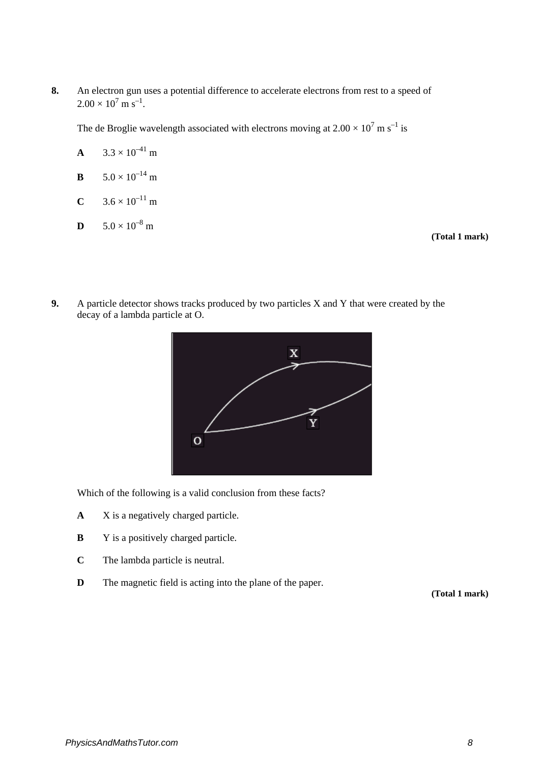**8.** An electron gun uses a potential difference to accelerate electrons from rest to a speed of $2.00 \times 10^{7}$ m s$^{-1}$.

The de Broglie wavelength associated with electrons moving at $2.00 \times 10^{7}$ m s$^{-1}$ is

**A** $3.3 \times 10^{-41}$ m

**B** $5.0 \times 10^{-14}$ m

**C** $3.6 \times 10^{-11}$ m

**D** $5.0 \times 10^{-8}$ m

**(Total 1 mark)**

**9.** A particle detector shows tracks produced by two particles X and Y that were created by the decay of a lambda particle at O.

X

Y

O

Which of the following is a valid conclusion from these facts?

**A** X is a negatively charged particle.

**B** Y is a positively charged particle.

**C** The lambda particle is neutral.

**D** The magnetic field is acting into the plane of the paper.

**(Total 1 mark)**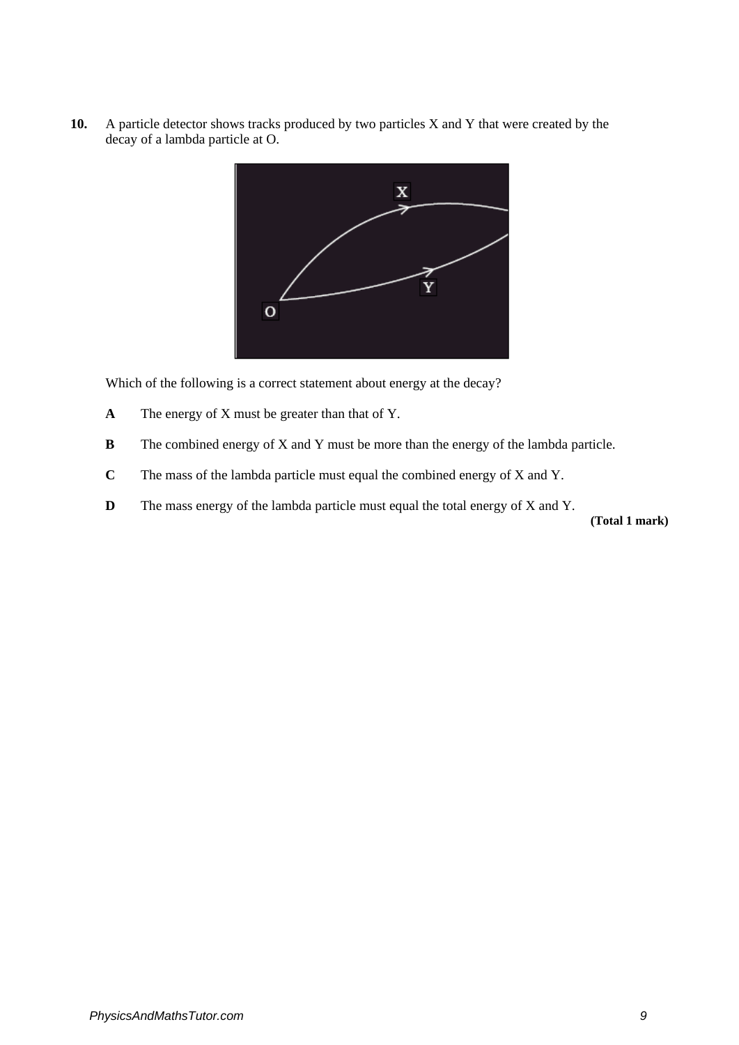**10.** A particle detector shows tracks produced by two particles X and Y that were created by the decay of a lambda particle at O.

X

Y

O

Which of the following is a correct statement about energy at the decay?

**A** The energy of X must be greater than that of Y.

**B** The combined energy of X and Y must be more than the energy of the lambda particle.

**C** The mass of the lambda particle must equal the combined energy of X and Y.

**D** The mass energy of the lambda particle must equal the total energy of X and Y.

**(Total 1 mark)**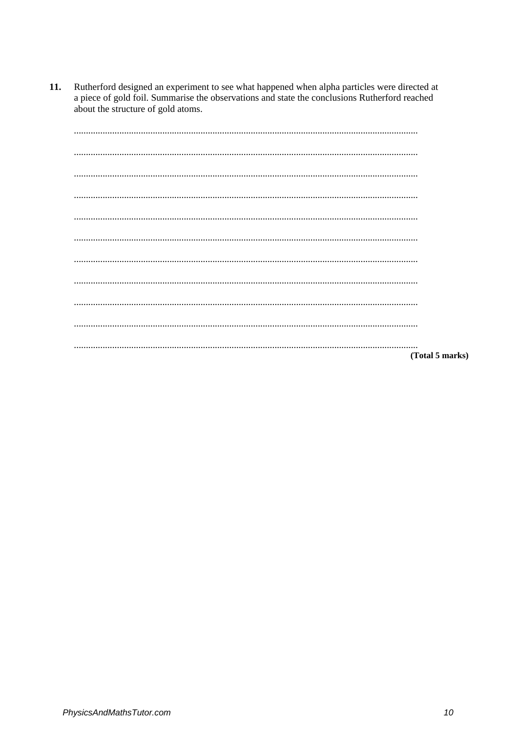**11.** Rutherford designed an experiment to see what happened when alpha particles were directed at a piece of gold foil. Summarise the observations and state the conclusions Rutherford reached about the structure of gold atoms.

..............................................................................................................................................

..............................................................................................................................................

..............................................................................................................................................

..............................................................................................................................................

..............................................................................................................................................

..............................................................................................................................................

..............................................................................................................................................

..............................................................................................................................................

..............................................................................................................................................

..............................................................................................................................................

..............................................................................................................................................

**(Total 5 marks)**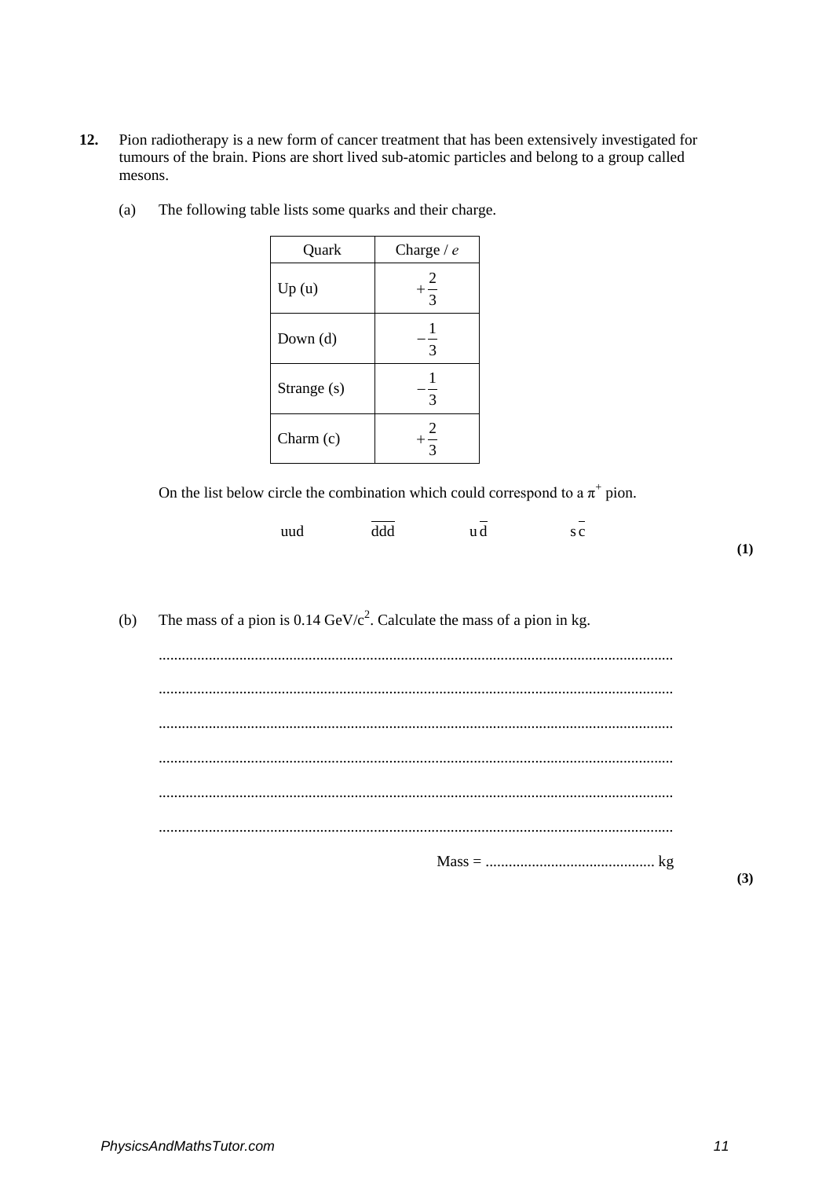**12.** Pion radiotherapy is a new form of cancer treatment that has been extensively investigated for tumours of the brain. Pions are short lived sub-atomic particles and belong to a group called mesons.

(a) The following table lists some quarks and their charge.

| Quark | Charge / *e* |
|---|---|
| Up (u) | $+\frac{2}{3}$ |
| Down (d) | $-\frac{1}{3}$ |
| Strange (s) | $-\frac{1}{3}$ |
| Charm (c) | $+\frac{2}{3}$ |

On the list below circle the combination which could correspond to a $\pi^+$ pion.

uud $\qquad$ $\overline{ddd}$ $\qquad$ $u\bar{d}$ $\qquad$ $s\bar{c}$

**(1)**

(b) The mass of a pion is 0.14 GeV/$c^2$. Calculate the mass of a pion in kg.

.....................................................................................................................................

.....................................................................................................................................

.....................................................................................................................................

.....................................................................................................................................

.....................................................................................................................................

.....................................................................................................................................

Mass = ............................................ kg

**(3)**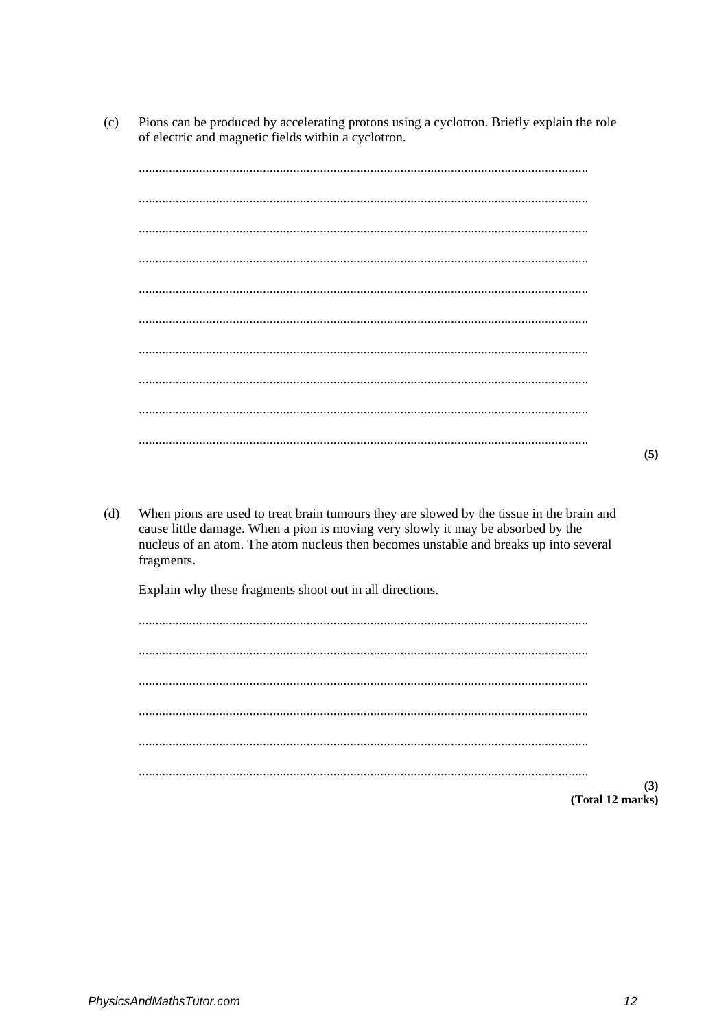(c) Pions can be produced by accelerating protons using a cyclotron. Briefly explain the role of electric and magnetic fields within a cyclotron.

.....................................................................................................................................

.....................................................................................................................................

.....................................................................................................................................

.....................................................................................................................................

.....................................................................................................................................

.....................................................................................................................................

.....................................................................................................................................

.....................................................................................................................................

.....................................................................................................................................

.....................................................................................................................................

**(5)**

(d) When pions are used to treat brain tumours they are slowed by the tissue in the brain and cause little damage. When a pion is moving very slowly it may be absorbed by the nucleus of an atom. The atom nucleus then becomes unstable and breaks up into several fragments.

Explain why these fragments shoot out in all directions.

.....................................................................................................................................

.....................................................................................................................................

.....................................................................................................................................

.....................................................................................................................................

.....................................................................................................................................

.....................................................................................................................................

**(3)**
**(Total 12 marks)**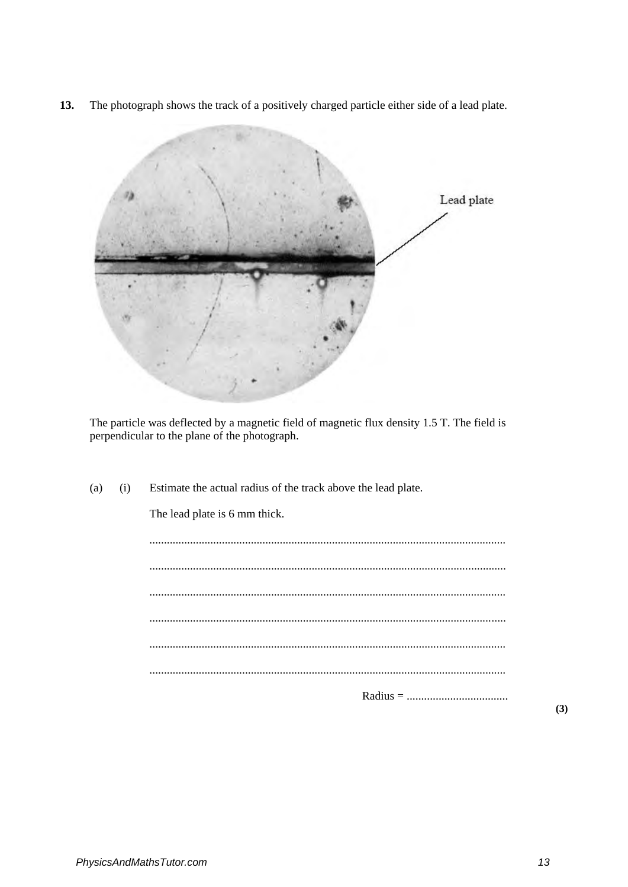**13.** The photograph shows the track of a positively charged particle either side of a lead plate.

Lead plate

The particle was deflected by a magnetic field of magnetic flux density 1.5 T. The field is perpendicular to the plane of the photograph.

(a) (i) Estimate the actual radius of the track above the lead plate.

The lead plate is 6 mm thick.

..........................................................................................................................

..........................................................................................................................

..........................................................................................................................

..........................................................................................................................

..........................................................................................................................

..........................................................................................................................

Radius = ...................................

**(3)**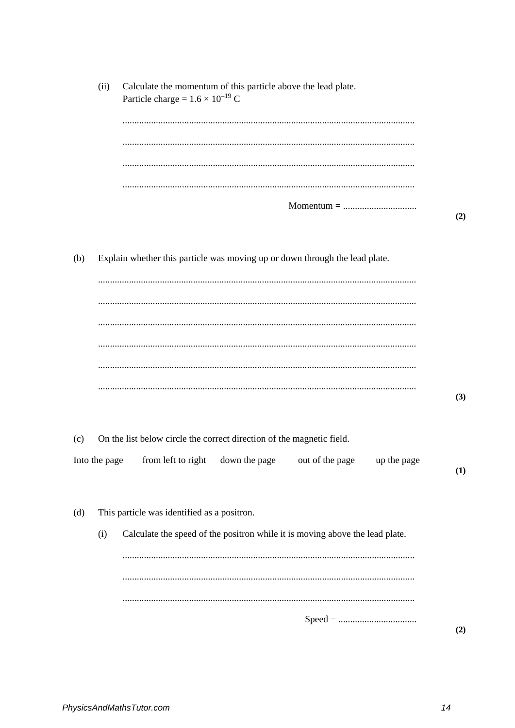(ii) Calculate the momentum of this particle above the lead plate.
Particle charge = $1.6 \times 10^{-19}$ C

...........................................................................................................................

...........................................................................................................................

...........................................................................................................................

...........................................................................................................................

Momentum = ...............................

**(2)**

(b) Explain whether this particle was moving up or down through the lead plate.

...........................................................................................................................

...........................................................................................................................

...........................................................................................................................

...........................................................................................................................

...........................................................................................................................

...........................................................................................................................

**(3)**

(c) On the list below circle the correct direction of the magnetic field.

Into the page     from left to right     down the page     out of the page     up the page

**(1)**

(d) This particle was identified as a positron.

(i) Calculate the speed of the positron while it is moving above the lead plate.

...........................................................................................................................

...........................................................................................................................

...........................................................................................................................

Speed = .................................

**(2)**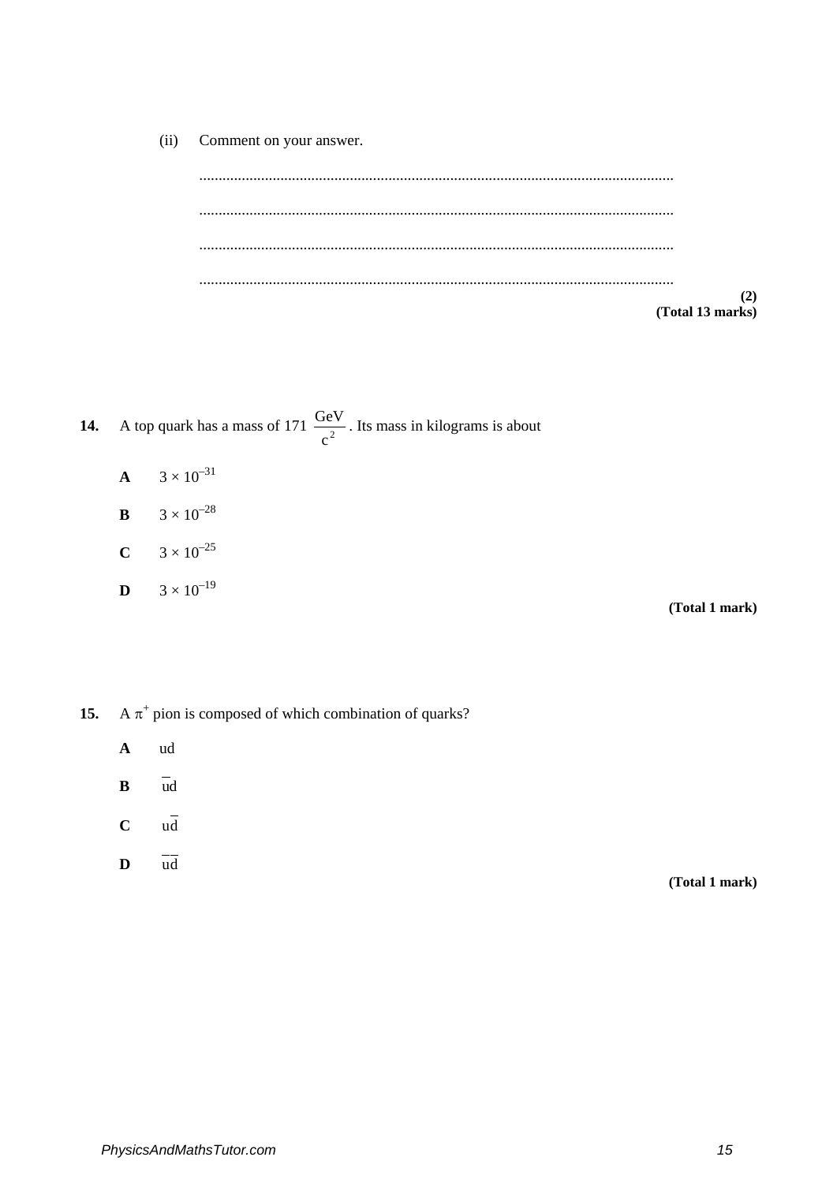(ii) Comment on your answer.

.........................................................................................................................

.........................................................................................................................

.........................................................................................................................

.........................................................................................................................

**(2)**
**(Total 13 marks)**

**14.** A top quark has a mass of 171 $\frac{\text{GeV}}{\text{c}^2}$. Its mass in kilograms is about

**A** $3 \times 10^{-31}$

**B** $3 \times 10^{-28}$

**C** $3 \times 10^{-25}$

**D** $3 \times 10^{-19}$

**(Total 1 mark)**

**15.** A $\pi^+$ pion is composed of which combination of quarks?

**A** ud

**B** $\bar{u}d$

**C** $u\bar{d}$

**D** $\bar{u}\bar{d}$

**(Total 1 mark)**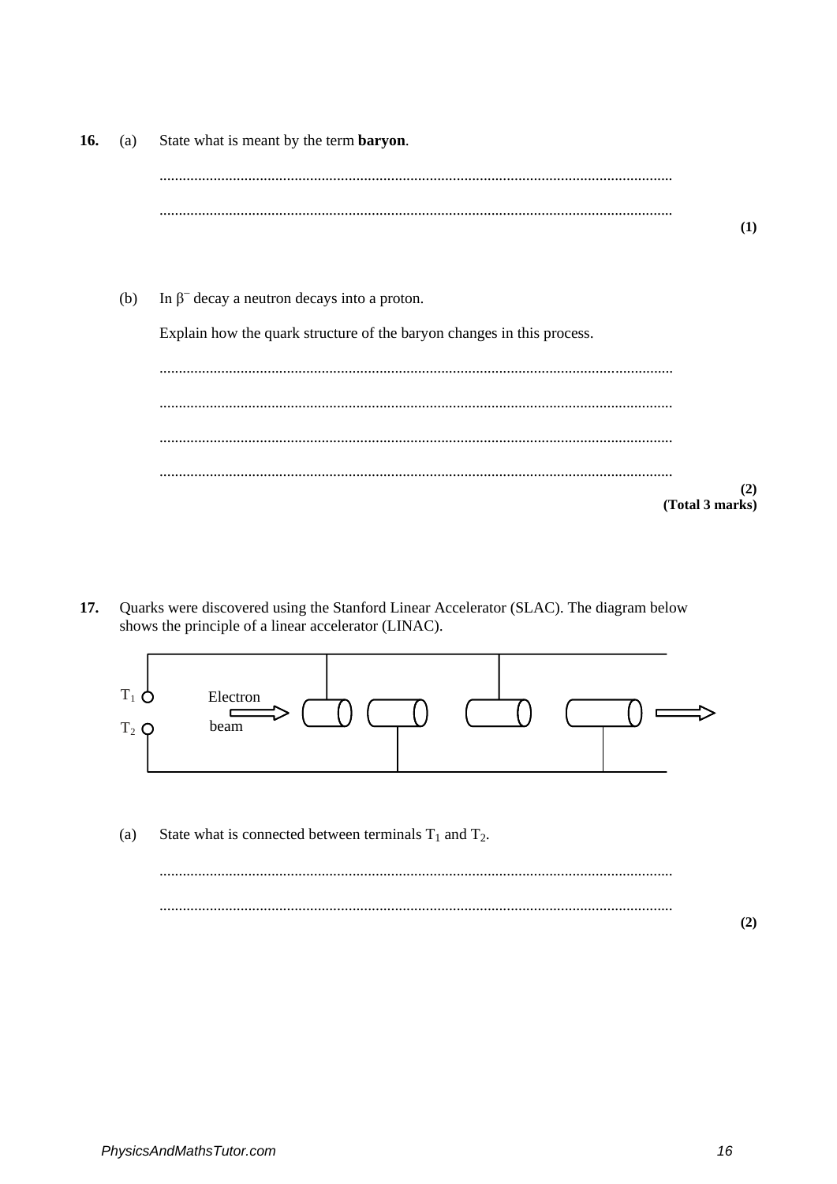**16.** (a) State what is meant by the term **baryon**.

...................................................................................................................................

...................................................................................................................................

**(1)**

(b) In $\beta^-$ decay a neutron decays into a proton.

Explain how the quark structure of the baryon changes in this process.

...................................................................................................................................

...................................................................................................................................

...................................................................................................................................

...................................................................................................................................

**(2)**
**(Total 3 marks)**

**17.** Quarks were discovered using the Stanford Linear Accelerator (SLAC). The diagram below shows the principle of a linear accelerator (LINAC).

$T_1$

$T_2$

Electron beam

(a) State what is connected between terminals $T_1$ and $T_2$.

...................................................................................................................................

...................................................................................................................................

**(2)**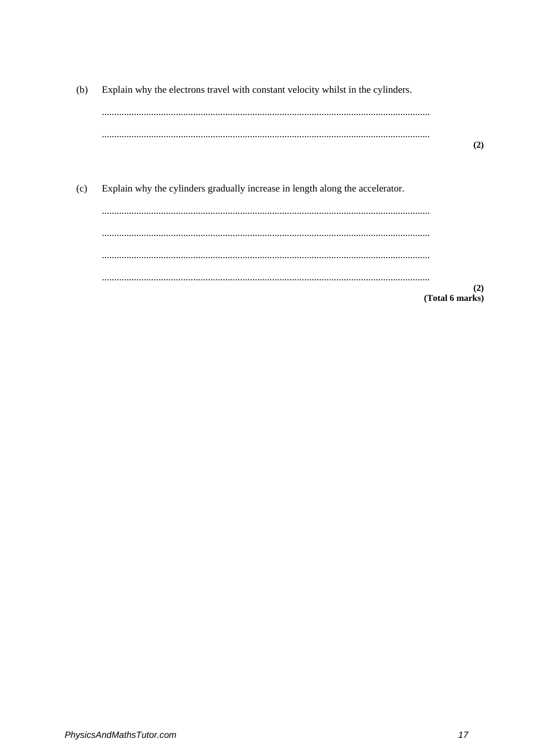(b) Explain why the electrons travel with constant velocity whilst in the cylinders.

...................................................................................................................................

...................................................................................................................................
**(2)**

(c) Explain why the cylinders gradually increase in length along the accelerator.

...................................................................................................................................

...................................................................................................................................

...................................................................................................................................

...................................................................................................................................
**(2)**
**(Total 6 marks)**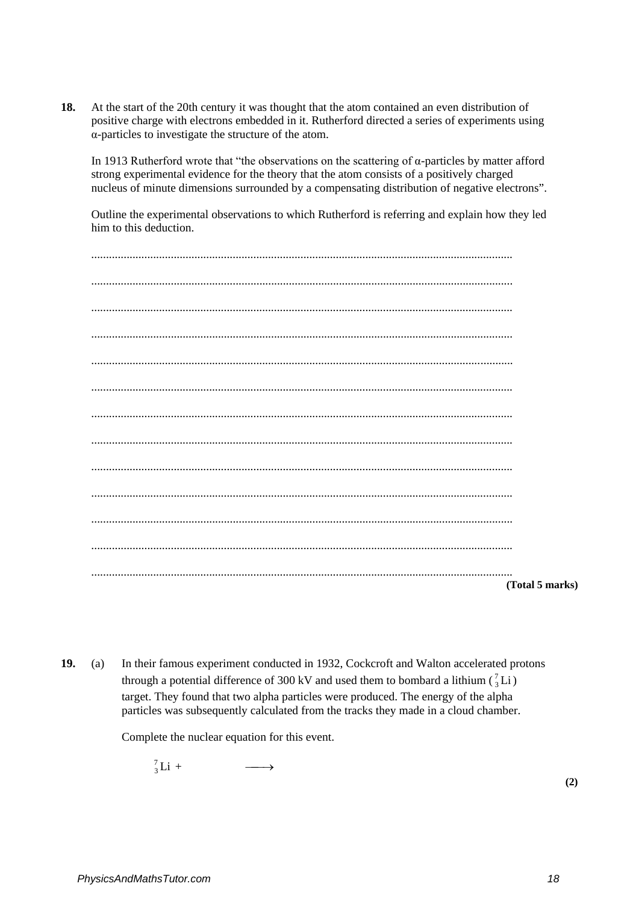**18.** At the start of the 20th century it was thought that the atom contained an even distribution of positive charge with electrons embedded in it. Rutherford directed a series of experiments using α-particles to investigate the structure of the atom.

In 1913 Rutherford wrote that "the observations on the scattering of α-particles by matter afford strong experimental evidence for the theory that the atom consists of a positively charged nucleus of minute dimensions surrounded by a compensating distribution of negative electrons".

Outline the experimental observations to which Rutherford is referring and explain how they led him to this deduction.

.............................................................................................................................................

.............................................................................................................................................

.............................................................................................................................................

.............................................................................................................................................

.............................................................................................................................................

.............................................................................................................................................

.............................................................................................................................................

.............................................................................................................................................

.............................................................................................................................................

.............................................................................................................................................

.............................................................................................................................................

.............................................................................................................................................

.............................................................................................................................................

**(Total 5 marks)**

**19.** (a) In their famous experiment conducted in 1932, Cockcroft and Walton accelerated protons through a potential difference of 300 kV and used them to bombard a lithium ($^{7}_{3}\text{Li}$) target. They found that two alpha particles were produced. The energy of the alpha particles was subsequently calculated from the tracks they made in a cloud chamber.

Complete the nuclear equation for this event.

$$^{7}_{3}\text{Li} + \qquad \longrightarrow$$

**(2)**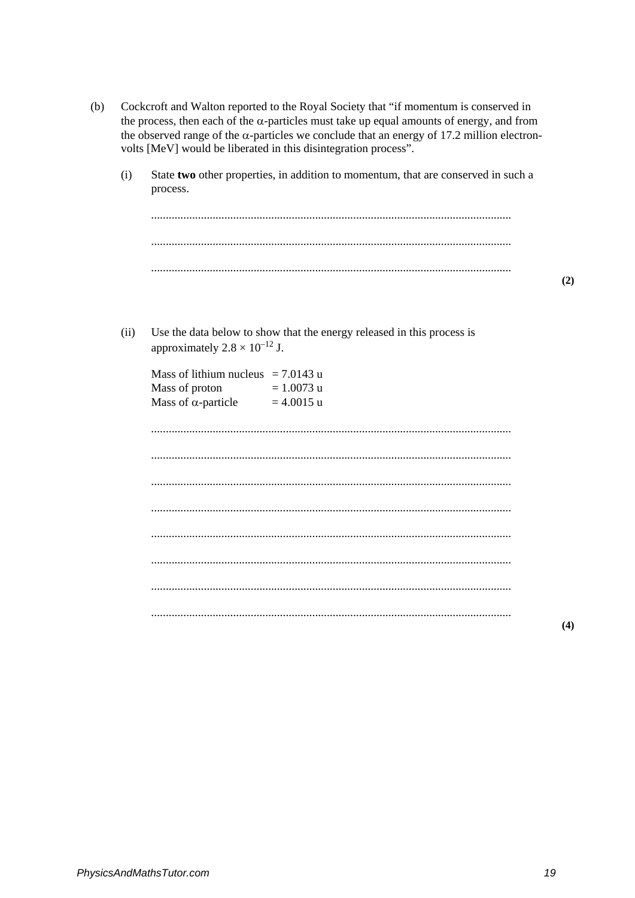(b) Cockcroft and Walton reported to the Royal Society that "if momentum is conserved in the process, then each of the $\alpha$-particles must take up equal amounts of energy, and from the observed range of the $\alpha$-particles we conclude that an energy of 17.2 million electron-volts [MeV] would be liberated in this disintegration process".

(i) State **two** other properties, in addition to momentum, that are conserved in such a process.

.........................................................................................................................

.........................................................................................................................

.........................................................................................................................

**(2)**

(ii) Use the data below to show that the energy released in this process is approximately $2.8 \times 10^{-12}$ J.

Mass of lithium nucleus $= 7.0143$ u
Mass of proton $= 1.0073$ u
Mass of $\alpha$-particle $= 4.0015$ u

.........................................................................................................................

.........................................................................................................................

.........................................................................................................................

.........................................................................................................................

.........................................................................................................................

.........................................................................................................................

.........................................................................................................................

.........................................................................................................................

**(4)**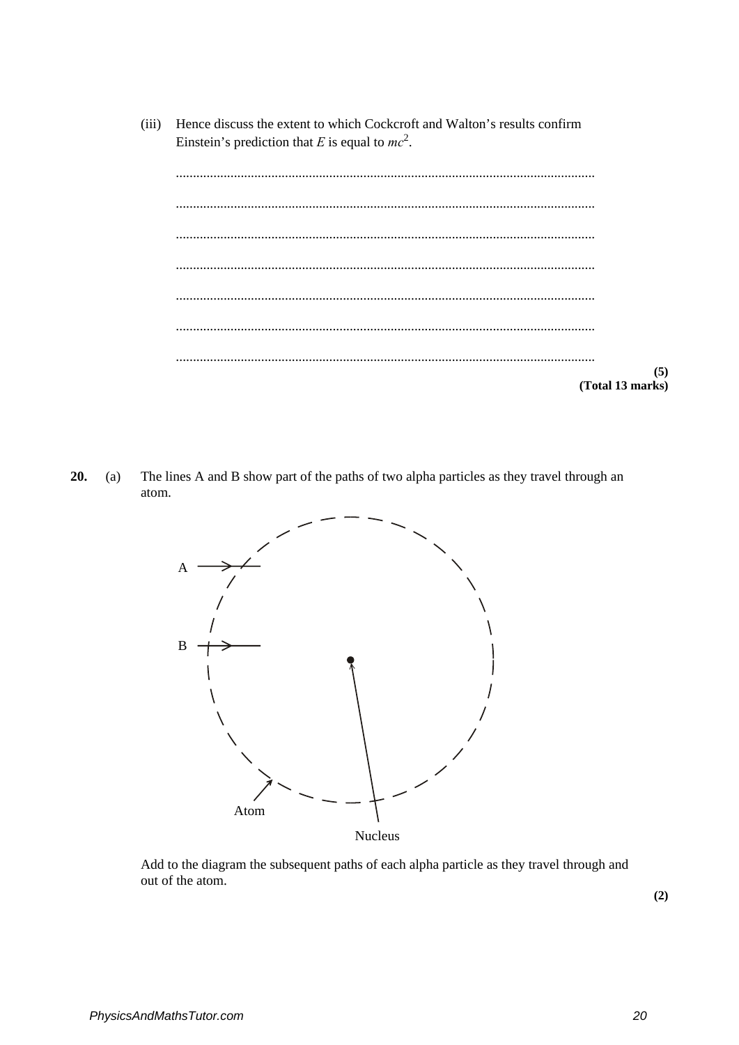(iii) Hence discuss the extent to which Cockcroft and Walton's results confirm Einstein's prediction that $E$ is equal to $mc^2$.

...........................................................................................................................

...........................................................................................................................

...........................................................................................................................

...........................................................................................................................

...........................................................................................................................

...........................................................................................................................

...........................................................................................................................

**(5)**
**(Total 13 marks)**

**20.** (a) The lines A and B show part of the paths of two alpha particles as they travel through an atom.

A

B

Atom

Nucleus

Add to the diagram the subsequent paths of each alpha particle as they travel through and out of the atom.

**(2)**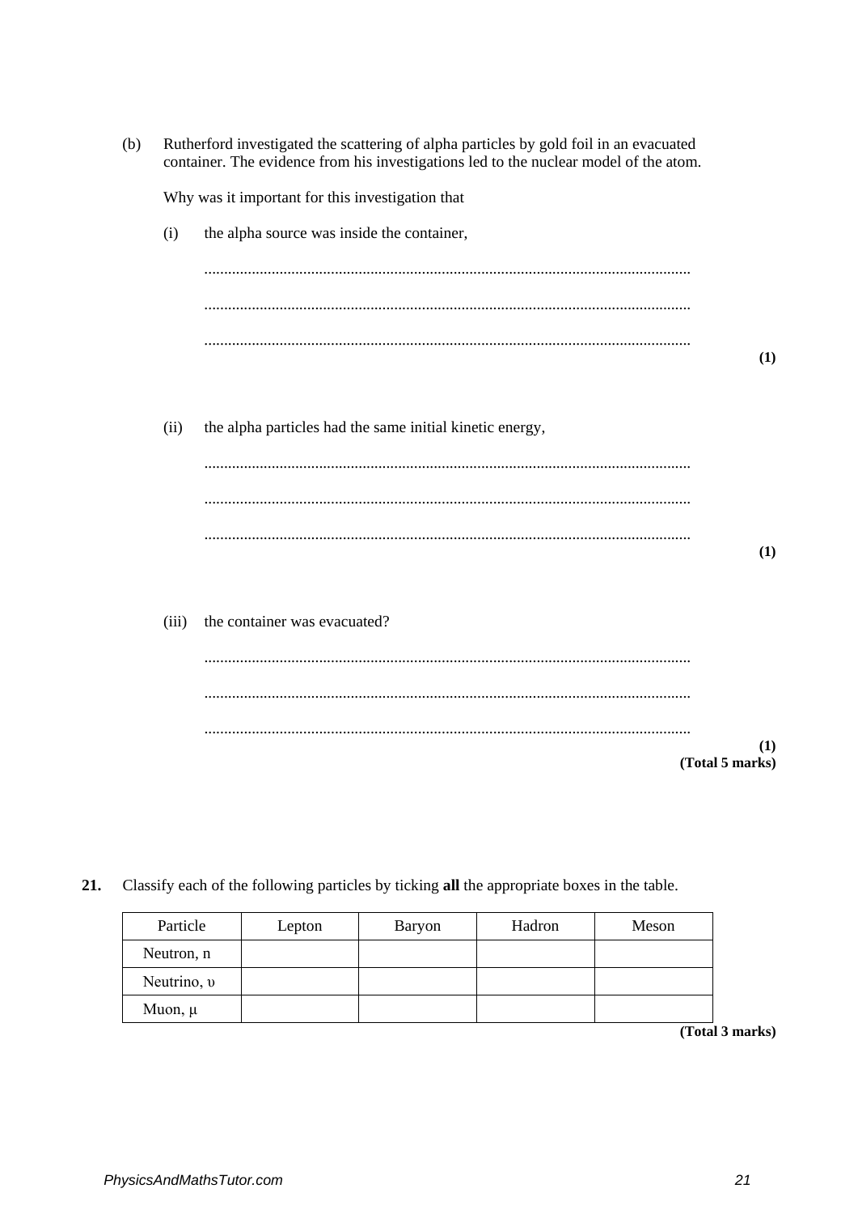(b) Rutherford investigated the scattering of alpha particles by gold foil in an evacuated container. The evidence from his investigations led to the nuclear model of the atom.

Why was it important for this investigation that

(i) the alpha source was inside the container,

.........................................................................................................................

.........................................................................................................................

......................................................................................................................... **(1)**

(ii) the alpha particles had the same initial kinetic energy,

.........................................................................................................................

.........................................................................................................................

......................................................................................................................... **(1)**

(iii) the container was evacuated?

.........................................................................................................................

.........................................................................................................................

......................................................................................................................... **(1)**

**(Total 5 marks)**

**21.** Classify each of the following particles by ticking **all** the appropriate boxes in the table.

| Particle | Lepton | Baryon | Hadron | Meson |
|---|---|---|---|---|
| Neutron, n | | | | |
| Neutrino, $\upsilon$ | | | | |
| Muon, $\mu$ | | | | |

**(Total 3 marks)**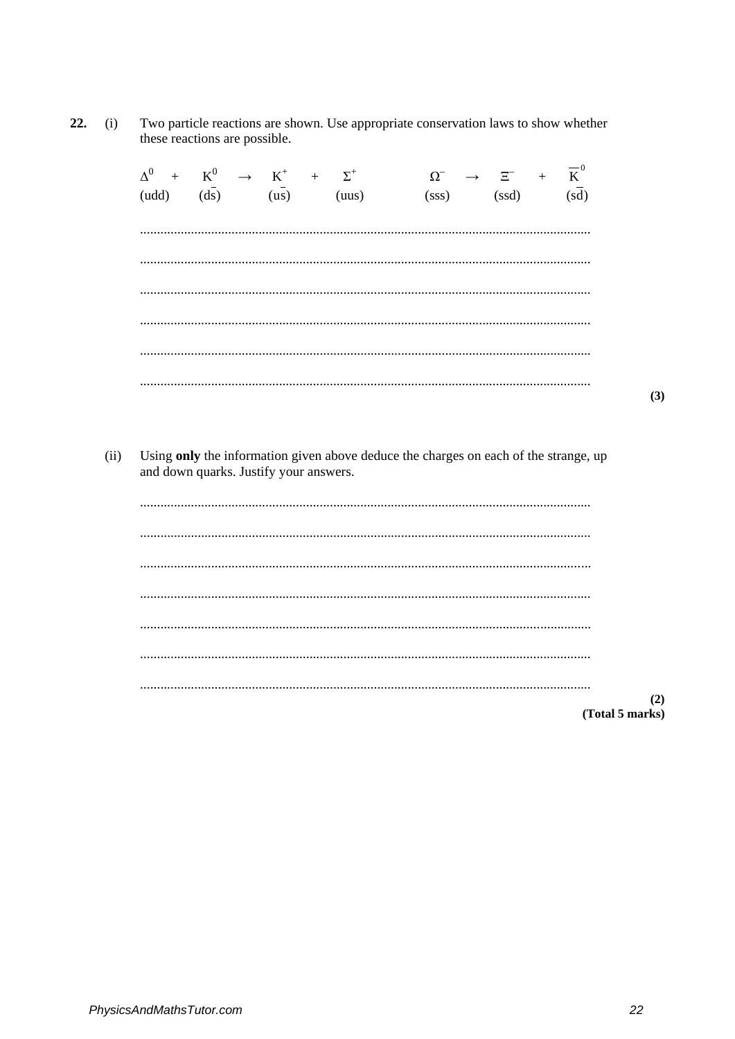22. (i) Two particle reactions are shown. Use appropriate conservation laws to show whether these reactions are possible.

$$\underset{(udd)}{\Delta^0} + \underset{(d\bar{s})}{K^0} \rightarrow \underset{(u\bar{s})}{K^+} + \underset{(uus)}{\Sigma^+} \qquad \underset{(sss)}{\Omega^-} \rightarrow \underset{(ssd)}{\Xi^-} + \underset{(s\bar{d})}{\overline{K}^0}$$

..........................................................................................................................................

..........................................................................................................................................

..........................................................................................................................................

..........................................................................................................................................

..........................................................................................................................................

..........................................................................................................................................

**(3)**

(ii) Using **only** the information given above deduce the charges on each of the strange, up and down quarks. Justify your answers.

..........................................................................................................................................

..........................................................................................................................................

..........................................................................................................................................

..........................................................................................................................................

..........................................................................................................................................

..........................................................................................................................................

..........................................................................................................................................

**(2)**
**(Total 5 marks)**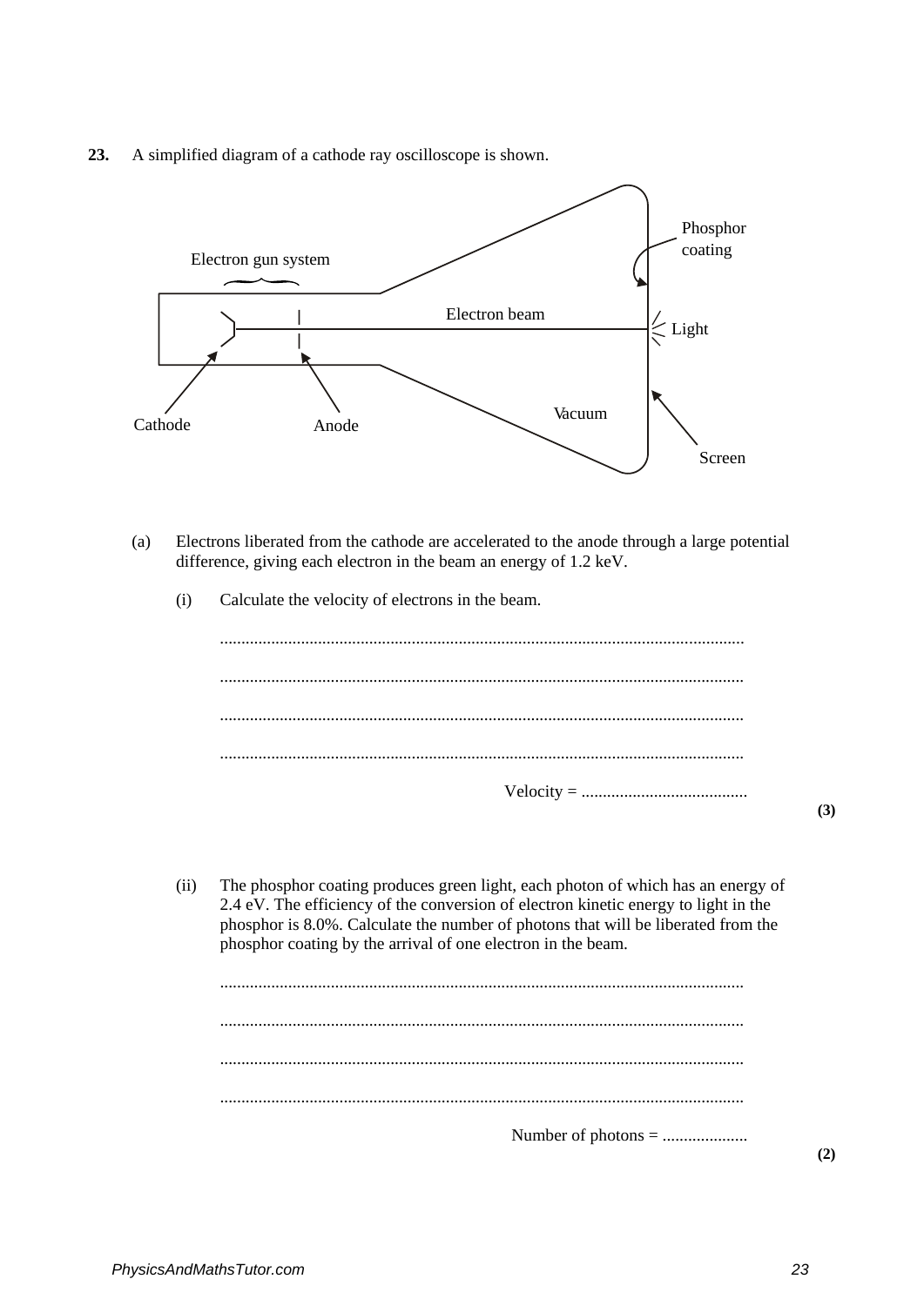**23.** A simplified diagram of a cathode ray oscilloscope is shown.

Electron gun system

Phosphor coating

Electron beam

Light

Cathode

Anode

Vacuum

Screen

(a) Electrons liberated from the cathode are accelerated to the anode through a large potential difference, giving each electron in the beam an energy of 1.2 keV.

(i) Calculate the velocity of electrons in the beam.

...........................................................................................................................

...........................................................................................................................

...........................................................................................................................

...........................................................................................................................

Velocity = .......................................

**(3)**

(ii) The phosphor coating produces green light, each photon of which has an energy of 2.4 eV. The efficiency of the conversion of electron kinetic energy to light in the phosphor is 8.0%. Calculate the number of photons that will be liberated from the phosphor coating by the arrival of one electron in the beam.

...........................................................................................................................

...........................................................................................................................

...........................................................................................................................

...........................................................................................................................

Number of photons = ....................

**(2)**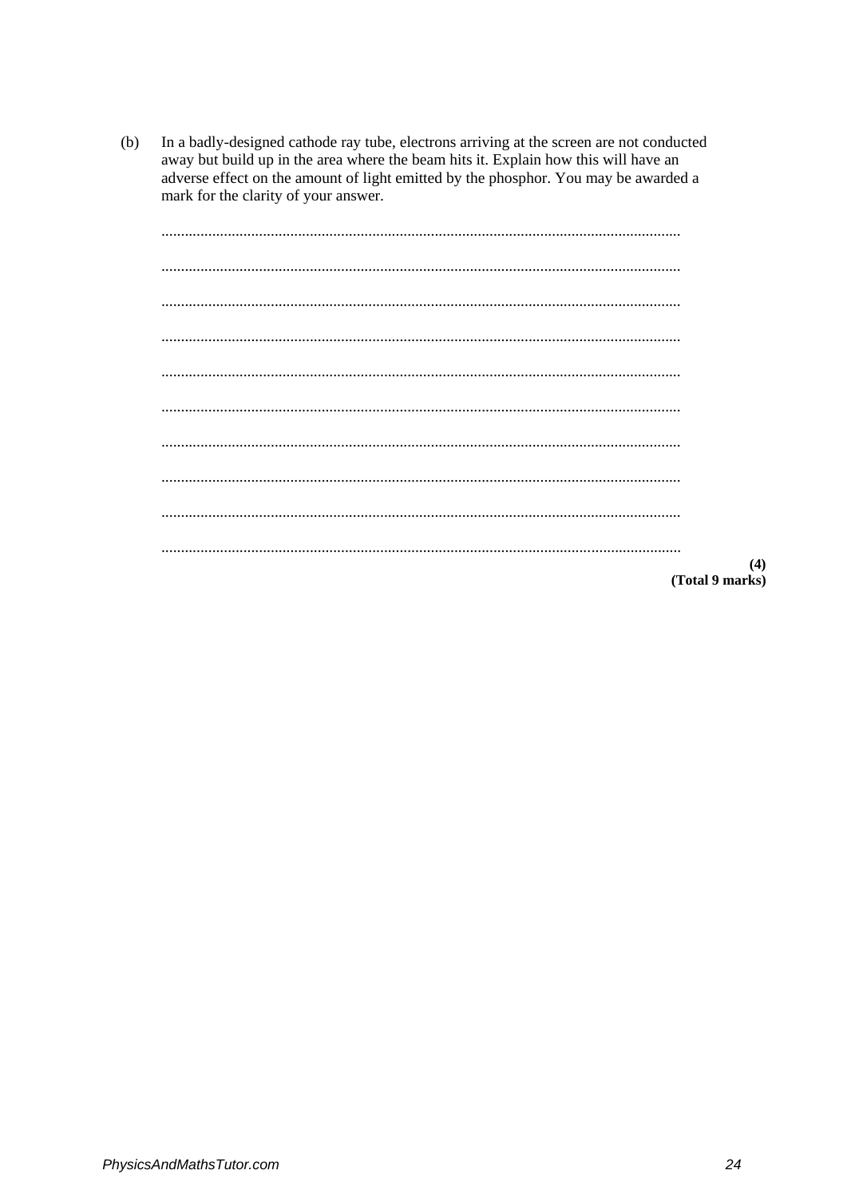(b) In a badly-designed cathode ray tube, electrons arriving at the screen are not conducted away but build up in the area where the beam hits it. Explain how this will have an adverse effect on the amount of light emitted by the phosphor. You may be awarded a mark for the clarity of your answer.

......................................................................................................................................

......................................................................................................................................

......................................................................................................................................

......................................................................................................................................

......................................................................................................................................

......................................................................................................................................

......................................................................................................................................

......................................................................................................................................

......................................................................................................................................

......................................................................................................................................

**(4)**
**(Total 9 marks)**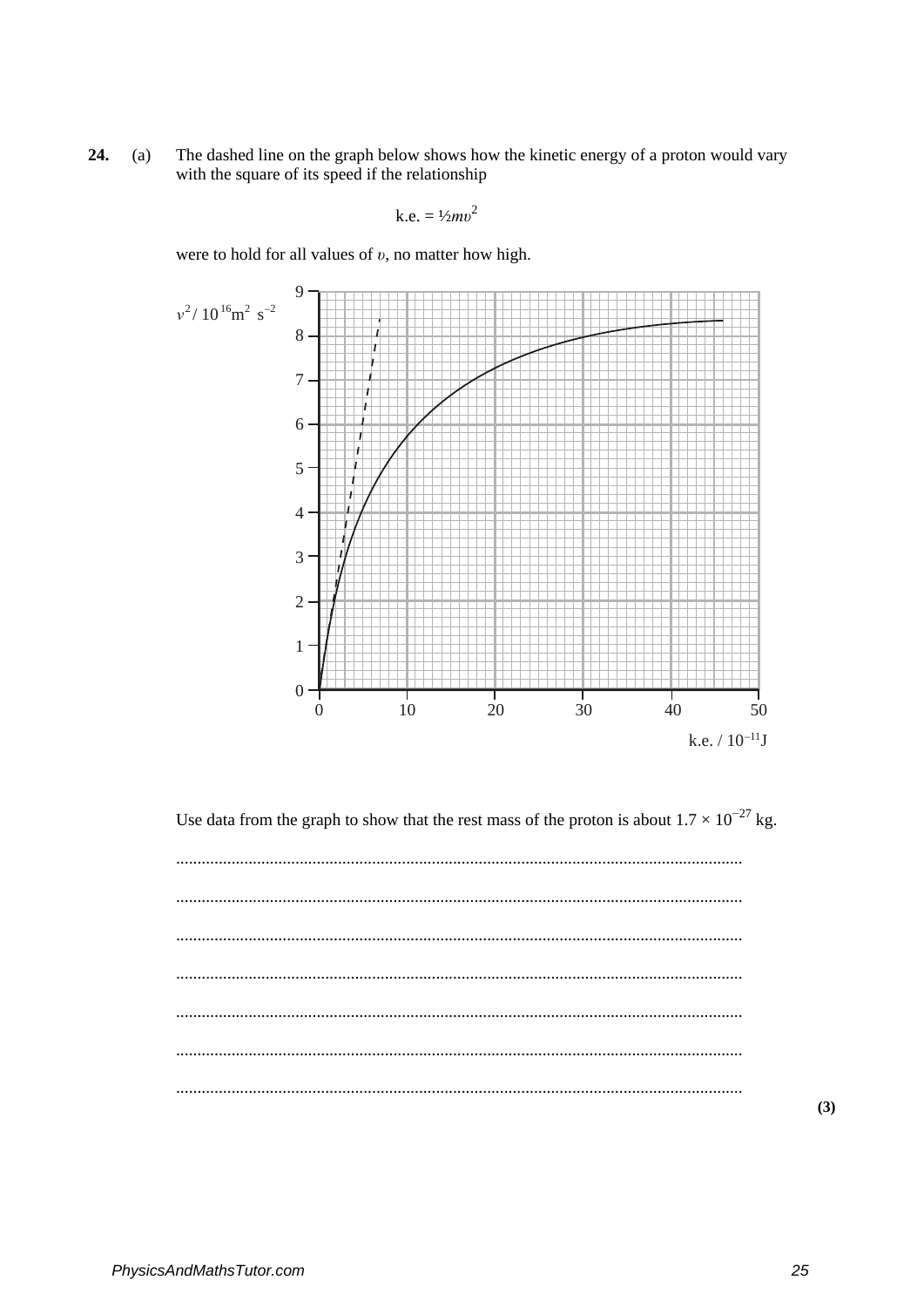**24.** (a) The dashed line on the graph below shows how the kinetic energy of a proton would vary with the square of its speed if the relationship

$$\text{k.e.} = \tfrac{1}{2}mv^2$$

were to hold for all values of $v$, no matter how high.

$v^2 / 10^{16}\,\text{m}^2\,\text{s}^{-2}$

0 1 2 3 4 5 6 7 8 9

0 10 20 30 40 50

k.e. / $10^{-11}$ J

Use data from the graph to show that the rest mass of the proton is about $1.7 \times 10^{-27}$ kg.

...................................................................................................................................

...................................................................................................................................

...................................................................................................................................

...................................................................................................................................

...................................................................................................................................

...................................................................................................................................

...................................................................................................................................

**(3)**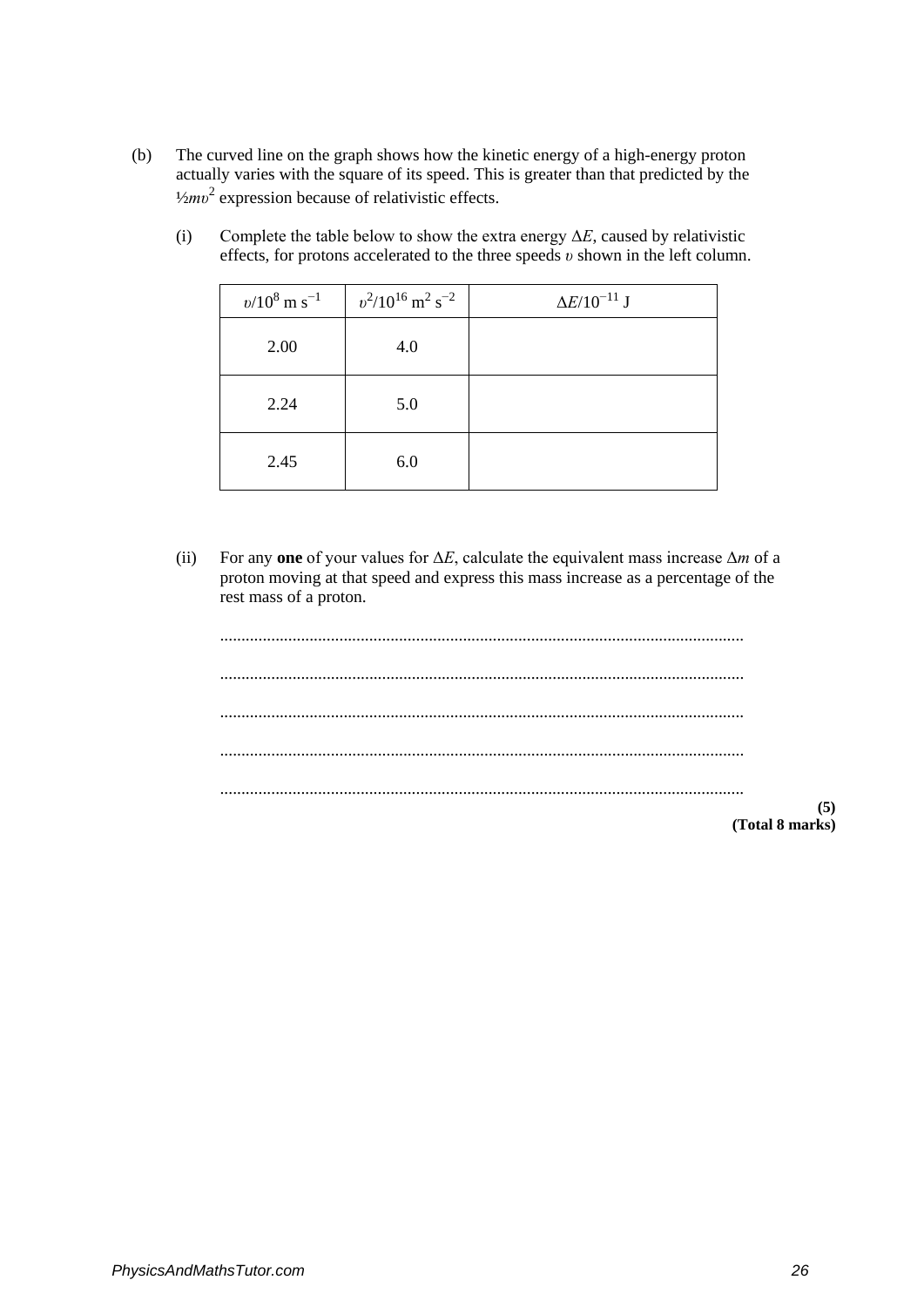(b) The curved line on the graph shows how the kinetic energy of a high-energy proton actually varies with the square of its speed. This is greater than that predicted by the $\frac{1}{2}mv^2$ expression because of relativistic effects.

(i) Complete the table below to show the extra energy $\Delta E$, caused by relativistic effects, for protons accelerated to the three speeds $v$ shown in the left column.

| $v/10^8$ m s$^{-1}$ | $v^2/10^{16}$ m$^2$ s$^{-2}$ | $\Delta E/10^{-11}$ J |
|---|---|---|
| 2.00 | 4.0 | |
| 2.24 | 5.0 | |
| 2.45 | 6.0 | |

(ii) For any **one** of your values for $\Delta E$, calculate the equivalent mass increase $\Delta m$ of a proton moving at that speed and express this mass increase as a percentage of the rest mass of a proton.

.........................................................................................................................

.........................................................................................................................

.........................................................................................................................

.........................................................................................................................

.........................................................................................................................

**(5)**
**(Total 8 marks)**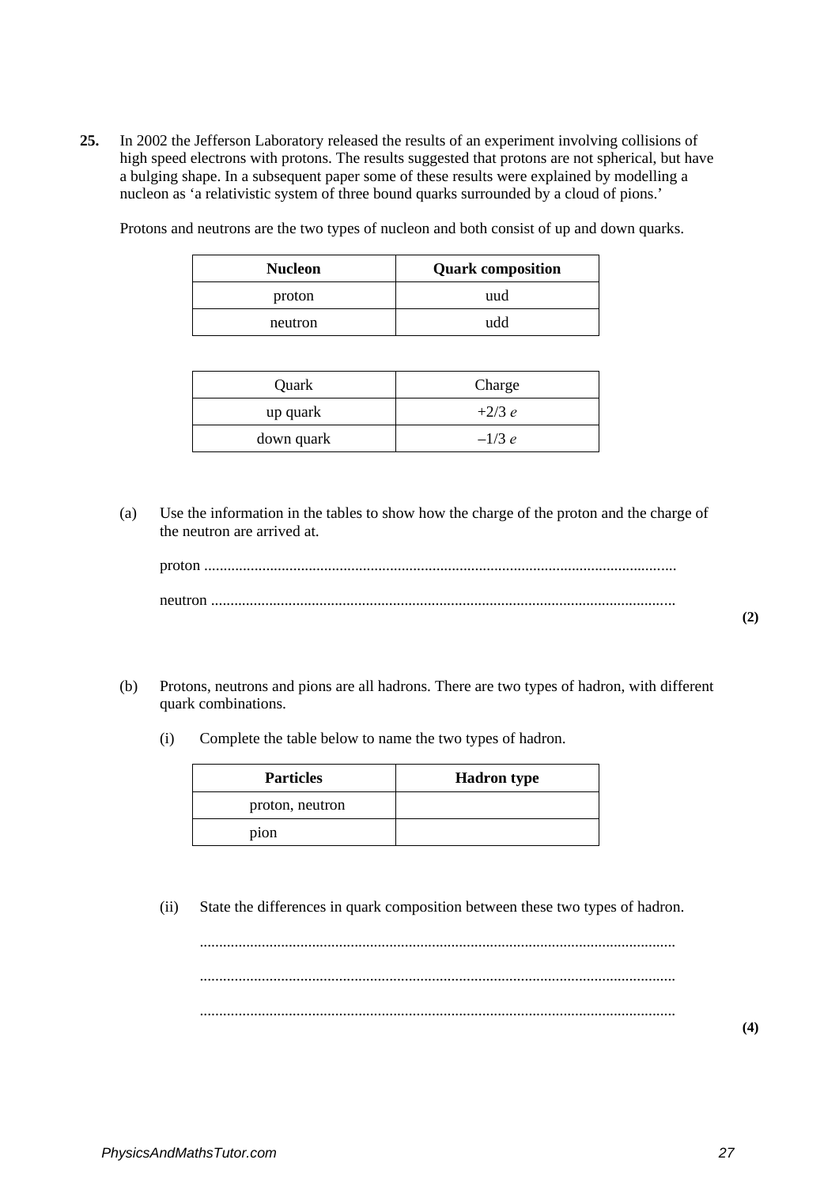**25.** In 2002 the Jefferson Laboratory released the results of an experiment involving collisions of high speed electrons with protons. The results suggested that protons are not spherical, but have a bulging shape. In a subsequent paper some of these results were explained by modelling a nucleon as 'a relativistic system of three bound quarks surrounded by a cloud of pions.'

Protons and neutrons are the two types of nucleon and both consist of up and down quarks.

| **Nucleon** | **Quark composition** |
|---|---|
| proton | uud |
| neutron | udd |

| Quark | Charge |
|---|---|
| up quark | $+2/3\ e$ |
| down quark | $-1/3\ e$ |

(a) Use the information in the tables to show how the charge of the proton and the charge of the neutron are arrived at.

proton ..........................................................................................................................

neutron ........................................................................................................................

**(2)**

(b) Protons, neutrons and pions are all hadrons. There are two types of hadron, with different quark combinations.

(i) Complete the table below to name the two types of hadron.

| **Particles** | **Hadron type** |
|---|---|
| proton, neutron | |
| pion | |

(ii) State the differences in quark composition between these two types of hadron.

...........................................................................................................................

...........................................................................................................................

...........................................................................................................................

**(4)**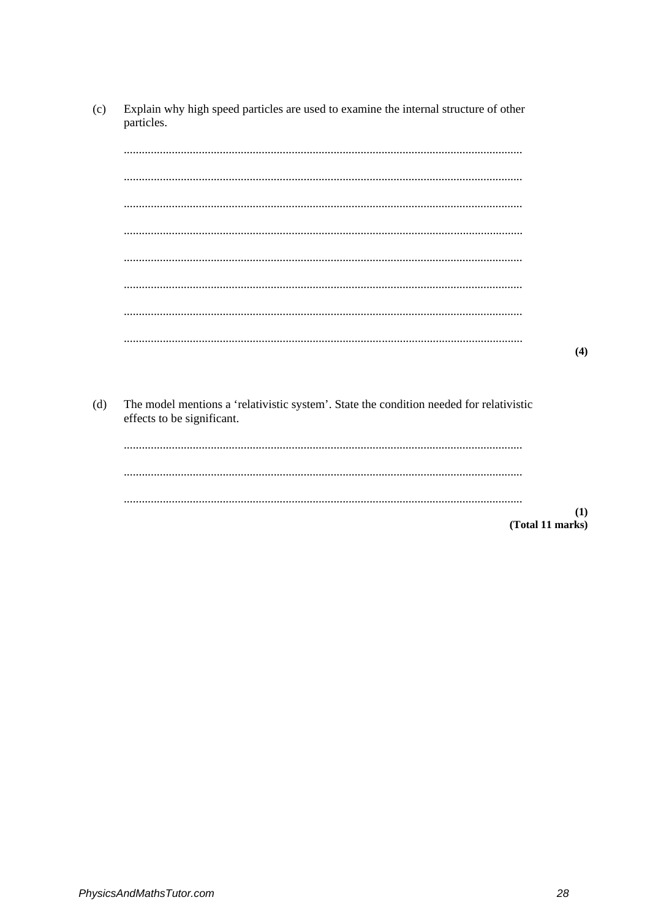(c) Explain why high speed particles are used to examine the internal structure of other particles.

...................................................................................................................................

...................................................................................................................................

...................................................................................................................................

...................................................................................................................................

...................................................................................................................................

...................................................................................................................................

...................................................................................................................................

...................................................................................................................................

**(4)**

(d) The model mentions a 'relativistic system'. State the condition needed for relativistic effects to be significant.

...................................................................................................................................

...................................................................................................................................

...................................................................................................................................

**(1)**

**(Total 11 marks)**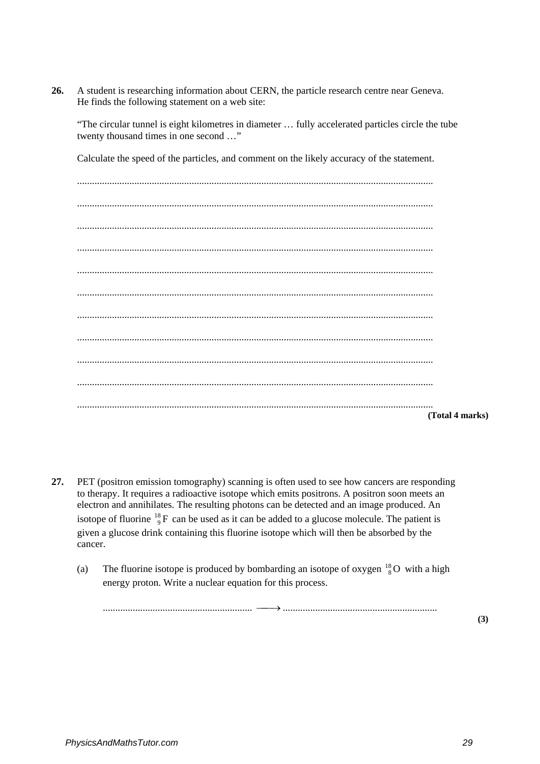**26.** A student is researching information about CERN, the particle research centre near Geneva. He finds the following statement on a web site:

"The circular tunnel is eight kilometres in diameter … fully accelerated particles circle the tube twenty thousand times in one second …"

Calculate the speed of the particles, and comment on the likely accuracy of the statement.

...............................................................................................................................................

...............................................................................................................................................

...............................................................................................................................................

...............................................................................................................................................

...............................................................................................................................................

...............................................................................................................................................

...............................................................................................................................................

...............................................................................................................................................

...............................................................................................................................................

...............................................................................................................................................

...............................................................................................................................................

**(Total 4 marks)**

**27.** PET (positron emission tomography) scanning is often used to see how cancers are responding to therapy. It requires a radioactive isotope which emits positrons. A positron soon meets an electron and annihilates. The resulting photons can be detected and an image produced. An isotope of fluorine $^{18}_{9}\text{F}$ can be used as it can be added to a glucose molecule. The patient is given a glucose drink containing this fluorine isotope which will then be absorbed by the cancer.

(a) The fluorine isotope is produced by bombarding an isotope of oxygen $^{18}_{8}\text{O}$ with a high energy proton. Write a nuclear equation for this process.

........................................................... $\longrightarrow$ .............................................................

**(3)**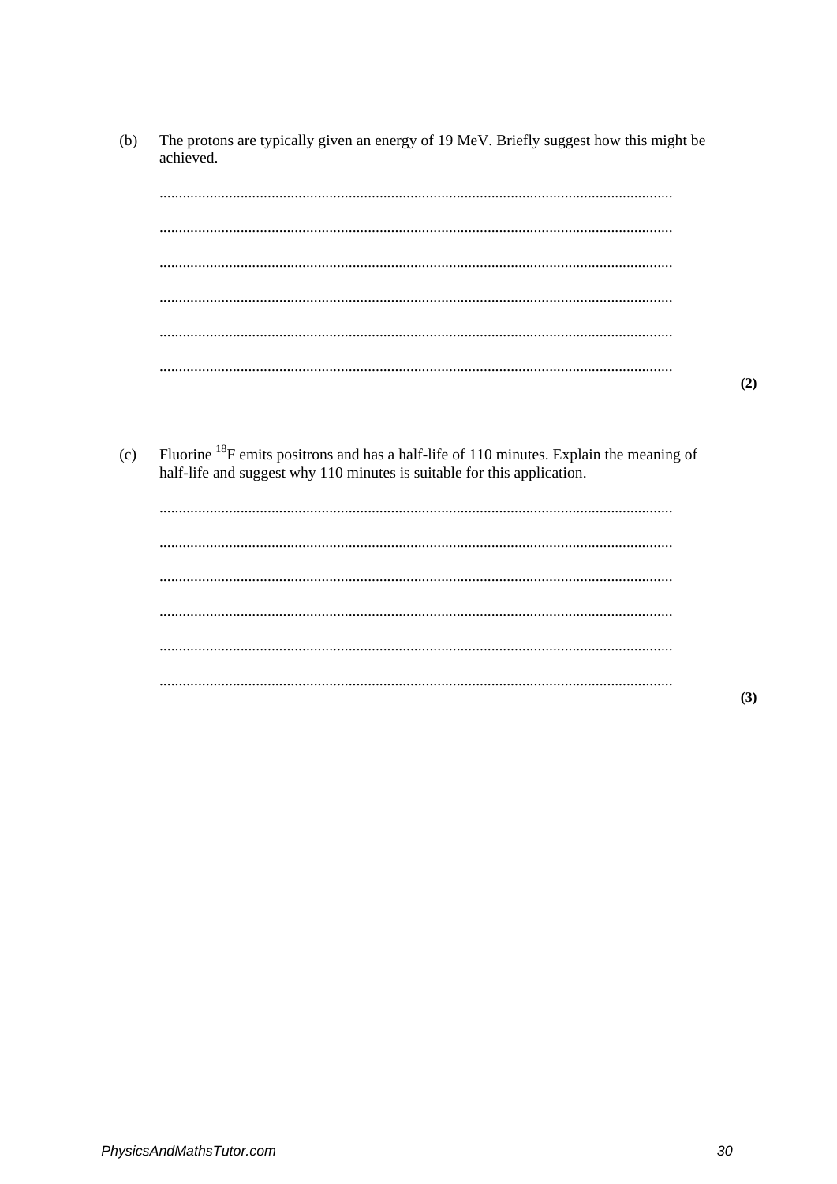(b) The protons are typically given an energy of 19 MeV. Briefly suggest how this might be achieved.

...................................................................................................................................

...................................................................................................................................

...................................................................................................................................

...................................................................................................................................

...................................................................................................................................

...................................................................................................................................

**(2)**

(c) Fluorine $^{18}F$ emits positrons and has a half-life of 110 minutes. Explain the meaning of half-life and suggest why 110 minutes is suitable for this application.

...................................................................................................................................

...................................................................................................................................

...................................................................................................................................

...................................................................................................................................

...................................................................................................................................

...................................................................................................................................

**(3)**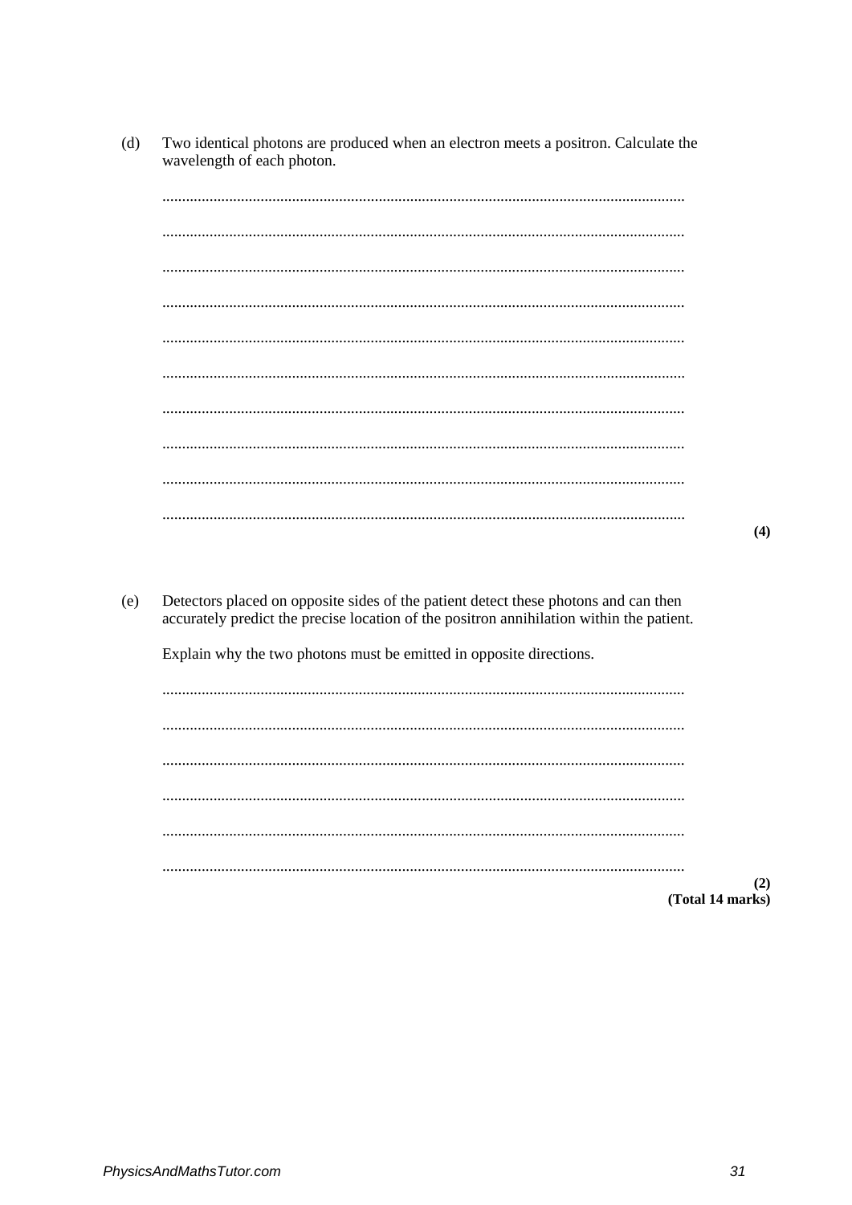(d) Two identical photons are produced when an electron meets a positron. Calculate the wavelength of each photon.

..................................................................................................................................

..................................................................................................................................

..................................................................................................................................

..................................................................................................................................

..................................................................................................................................

..................................................................................................................................

..................................................................................................................................

..................................................................................................................................

..................................................................................................................................

..................................................................................................................................

**(4)**

(e) Detectors placed on opposite sides of the patient detect these photons and can then accurately predict the precise location of the positron annihilation within the patient.

Explain why the two photons must be emitted in opposite directions.

..................................................................................................................................

..................................................................................................................................

..................................................................................................................................

..................................................................................................................................

..................................................................................................................................

..................................................................................................................................

**(2)**
**(Total 14 marks)**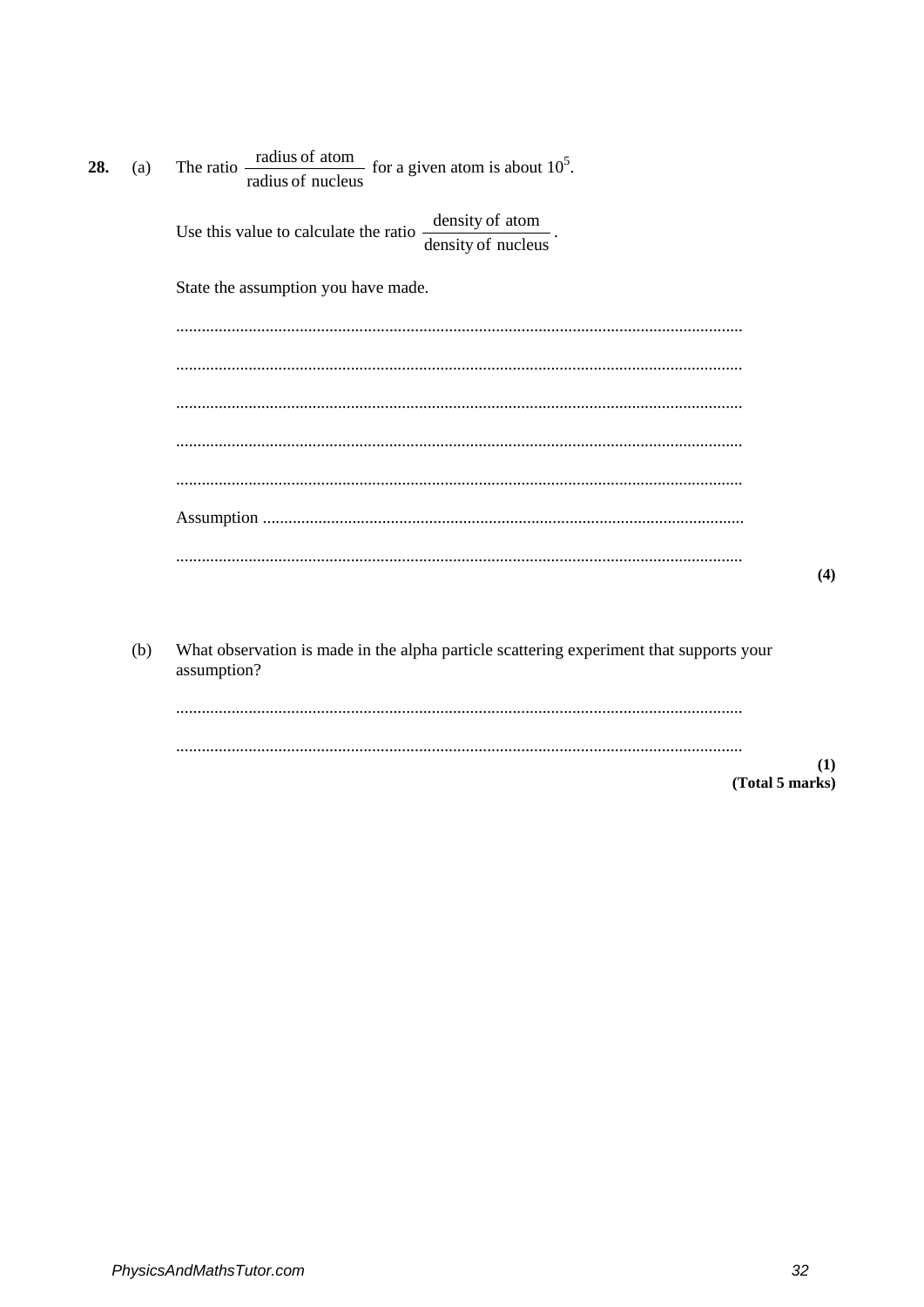**28.** (a) The ratio $\dfrac{\text{radius of atom}}{\text{radius of nucleus}}$ for a given atom is about $10^5$.

Use this value to calculate the ratio $\dfrac{\text{density of atom}}{\text{density of nucleus}}$.

State the assumption you have made.

....................................................................................................................................

....................................................................................................................................

....................................................................................................................................

....................................................................................................................................

....................................................................................................................................

Assumption ................................................................................................................

....................................................................................................................................

**(4)**

(b) What observation is made in the alpha particle scattering experiment that supports your assumption?

....................................................................................................................................

....................................................................................................................................

**(1)**

**(Total 5 marks)**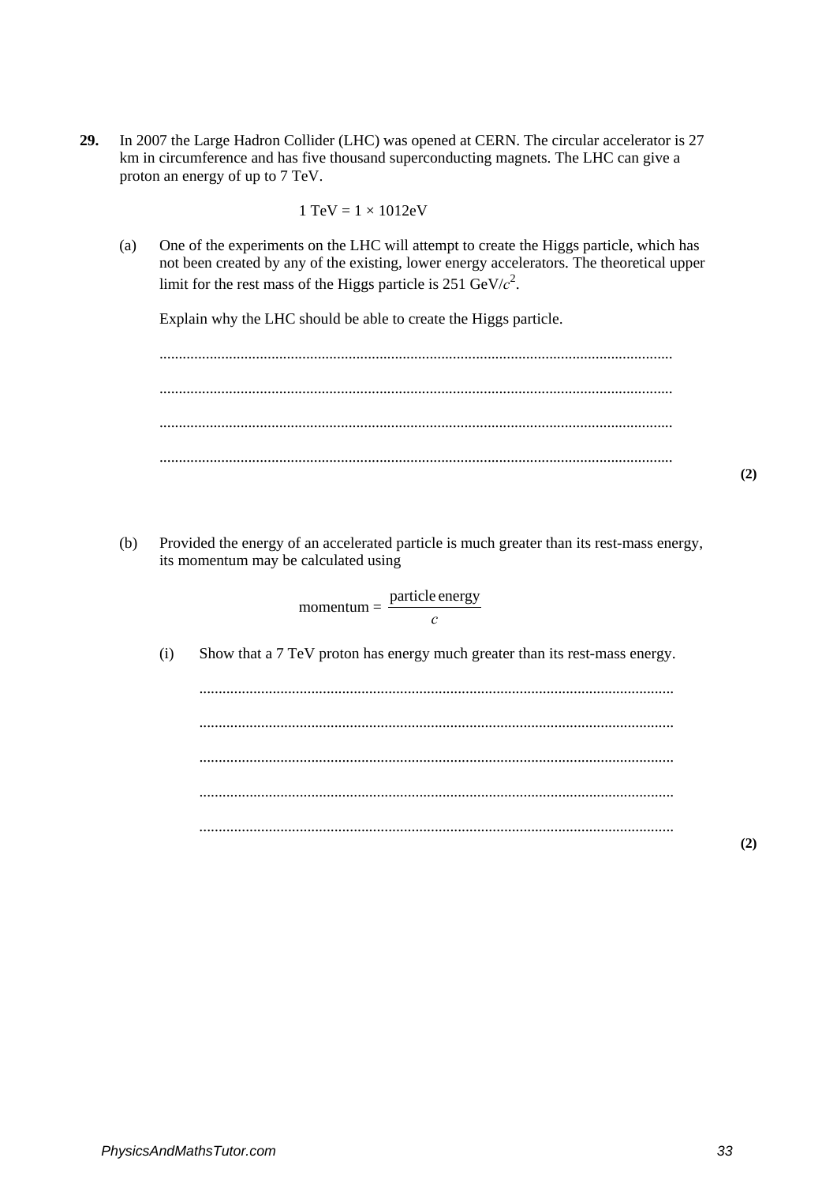**29.** In 2007 the Large Hadron Collider (LHC) was opened at CERN. The circular accelerator is 27 km in circumference and has five thousand superconducting magnets. The LHC can give a proton an energy of up to 7 TeV.

$$1 \text{ TeV} = 1 \times 1012\text{eV}$$

(a) One of the experiments on the LHC will attempt to create the Higgs particle, which has not been created by any of the existing, lower energy accelerators. The theoretical upper limit for the rest mass of the Higgs particle is 251 GeV/$c^2$.

Explain why the LHC should be able to create the Higgs particle.

...................................................................................................................................

...................................................................................................................................

...................................................................................................................................

...................................................................................................................................

**(2)**

(b) Provided the energy of an accelerated particle is much greater than its rest-mass energy, its momentum may be calculated using

$$\text{momentum} = \frac{\text{particle energy}}{c}$$

(i) Show that a 7 TeV proton has energy much greater than its rest-mass energy.

...................................................................................................................................

...................................................................................................................................

...................................................................................................................................

...................................................................................................................................

...................................................................................................................................

**(2)**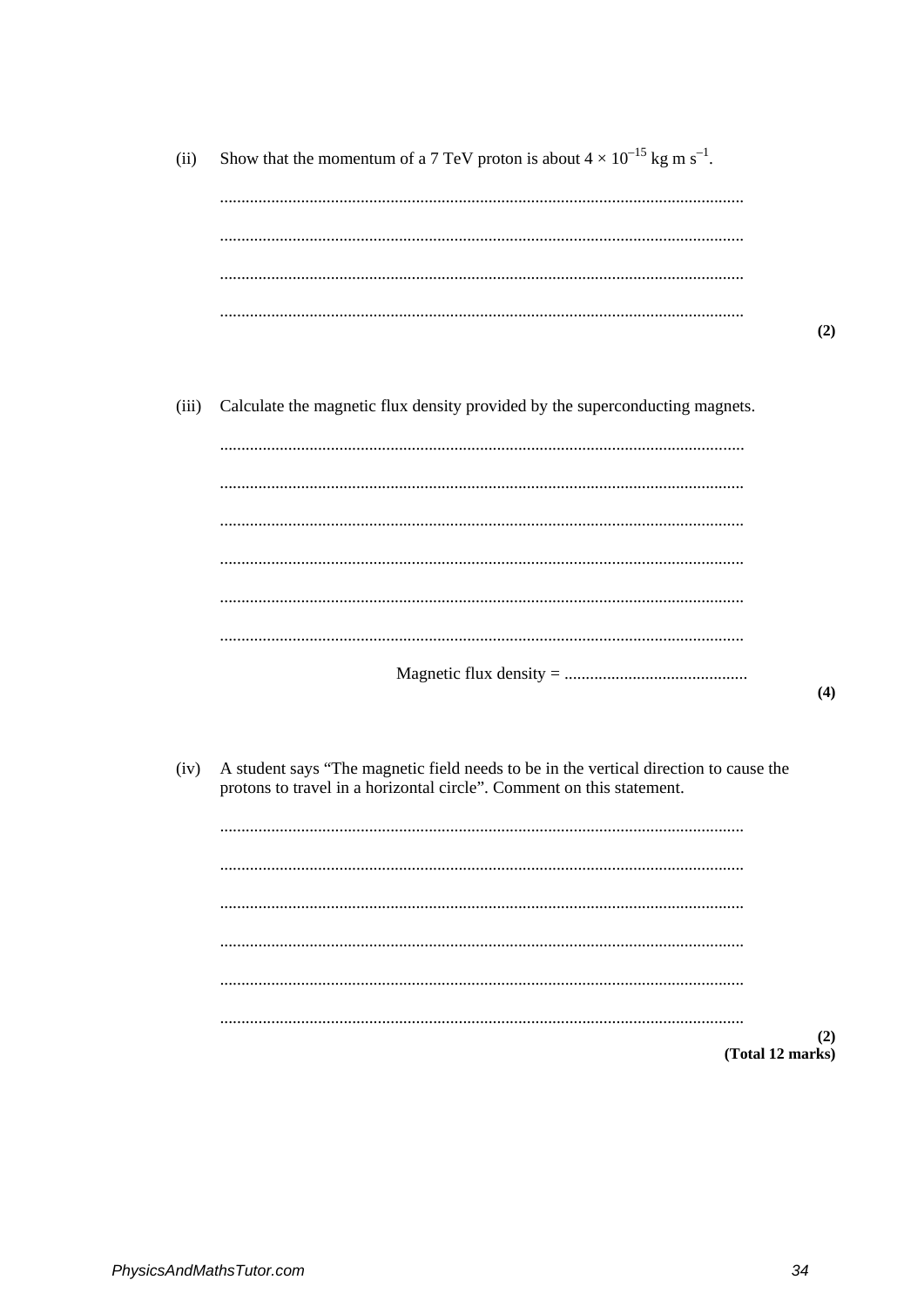(ii) Show that the momentum of a 7 TeV proton is about $4 \times 10^{-15}$ kg m s$^{-1}$.

..........................................................................................................................

..........................................................................................................................

..........................................................................................................................

..........................................................................................................................

**(2)**

(iii) Calculate the magnetic flux density provided by the superconducting magnets.

..........................................................................................................................

..........................................................................................................................

..........................................................................................................................

..........................................................................................................................

..........................................................................................................................

..........................................................................................................................

Magnetic flux density = ...........................................

**(4)**

(iv) A student says "The magnetic field needs to be in the vertical direction to cause the protons to travel in a horizontal circle". Comment on this statement.

..........................................................................................................................

..........................................................................................................................

..........................................................................................................................

..........................................................................................................................

..........................................................................................................................

..........................................................................................................................

**(2)**
**(Total 12 marks)**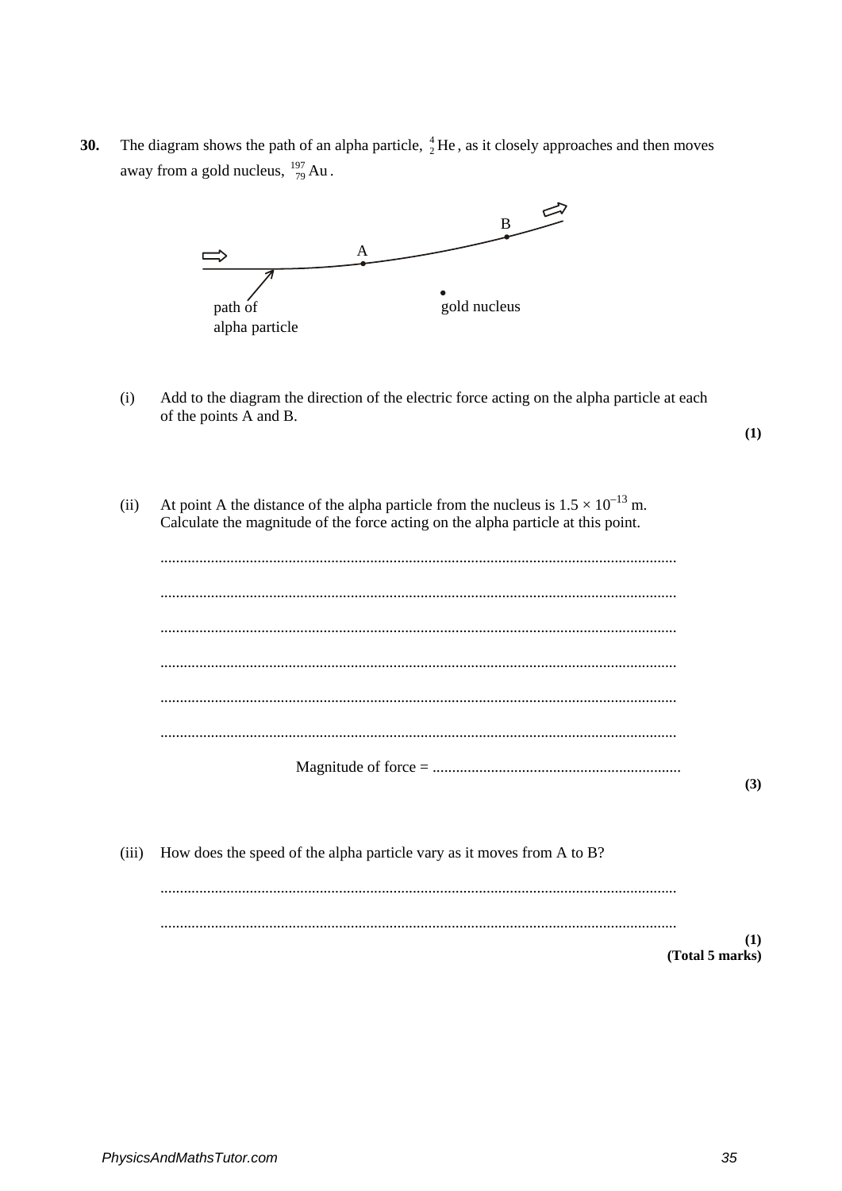**30.** The diagram shows the path of an alpha particle, ${}^{4}_{2}He$, as it closely approaches and then moves away from a gold nucleus, ${}^{197}_{79}Au$.

B

A

path of alpha particle

gold nucleus

(i) Add to the diagram the direction of the electric force acting on the alpha particle at each of the points A and B.

**(1)**

(ii) At point A the distance of the alpha particle from the nucleus is $1.5 \times 10^{-13}$ m. Calculate the magnitude of the force acting on the alpha particle at this point.

...................................................................................................................................

...................................................................................................................................

...................................................................................................................................

...................................................................................................................................

...................................................................................................................................

...................................................................................................................................

Magnitude of force = ................................................................

**(3)**

(iii) How does the speed of the alpha particle vary as it moves from A to B?

...................................................................................................................................

...................................................................................................................................

**(1)**
**(Total 5 marks)**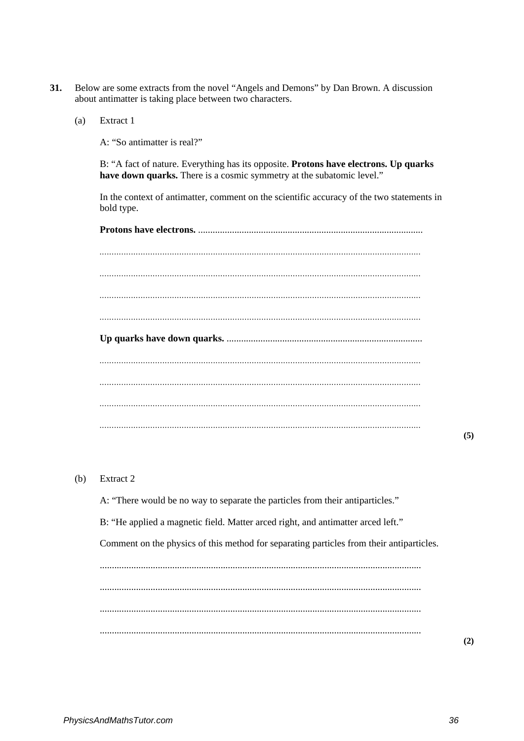**31.** Below are some extracts from the novel "Angels and Demons" by Dan Brown. A discussion about antimatter is taking place between two characters.

(a) Extract 1

A: "So antimatter is real?"

B: "A fact of nature. Everything has its opposite. **Protons have electrons. Up quarks have down quarks.** There is a cosmic symmetry at the subatomic level."

In the context of antimatter, comment on the scientific accuracy of the two statements in bold type.

**Protons have electrons.** ..........................................................................................

..........................................................................................................................

..........................................................................................................................

..........................................................................................................................

..........................................................................................................................

**Up quarks have down quarks.** ..............................................................................

..........................................................................................................................

..........................................................................................................................

..........................................................................................................................

..........................................................................................................................

**(5)**

(b) Extract 2

A: "There would be no way to separate the particles from their antiparticles."

B: "He applied a magnetic field. Matter arced right, and antimatter arced left."

Comment on the physics of this method for separating particles from their antiparticles.

..........................................................................................................................

..........................................................................................................................

..........................................................................................................................

..........................................................................................................................

**(2)**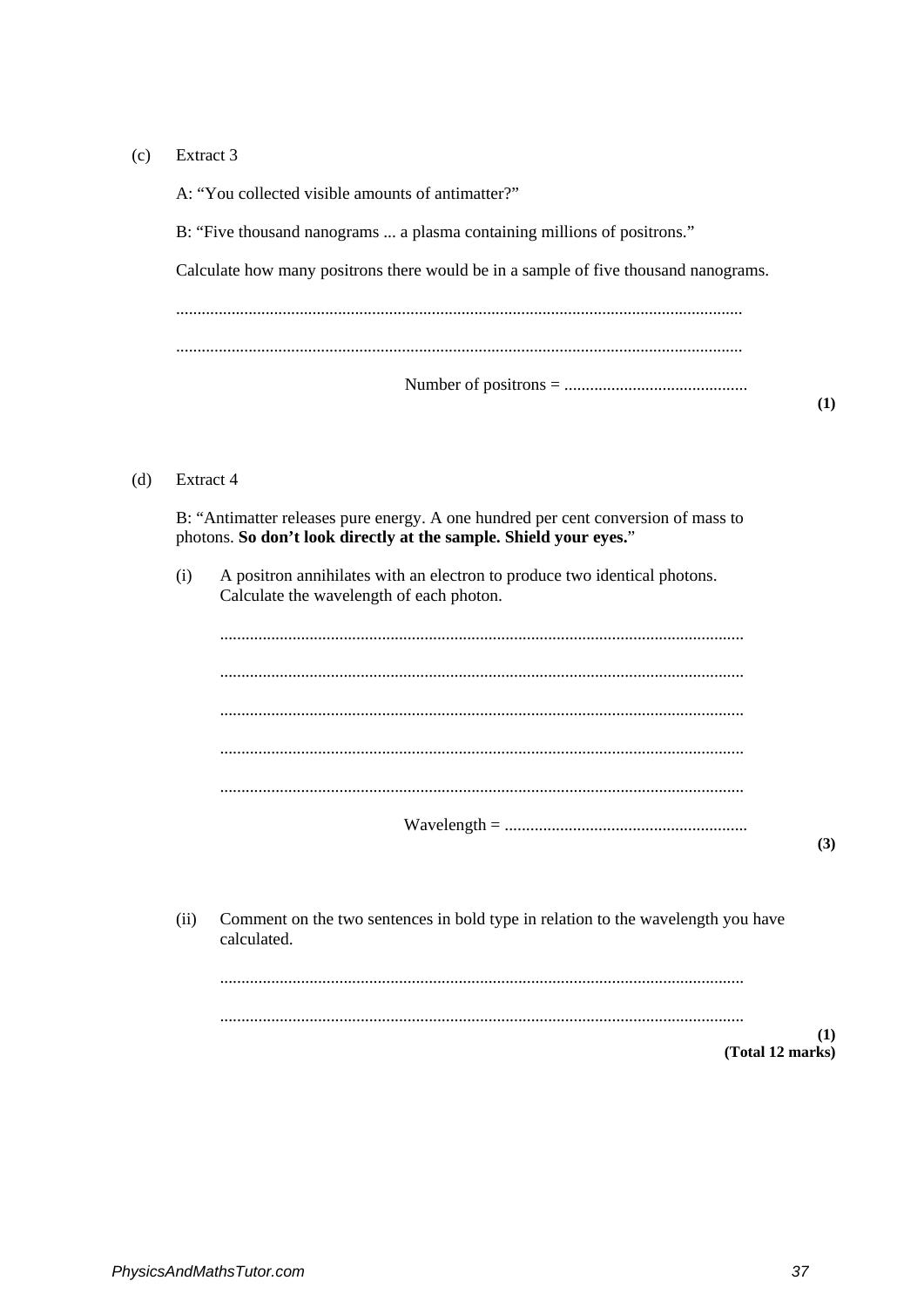(c) Extract 3

A: "You collected visible amounts of antimatter?"

B: "Five thousand nanograms ... a plasma containing millions of positrons."

Calculate how many positrons there would be in a sample of five thousand nanograms.

...................................................................................................................................

...................................................................................................................................

Number of positrons = ...........................................

**(1)**

(d) Extract 4

B: "Antimatter releases pure energy. A one hundred per cent conversion of mass to photons. **So don't look directly at the sample. Shield your eyes.**"

(i) A positron annihilates with an electron to produce two identical photons. Calculate the wavelength of each photon.

.........................................................................................................................

.........................................................................................................................

.........................................................................................................................

.........................................................................................................................

.........................................................................................................................

Wavelength = .........................................................

**(3)**

(ii) Comment on the two sentences in bold type in relation to the wavelength you have calculated.

.........................................................................................................................

.........................................................................................................................

**(1)**

**(Total 12 marks)**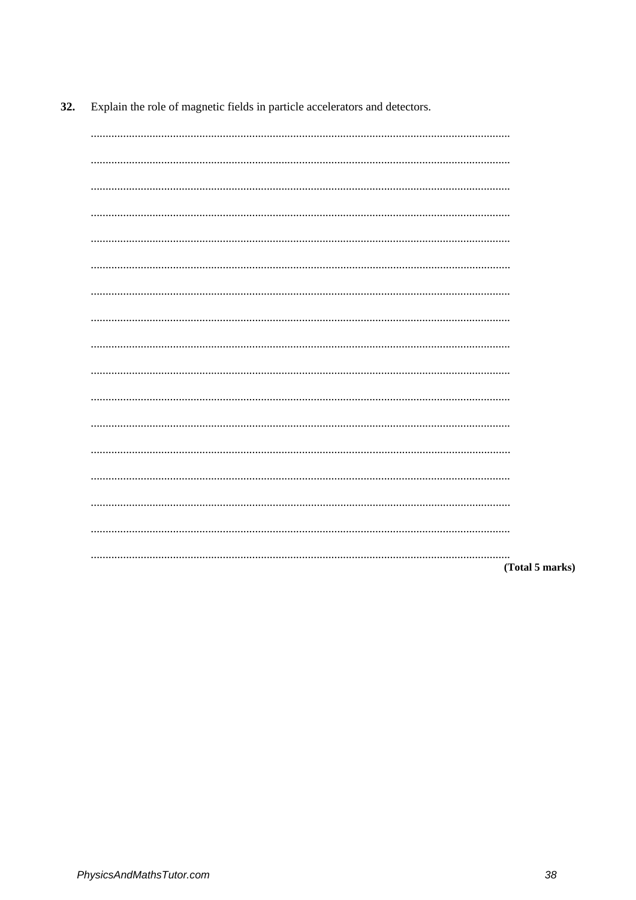**32.** Explain the role of magnetic fields in particle accelerators and detectors.

.............................................................................................................................................

.............................................................................................................................................

.............................................................................................................................................

.............................................................................................................................................

.............................................................................................................................................

.............................................................................................................................................

.............................................................................................................................................

.............................................................................................................................................

.............................................................................................................................................

.............................................................................................................................................

.............................................................................................................................................

.............................................................................................................................................

.............................................................................................................................................

.............................................................................................................................................

.............................................................................................................................................

.............................................................................................................................................

.............................................................................................................................................

**(Total 5 marks)**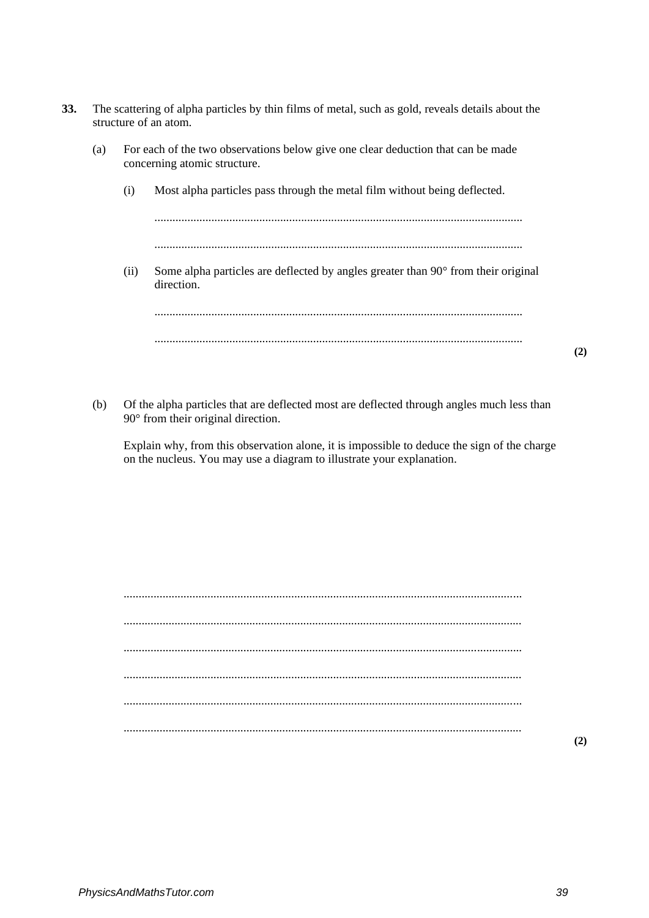**33.** The scattering of alpha particles by thin films of metal, such as gold, reveals details about the structure of an atom.

(a) For each of the two observations below give one clear deduction that can be made concerning atomic structure.

(i) Most alpha particles pass through the metal film without being deflected.

..........................................................................................................................

..........................................................................................................................

(ii) Some alpha particles are deflected by angles greater than 90° from their original direction.

..........................................................................................................................

..........................................................................................................................

**(2)**

(b) Of the alpha particles that are deflected most are deflected through angles much less than 90° from their original direction.

Explain why, from this observation alone, it is impossible to deduce the sign of the charge on the nucleus. You may use a diagram to illustrate your explanation.

..........................................................................................................................

..........................................................................................................................

..........................................................................................................................

..........................................................................................................................

..........................................................................................................................

..........................................................................................................................

**(2)**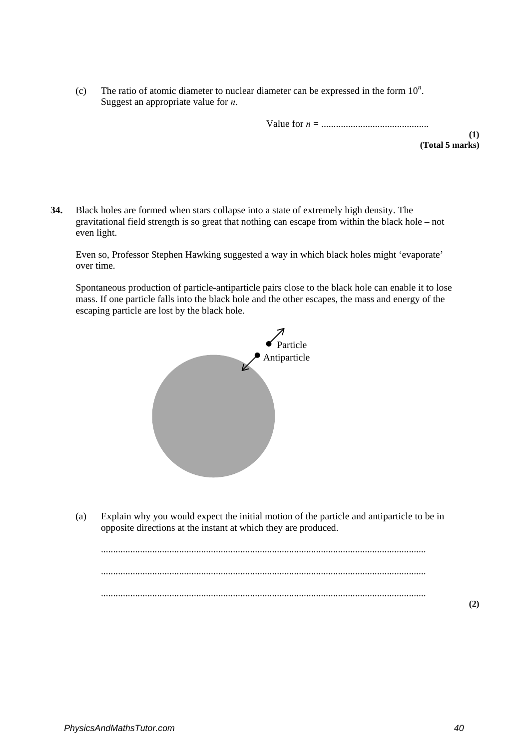(c) The ratio of atomic diameter to nuclear diameter can be expressed in the form $10^n$. Suggest an appropriate value for $n$.

Value for $n$ = ............................................

**(1)**
**(Total 5 marks)**

**34.** Black holes are formed when stars collapse into a state of extremely high density. The gravitational field strength is so great that nothing can escape from within the black hole – not even light.

Even so, Professor Stephen Hawking suggested a way in which black holes might 'evaporate' over time.

Spontaneous production of particle-antiparticle pairs close to the black hole can enable it to lose mass. If one particle falls into the black hole and the other escapes, the mass and energy of the escaping particle are lost by the black hole.

Particle
Antiparticle

(a) Explain why you would expect the initial motion of the particle and antiparticle to be in opposite directions at the instant at which they are produced.

....................................................................................................................................

....................................................................................................................................

....................................................................................................................................

**(2)**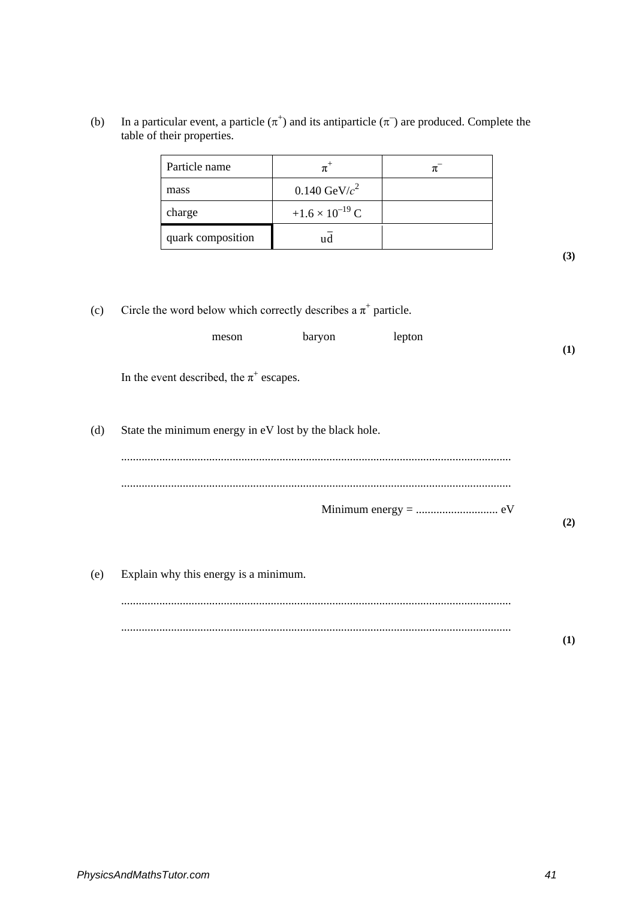(b) In a particular event, a particle ($\pi^+$) and its antiparticle ($\pi^-$) are produced. Complete the table of their properties.

| Particle name | $\pi^+$ | $\pi^-$ |
|---|---|---|
| mass | 0.140 GeV/$c^2$ | |
| charge | $+1.6 \times 10^{-19}$ C | |
| quark composition | $u\bar{d}$ | |

**(3)**

(c) Circle the word below which correctly describes a $\pi^+$ particle.

meson baryon lepton

**(1)**

In the event described, the $\pi^+$ escapes.

(d) State the minimum energy in eV lost by the black hole.

...................................................................................................................................

...................................................................................................................................

Minimum energy = ............................ eV

**(2)**

(e) Explain why this energy is a minimum.

...................................................................................................................................

...................................................................................................................................

**(1)**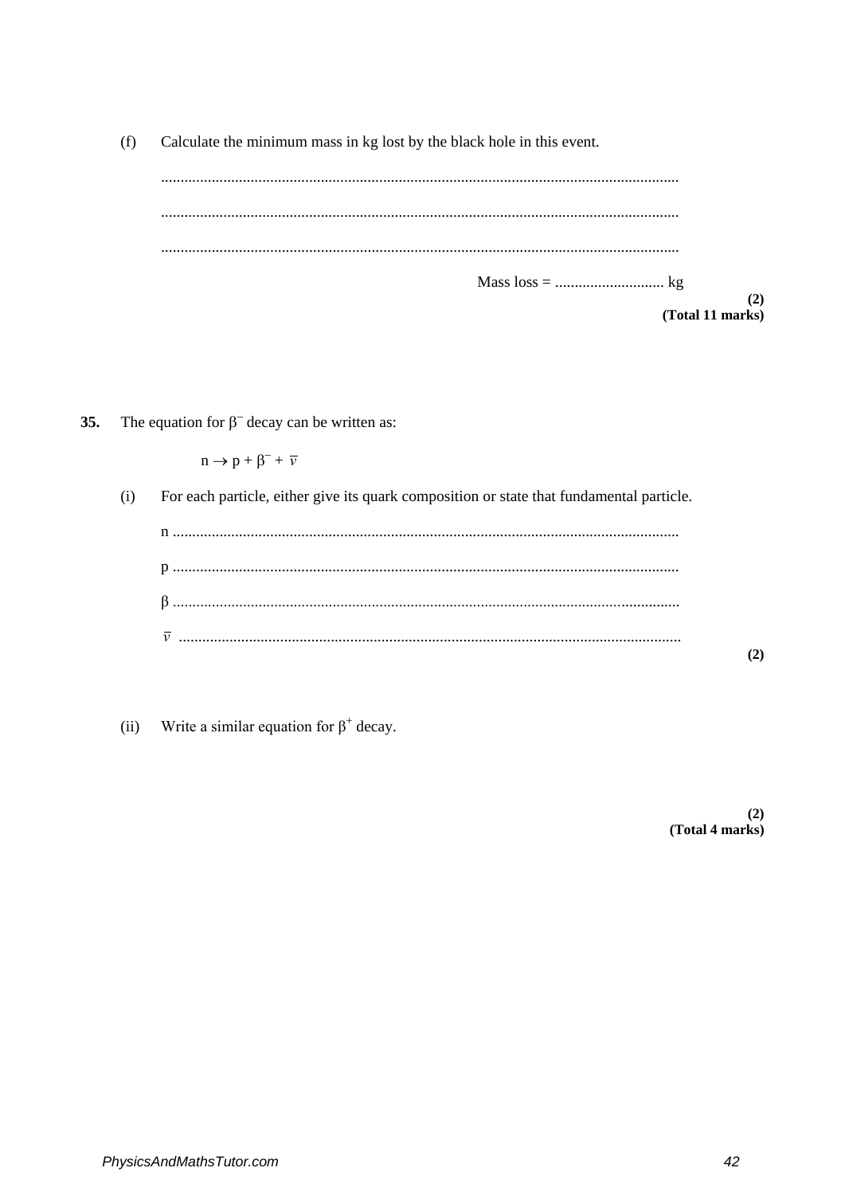(f) Calculate the minimum mass in kg lost by the black hole in this event.

...................................................................................................................................

...................................................................................................................................

...................................................................................................................................

Mass loss = ............................ kg

**(2)**
**(Total 11 marks)**

**35.** The equation for $\beta^-$ decay can be written as:

$$n \rightarrow p + \beta^- + \bar{v}$$

(i) For each particle, either give its quark composition or state that fundamental particle.

n .................................................................................................................................

p .................................................................................................................................

$\beta$ .................................................................................................................................

$\bar{v}$ .................................................................................................................................

**(2)**

(ii) Write a similar equation for $\beta^+$ decay.

**(2)**
**(Total 4 marks)**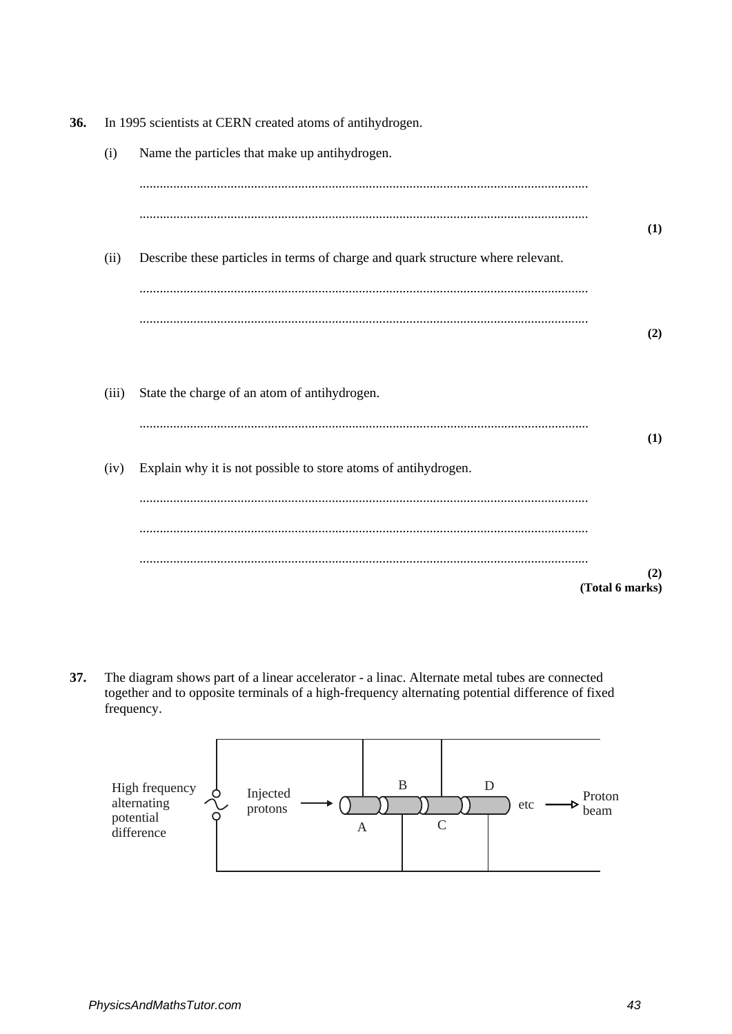**36.** In 1995 scientists at CERN created atoms of antihydrogen.

(i) Name the particles that make up antihydrogen.

...................................................................................................................................

...................................................................................................................................
**(1)**

(ii) Describe these particles in terms of charge and quark structure where relevant.

...................................................................................................................................

...................................................................................................................................
**(2)**

(iii) State the charge of an atom of antihydrogen.

...................................................................................................................................
**(1)**

(iv) Explain why it is not possible to store atoms of antihydrogen.

...................................................................................................................................

...................................................................................................................................

...................................................................................................................................
**(2)**
**(Total 6 marks)**

**37.** The diagram shows part of a linear accelerator - a linac. Alternate metal tubes are connected together and to opposite terminals of a high-frequency alternating potential difference of fixed frequency.

High frequency alternating potential difference

Injected protons

A

B

C

D

etc

Proton beam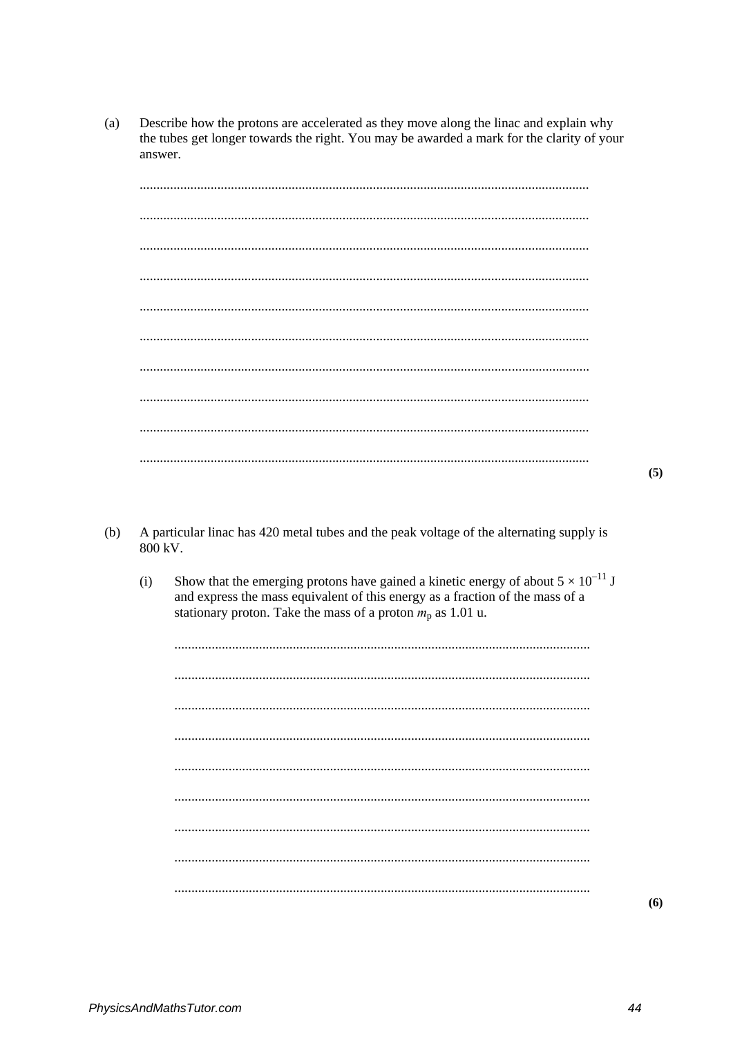(a) Describe how the protons are accelerated as they move along the linac and explain why the tubes get longer towards the right. You may be awarded a mark for the clarity of your answer.

...................................................................................................................................

...................................................................................................................................

...................................................................................................................................

...................................................................................................................................

...................................................................................................................................

...................................................................................................................................

...................................................................................................................................

...................................................................................................................................

...................................................................................................................................

...................................................................................................................................

**(5)**

(b) A particular linac has 420 metal tubes and the peak voltage of the alternating supply is 800 kV.

(i) Show that the emerging protons have gained a kinetic energy of about $5 \times 10^{-11}$ J and express the mass equivalent of this energy as a fraction of the mass of a stationary proton. Take the mass of a proton $m_p$ as 1.01 u.

...................................................................................................................................

...................................................................................................................................

...................................................................................................................................

...................................................................................................................................

...................................................................................................................................

...................................................................................................................................

...................................................................................................................................

...................................................................................................................................

...................................................................................................................................

**(6)**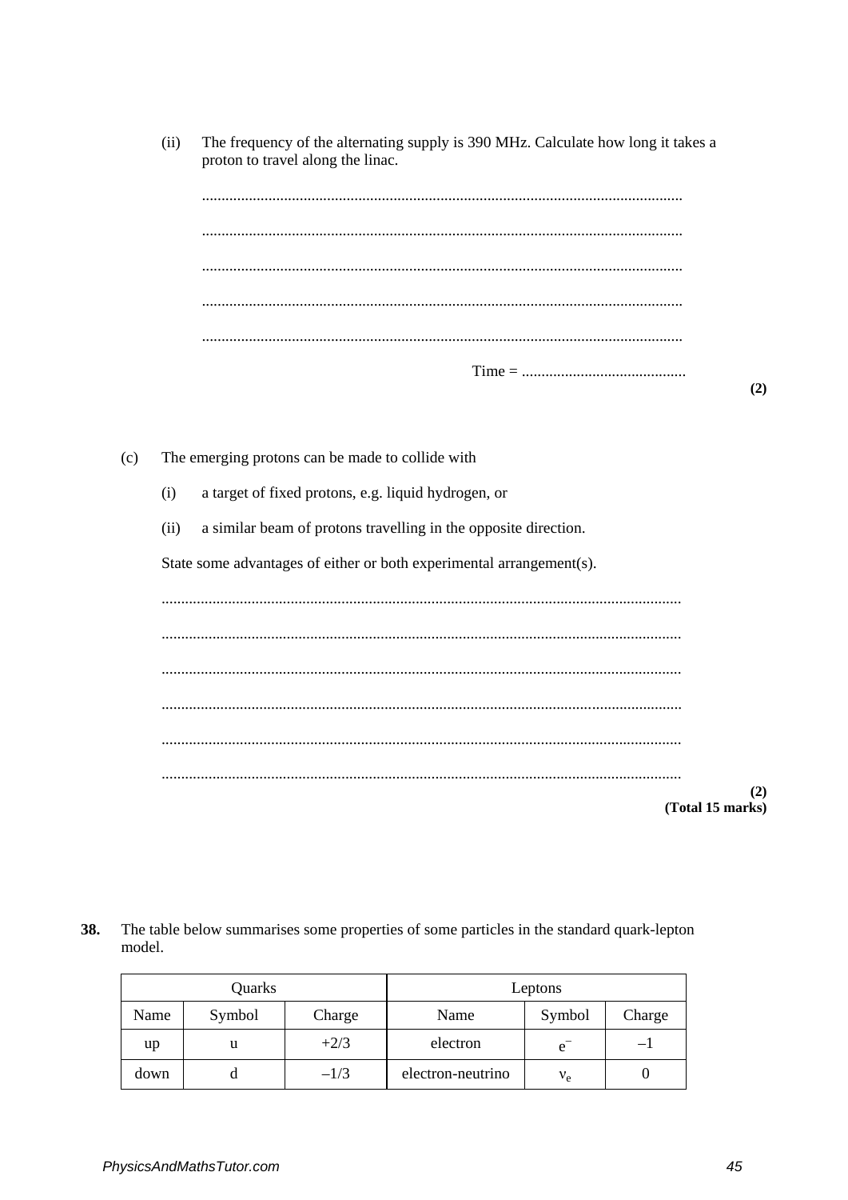(ii) The frequency of the alternating supply is 390 MHz. Calculate how long it takes a proton to travel along the linac.

..........................................................................................................................

..........................................................................................................................

..........................................................................................................................

..........................................................................................................................

..........................................................................................................................

Time = ..........................................

**(2)**

(c) The emerging protons can be made to collide with

(i) a target of fixed protons, e.g. liquid hydrogen, or

(ii) a similar beam of protons travelling in the opposite direction.

State some advantages of either or both experimental arrangement(s).

..........................................................................................................................

..........................................................................................................................

..........................................................................................................................

..........................................................................................................................

..........................................................................................................................

..........................................................................................................................

**(2)**
**(Total 15 marks)**

**38.** The table below summarises some properties of some particles in the standard quark-lepton model.

| Quarks | | | Leptons | | |
|---|---|---|---|---|---|
| Name | Symbol | Charge | Name | Symbol | Charge |
| up | u | +2/3 | electron | $e^-$ | –1 |
| down | d | –1/3 | electron-neutrino | $\nu_e$ | 0 |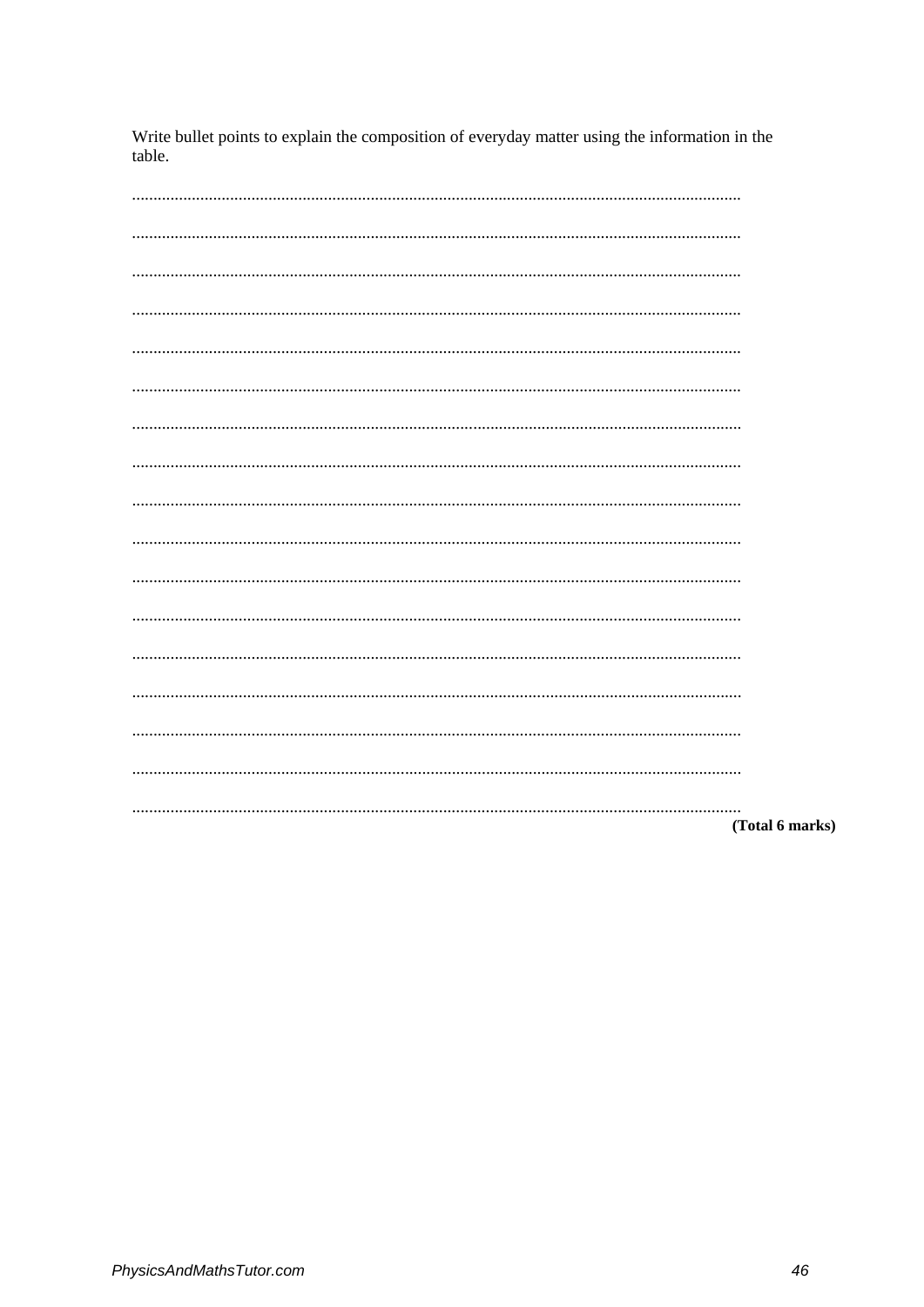Write bullet points to explain the composition of everyday matter using the information in the table.

.............................................................................................................................................

.............................................................................................................................................

.............................................................................................................................................

.............................................................................................................................................

.............................................................................................................................................

.............................................................................................................................................

.............................................................................................................................................

.............................................................................................................................................

.............................................................................................................................................

.............................................................................................................................................

.............................................................................................................................................

.............................................................................................................................................

.............................................................................................................................................

.............................................................................................................................................

.............................................................................................................................................

.............................................................................................................................................

.............................................................................................................................................

**(Total 6 marks)**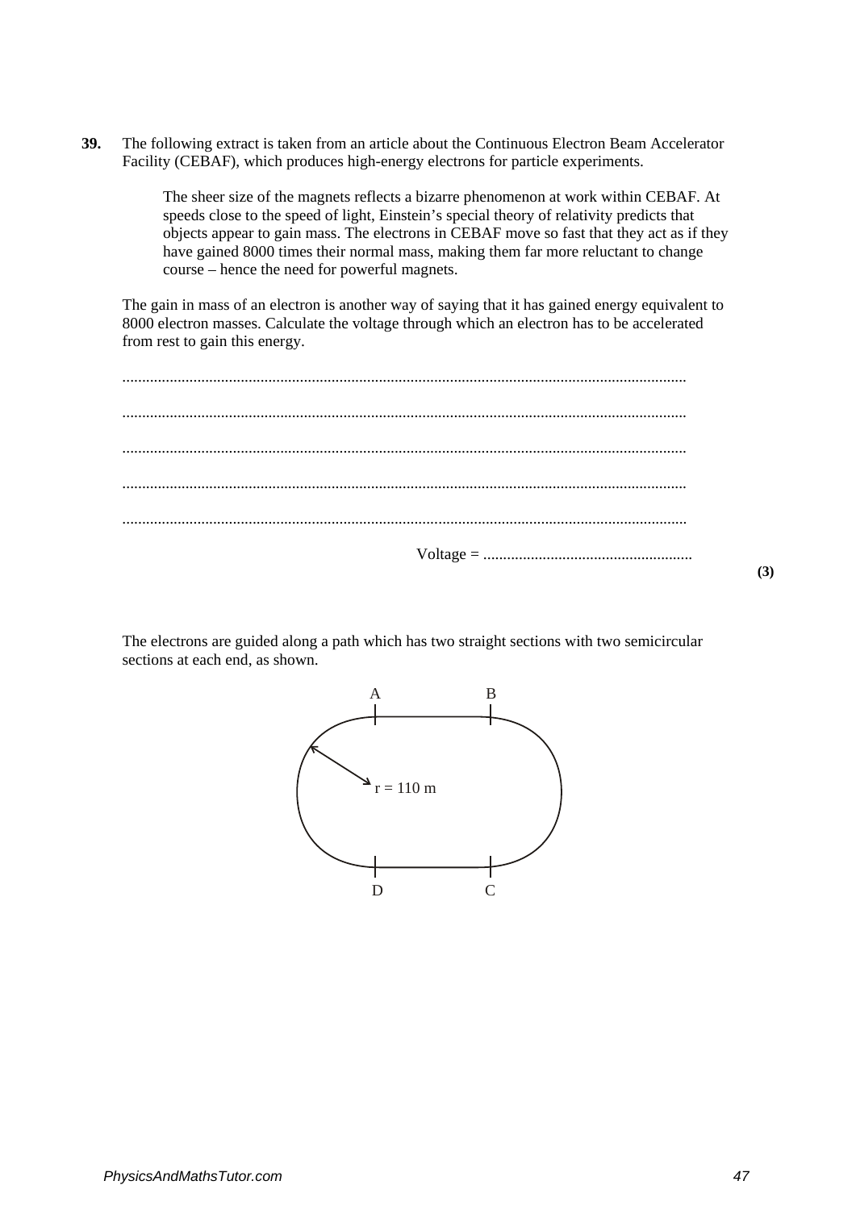**39.** The following extract is taken from an article about the Continuous Electron Beam Accelerator Facility (CEBAF), which produces high-energy electrons for particle experiments.

> The sheer size of the magnets reflects a bizarre phenomenon at work within CEBAF. At speeds close to the speed of light, Einstein's special theory of relativity predicts that objects appear to gain mass. The electrons in CEBAF move so fast that they act as if they have gained 8000 times their normal mass, making them far more reluctant to change course – hence the need for powerful magnets.

The gain in mass of an electron is another way of saying that it has gained energy equivalent to 8000 electron masses. Calculate the voltage through which an electron has to be accelerated from rest to gain this energy.

.............................................................................................................................................

.............................................................................................................................................

.............................................................................................................................................

.............................................................................................................................................

.............................................................................................................................................

Voltage = .....................................................

**(3)**

The electrons are guided along a path which has two straight sections with two semicircular sections at each end, as shown.

A

B

r = 110 m

D

C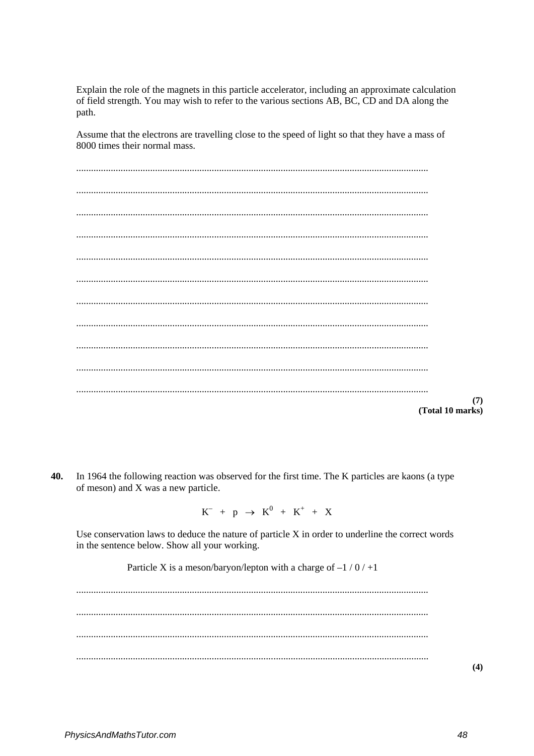Explain the role of the magnets in this particle accelerator, including an approximate calculation of field strength. You may wish to refer to the various sections AB, BC, CD and DA along the path.

Assume that the electrons are travelling close to the speed of light so that they have a mass of 8000 times their normal mass.

............................................................................................................................................

............................................................................................................................................

............................................................................................................................................

............................................................................................................................................

............................................................................................................................................

............................................................................................................................................

............................................................................................................................................

............................................................................................................................................

............................................................................................................................................

............................................................................................................................................

............................................................................................................................................

**(7)**
**(Total 10 marks)**

**40.** In 1964 the following reaction was observed for the first time. The K particles are kaons (a type of meson) and X was a new particle.

$$K^- + p \rightarrow K^0 + K^+ + X$$

Use conservation laws to deduce the nature of particle X in order to underline the correct words in the sentence below. Show all your working.

Particle X is a meson/baryon/lepton with a charge of –1 / 0 / +1

............................................................................................................................................

............................................................................................................................................

............................................................................................................................................

............................................................................................................................................

**(4)**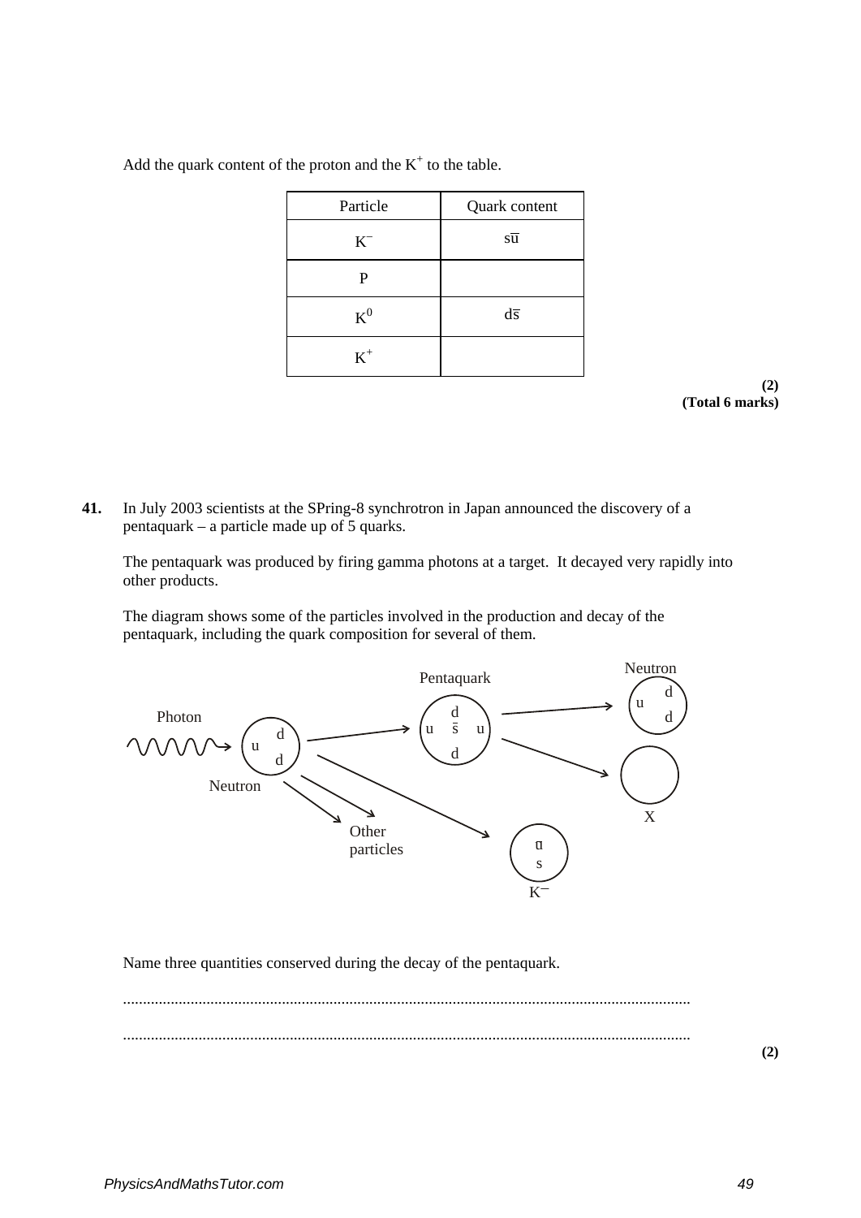Add the quark content of the proton and the $K^+$ to the table.

| Particle | Quark content |
|---|---|
| $K^-$ | $s\bar{u}$ |
| P | |
| $K^0$ | $d\bar{s}$ |
| $K^+$ | |

**(2)**
**(Total 6 marks)**

**41.** In July 2003 scientists at the SPring-8 synchrotron in Japan announced the discovery of a pentaquark – a particle made up of 5 quarks.

The pentaquark was produced by firing gamma photons at a target. It decayed very rapidly into other products.

The diagram shows some of the particles involved in the production and decay of the pentaquark, including the quark composition for several of them.

Photon

Neutron
u d d

Pentaquark
u d $\bar{s}$ u d

Neutron
u d d

X

Other particles

$K^-$
$\bar{u}$ s

Name three quantities conserved during the decay of the pentaquark.

.............................................................................................................................................

.............................................................................................................................................

**(2)**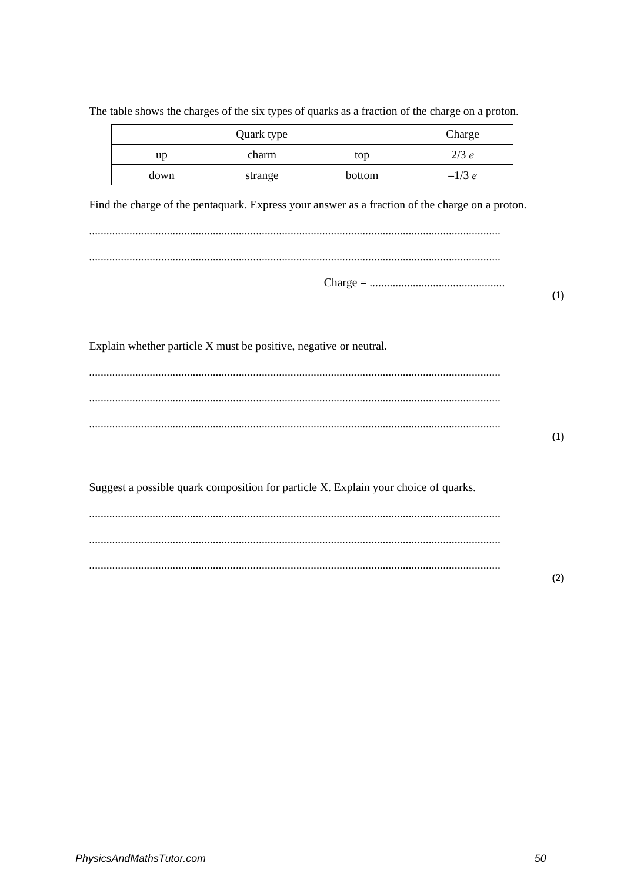The table shows the charges of the six types of quarks as a fraction of the charge on a proton.

| Quark type | | | Charge |
|---|---|---|---|
| up | charm | top | 2/3 *e* |
| down | strange | bottom | –1/3 *e* |

Find the charge of the pentaquark. Express your answer as a fraction of the charge on a proton.

...............................................................................................................................................

...............................................................................................................................................

Charge = ...............................................

**(1)**

Explain whether particle X must be positive, negative or neutral.

...............................................................................................................................................

...............................................................................................................................................

...............................................................................................................................................

**(1)**

Suggest a possible quark composition for particle X. Explain your choice of quarks.

...............................................................................................................................................

...............................................................................................................................................

...............................................................................................................................................

**(2)**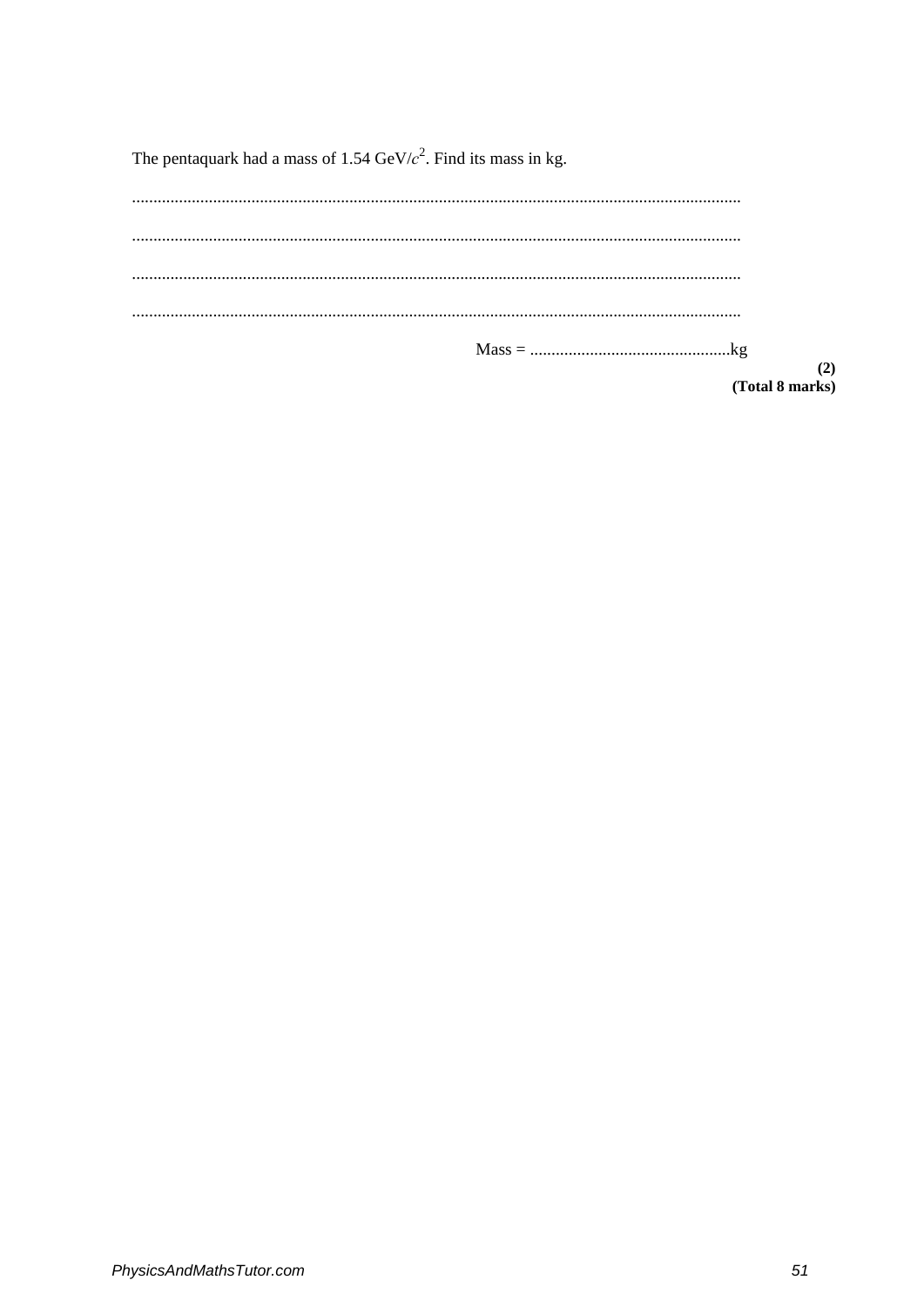The pentaquark had a mass of 1.54 GeV/$c^2$. Find its mass in kg.

..............................................................................................................................................

..............................................................................................................................................

..............................................................................................................................................

..............................................................................................................................................

Mass = ...............................................kg

**(2)**

**(Total 8 marks)**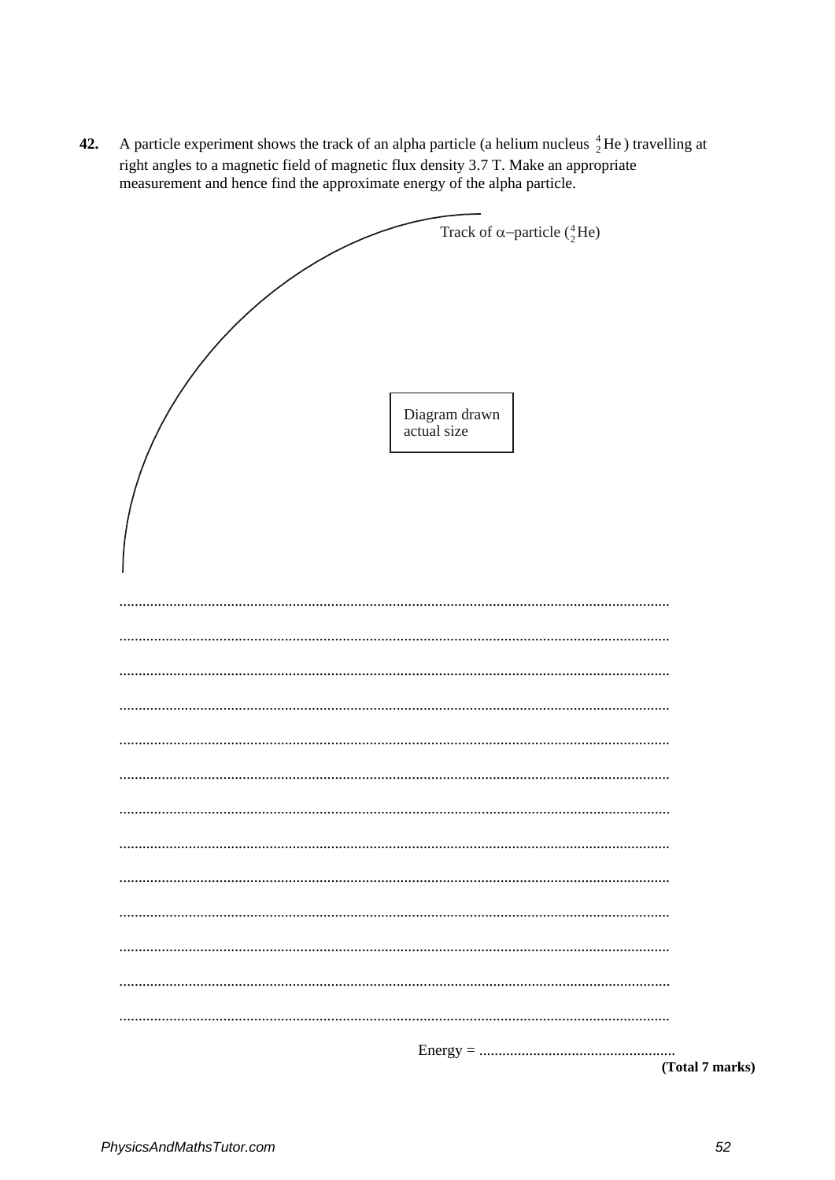**42.** A particle experiment shows the track of an alpha particle (a helium nucleus ${}^{4}_{2}\text{He}$) travelling at right angles to a magnetic field of magnetic flux density 3.7 T. Make an appropriate measurement and hence find the approximate energy of the alpha particle.

Track of α–particle (${}^{4}_{2}\text{He}$)

Diagram drawn actual size

.............................................................................................................................................

.............................................................................................................................................

.............................................................................................................................................

.............................................................................................................................................

.............................................................................................................................................

.............................................................................................................................................

.............................................................................................................................................

.............................................................................................................................................

.............................................................................................................................................

.............................................................................................................................................

.............................................................................................................................................

.............................................................................................................................................

.............................................................................................................................................

Energy = ...................................................

**(Total 7 marks)**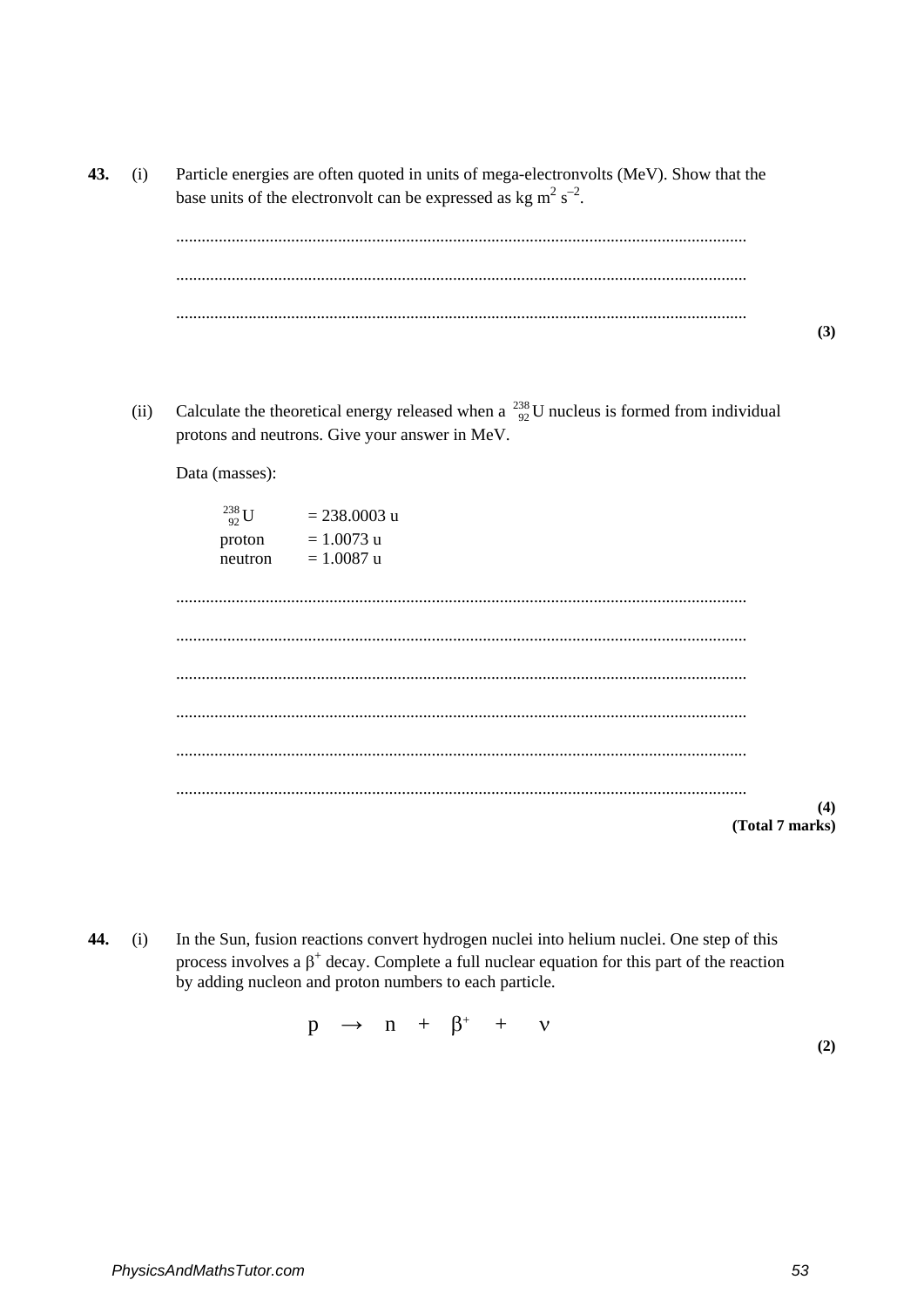**43.** (i) Particle energies are often quoted in units of mega-electronvolts (MeV). Show that the base units of the electronvolt can be expressed as kg $m^2$ $s^{-2}$.

.....................................................................................................................................

.....................................................................................................................................

.....................................................................................................................................

**(3)**

(ii) Calculate the theoretical energy released when a $^{238}_{92}U$ nucleus is formed from individual protons and neutrons. Give your answer in MeV.

Data (masses):

| | |
|---|---|
| $^{238}_{92}U$ | = 238.0003 u |
| proton | = 1.0073 u |
| neutron | = 1.0087 u |

.....................................................................................................................................

.....................................................................................................................................

.....................................................................................................................................

.....................................................................................................................................

.....................................................................................................................................

.....................................................................................................................................

**(4)**
**(Total 7 marks)**

**44.** (i) In the Sun, fusion reactions convert hydrogen nuclei into helium nuclei. One step of this process involves a $\beta^+$ decay. Complete a full nuclear equation for this part of the reaction by adding nucleon and proton numbers to each particle.

$$p \rightarrow n + \beta^+ + \nu$$

**(2)**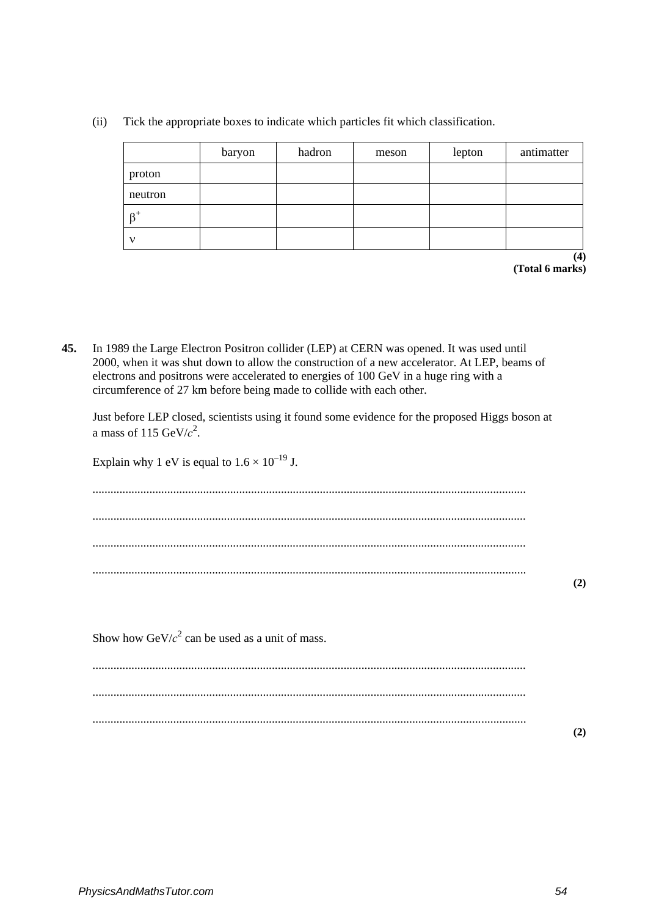(ii) Tick the appropriate boxes to indicate which particles fit which classification.

| | baryon | hadron | meson | lepton | antimatter |
|---|---|---|---|---|---|
| proton | | | | | |
| neutron | | | | | |
| $\beta^+$ | | | | | |
| $\nu$ | | | | | |

**(4)**
**(Total 6 marks)**

**45.** In 1989 the Large Electron Positron collider (LEP) at CERN was opened. It was used until 2000, when it was shut down to allow the construction of a new accelerator. At LEP, beams of electrons and positrons were accelerated to energies of 100 GeV in a huge ring with a circumference of 27 km before being made to collide with each other.

Just before LEP closed, scientists using it found some evidence for the proposed Higgs boson at a mass of 115 GeV/$c^2$.

Explain why 1 eV is equal to $1.6 \times 10^{-19}$ J.

...............................................................................................................................................

...............................................................................................................................................

...............................................................................................................................................

...............................................................................................................................................
**(2)**

Show how GeV/$c^2$ can be used as a unit of mass.

...............................................................................................................................................

...............................................................................................................................................

...............................................................................................................................................
**(2)**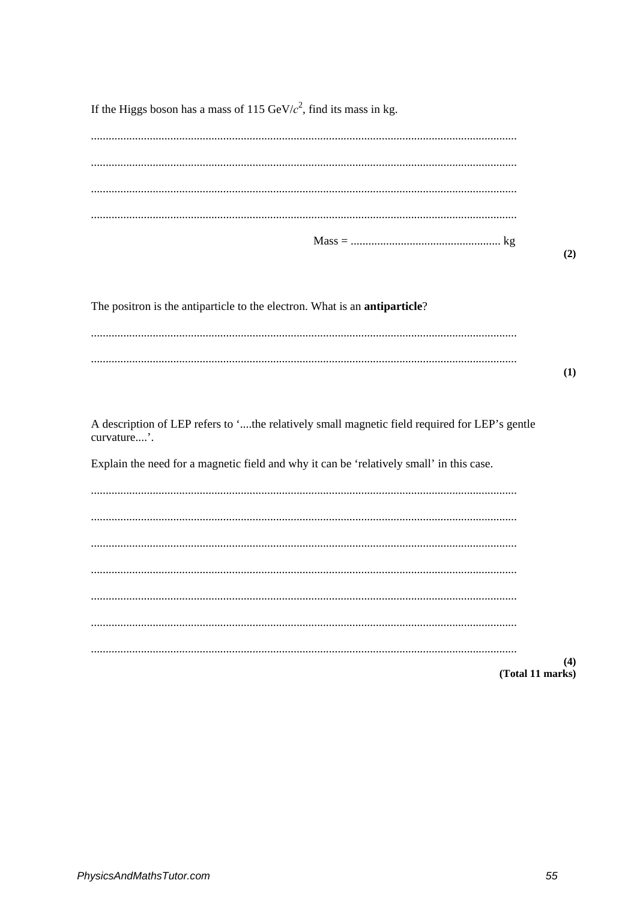If the Higgs boson has a mass of 115 GeV/$c^2$, find its mass in kg.

...............................................................................................................................................

...............................................................................................................................................

...............................................................................................................................................

...............................................................................................................................................

Mass = .................................................. kg

**(2)**

The positron is the antiparticle to the electron. What is an **antiparticle**?

...............................................................................................................................................

...............................................................................................................................................

**(1)**

A description of LEP refers to '....the relatively small magnetic field required for LEP's gentle curvature....'.

Explain the need for a magnetic field and why it can be 'relatively small' in this case.

...............................................................................................................................................

...............................................................................................................................................

...............................................................................................................................................

...............................................................................................................................................

...............................................................................................................................................

...............................................................................................................................................

...............................................................................................................................................

**(4)**
**(Total 11 marks)**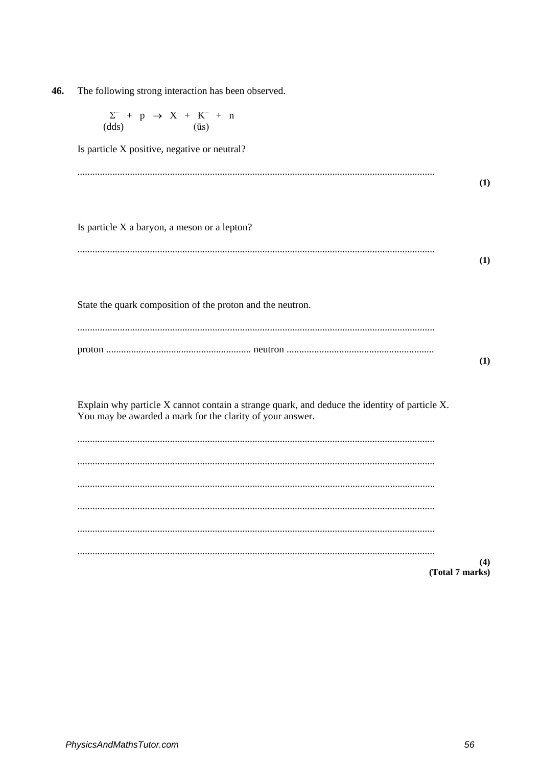**46.** The following strong interaction has been observed.

$$\underset{(\text{dds})}{\Sigma^-} + p \rightarrow X + \underset{(\bar{u}s)}{K^-} + n$$

Is particle X positive, negative or neutral?

.............................................................................................................................................
**(1)**

Is particle X a baryon, a meson or a lepton?

.............................................................................................................................................
**(1)**

State the quark composition of the proton and the neutron.

.............................................................................................................................................

proton .......................................................... neutron ..........................................................
**(1)**

Explain why particle X cannot contain a strange quark, and deduce the identity of particle X.
You may be awarded a mark for the clarity of your answer.

.............................................................................................................................................

.............................................................................................................................................

.............................................................................................................................................

.............................................................................................................................................

.............................................................................................................................................

.............................................................................................................................................
**(4)**
**(Total 7 marks)**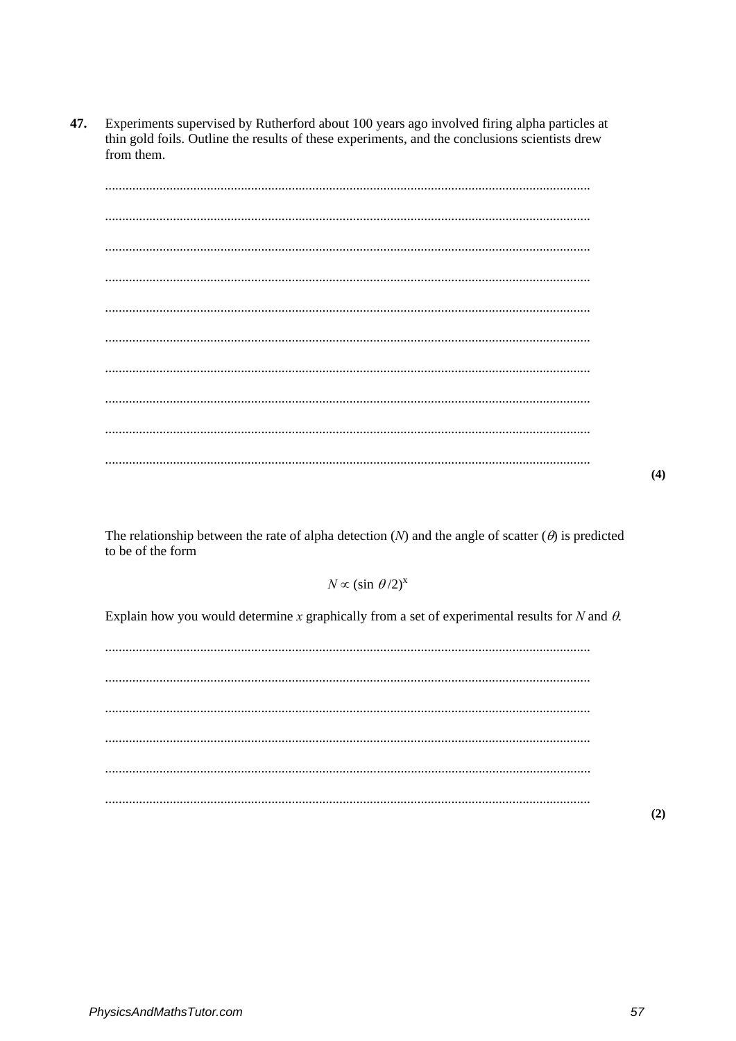**47.** Experiments supervised by Rutherford about 100 years ago involved firing alpha particles at thin gold foils. Outline the results of these experiments, and the conclusions scientists drew from them.

...............................................................................................................................................

...............................................................................................................................................

...............................................................................................................................................

...............................................................................................................................................

...............................................................................................................................................

...............................................................................................................................................

...............................................................................................................................................

...............................................................................................................................................

...............................................................................................................................................

...............................................................................................................................................

**(4)**

The relationship between the rate of alpha detection ($N$) and the angle of scatter ($\theta$) is predicted to be of the form

$$N \propto (\sin \theta/2)^x$$

Explain how you would determine $x$ graphically from a set of experimental results for $N$ and $\theta$.

...............................................................................................................................................

...............................................................................................................................................

...............................................................................................................................................

...............................................................................................................................................

...............................................................................................................................................

...............................................................................................................................................

**(2)**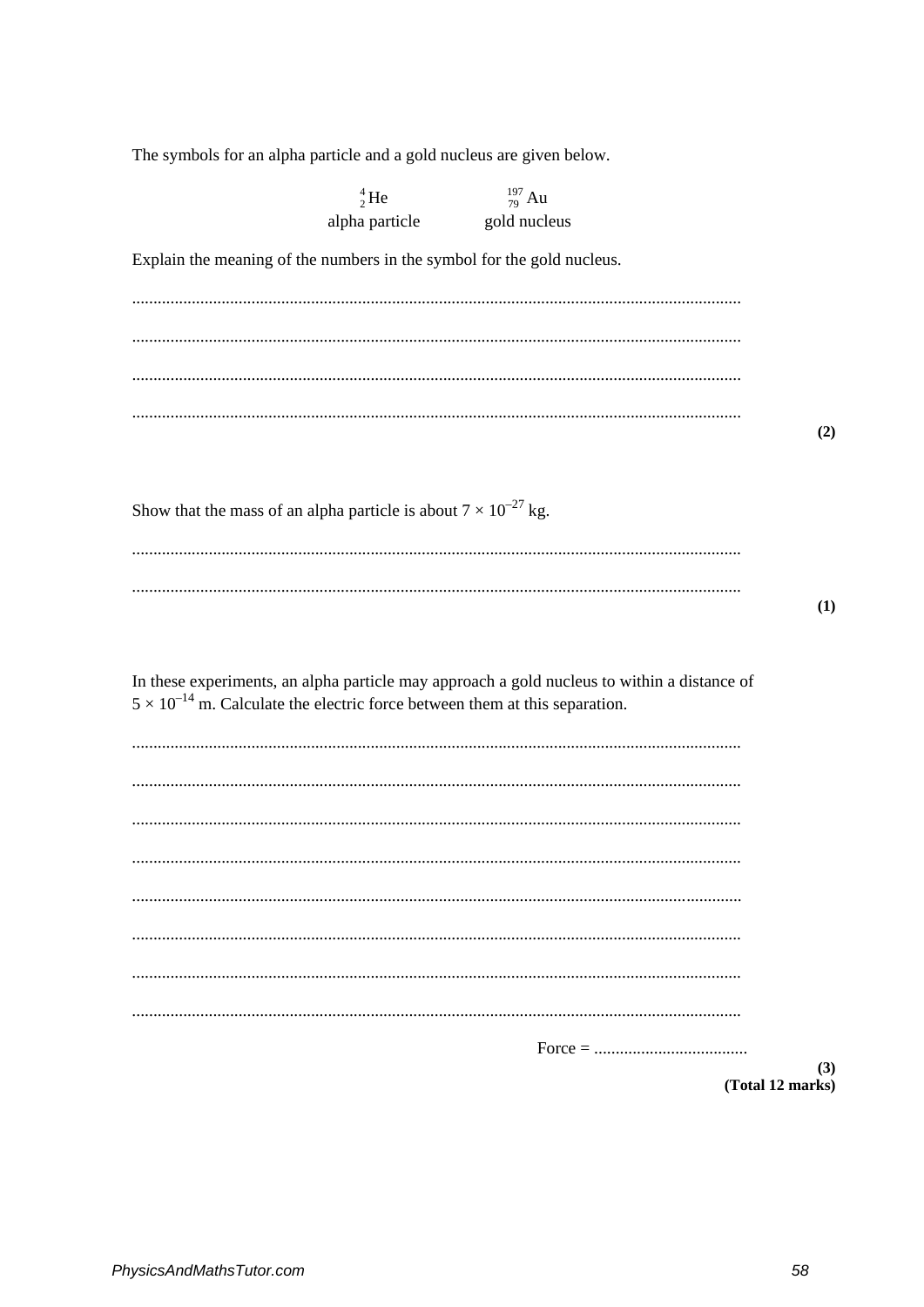The symbols for an alpha particle and a gold nucleus are given below.

$$ {}^{4}_{2}\text{He} \qquad\qquad {}^{197}_{79}\text{Au} $$

alpha particle          gold nucleus

Explain the meaning of the numbers in the symbol for the gold nucleus.

..........................................................................................................................................

..........................................................................................................................................

..........................................................................................................................................

..........................................................................................................................................

**(2)**

Show that the mass of an alpha particle is about $7 \times 10^{-27}$ kg.

..........................................................................................................................................

..........................................................................................................................................

**(1)**

In these experiments, an alpha particle may approach a gold nucleus to within a distance of $5 \times 10^{-14}$ m. Calculate the electric force between them at this separation.

..........................................................................................................................................

..........................................................................................................................................

..........................................................................................................................................

..........................................................................................................................................

..........................................................................................................................................

..........................................................................................................................................

..........................................................................................................................................

..........................................................................................................................................

Force = ....................................

**(3)**
**(Total 12 marks)**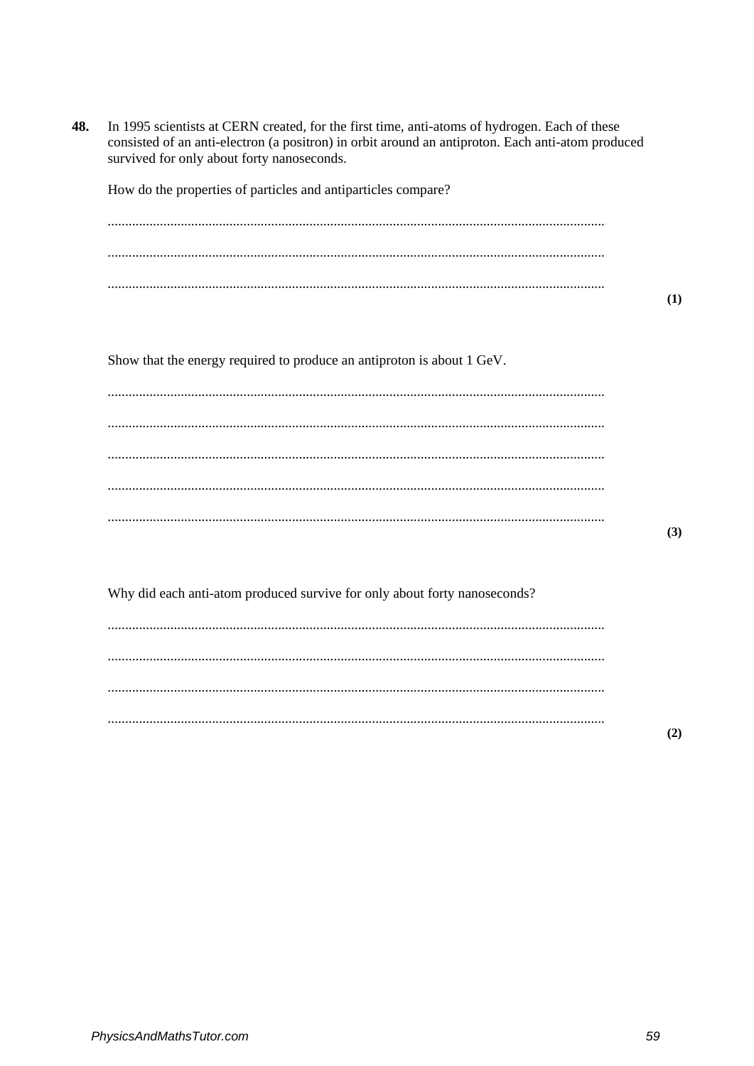**48.** In 1995 scientists at CERN created, for the first time, anti-atoms of hydrogen. Each of these consisted of an anti-electron (a positron) in orbit around an antiproton. Each anti-atom produced survived for only about forty nanoseconds.

How do the properties of particles and antiparticles compare?

.............................................................................................................................................

.............................................................................................................................................

............................................................................................................................................. **(1)**

Show that the energy required to produce an antiproton is about 1 GeV.

.............................................................................................................................................

.............................................................................................................................................

.............................................................................................................................................

.............................................................................................................................................

............................................................................................................................................. **(3)**

Why did each anti-atom produced survive for only about forty nanoseconds?

.............................................................................................................................................

.............................................................................................................................................

.............................................................................................................................................

............................................................................................................................................. **(2)**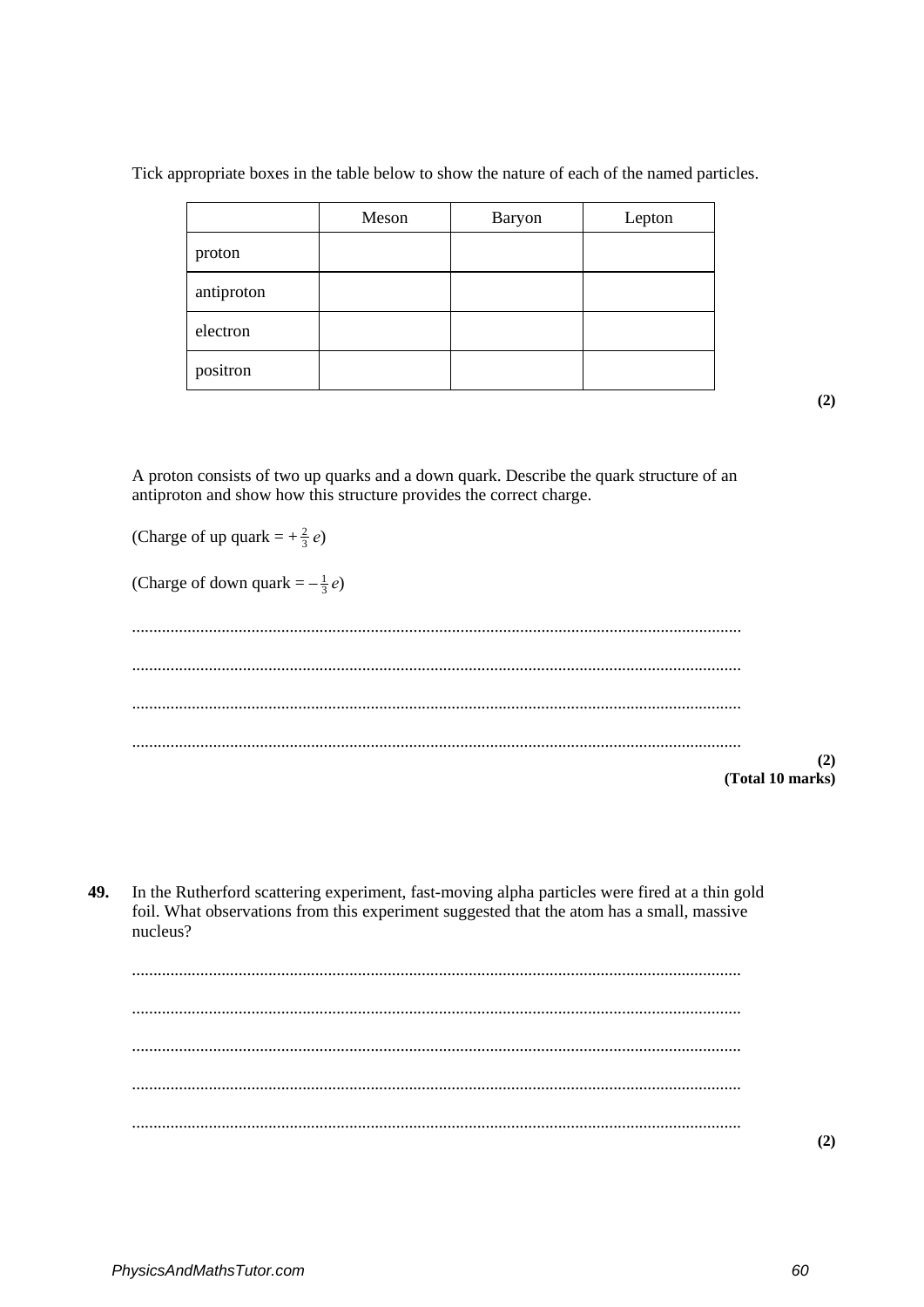Tick appropriate boxes in the table below to show the nature of each of the named particles.

| | Meson | Baryon | Lepton |
|---|---|---|---|
| proton | | | |
| antiproton | | | |
| electron | | | |
| positron | | | |

**(2)**

A proton consists of two up quarks and a down quark. Describe the quark structure of an antiproton and show how this structure provides the correct charge.

(Charge of up quark = $+\frac{2}{3}e$)

(Charge of down quark = $-\frac{1}{3}e$)

.............................................................................................................................................

.............................................................................................................................................

.............................................................................................................................................

.............................................................................................................................................

**(2)**
**(Total 10 marks)**

**49.** In the Rutherford scattering experiment, fast-moving alpha particles were fired at a thin gold foil. What observations from this experiment suggested that the atom has a small, massive nucleus?

.............................................................................................................................................

.............................................................................................................................................

.............................................................................................................................................

.............................................................................................................................................

.............................................................................................................................................

**(2)**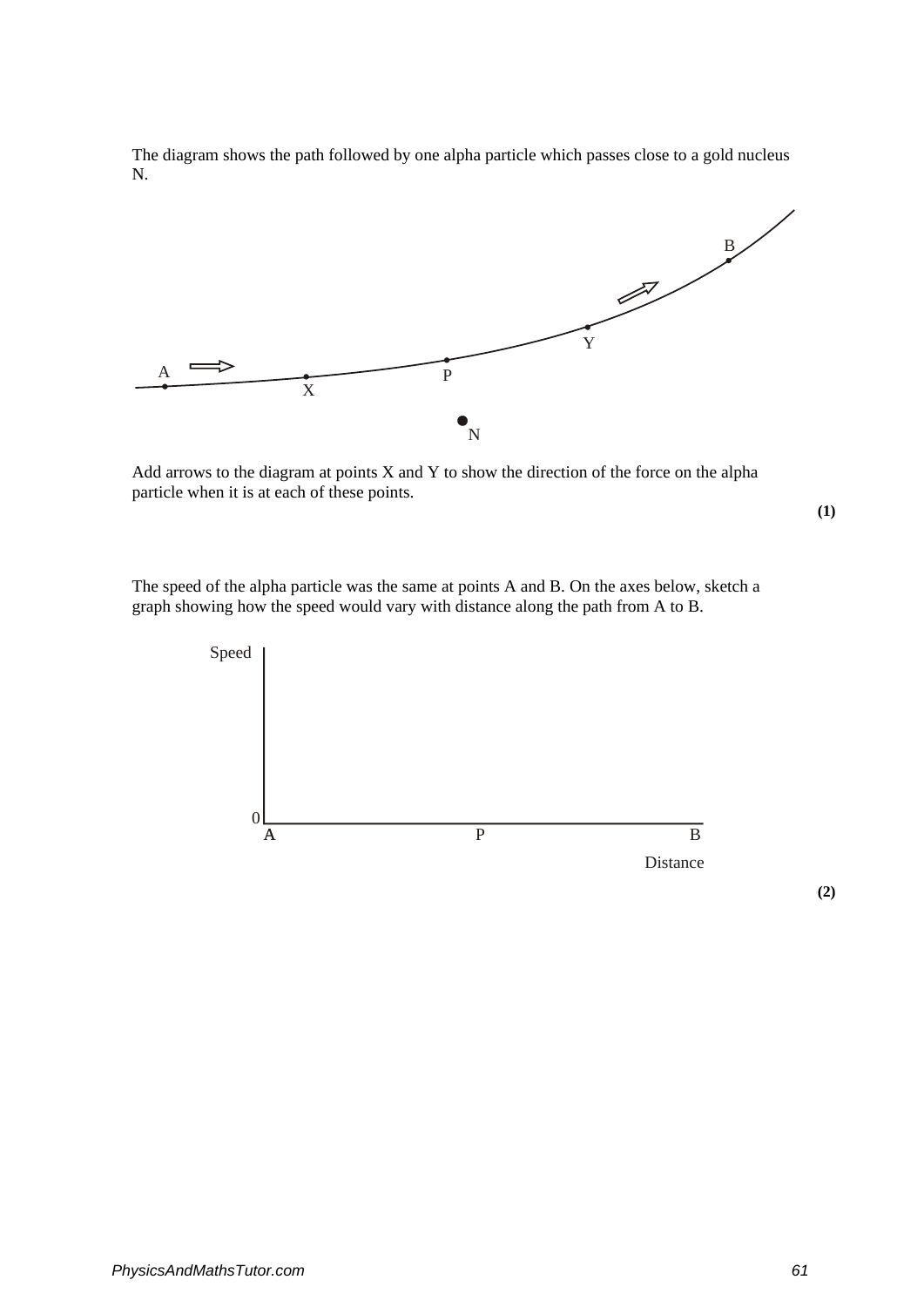The diagram shows the path followed by one alpha particle which passes close to a gold nucleus N.

B

Y

A

P

X

N

Add arrows to the diagram at points X and Y to show the direction of the force on the alpha particle when it is at each of these points.

**(1)**

The speed of the alpha particle was the same at points A and B. On the axes below, sketch a graph showing how the speed would vary with distance along the path from A to B.

Speed

0

A

P

B

Distance

**(2)**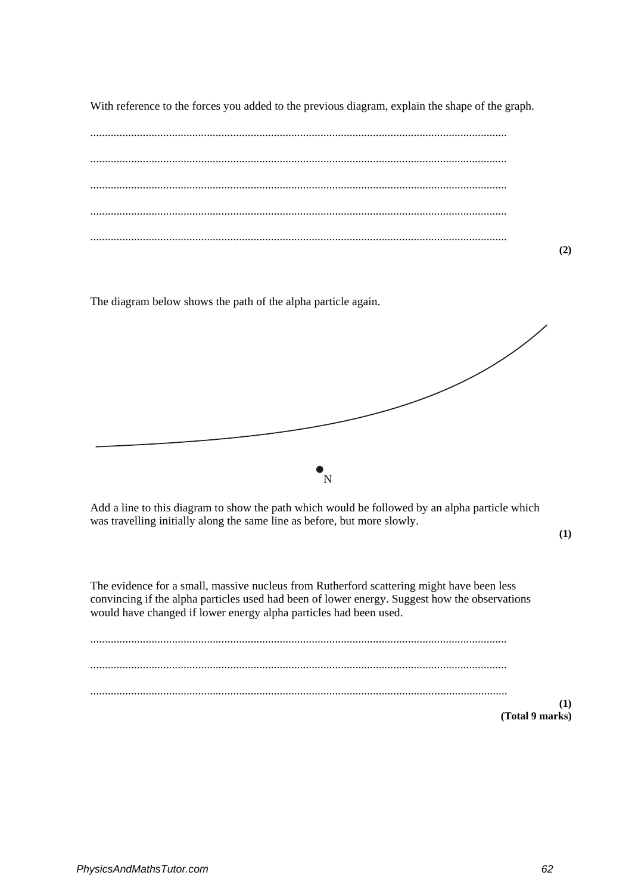With reference to the forces you added to the previous diagram, explain the shape of the graph.

.............................................................................................................................................

.............................................................................................................................................

.............................................................................................................................................

.............................................................................................................................................

.............................................................................................................................................

**(2)**

The diagram below shows the path of the alpha particle again.

N

Add a line to this diagram to show the path which would be followed by an alpha particle which was travelling initially along the same line as before, but more slowly.

**(1)**

The evidence for a small, massive nucleus from Rutherford scattering might have been less convincing if the alpha particles used had been of lower energy. Suggest how the observations would have changed if lower energy alpha particles had been used.

.............................................................................................................................................

.............................................................................................................................................

.............................................................................................................................................

**(1)**
**(Total 9 marks)**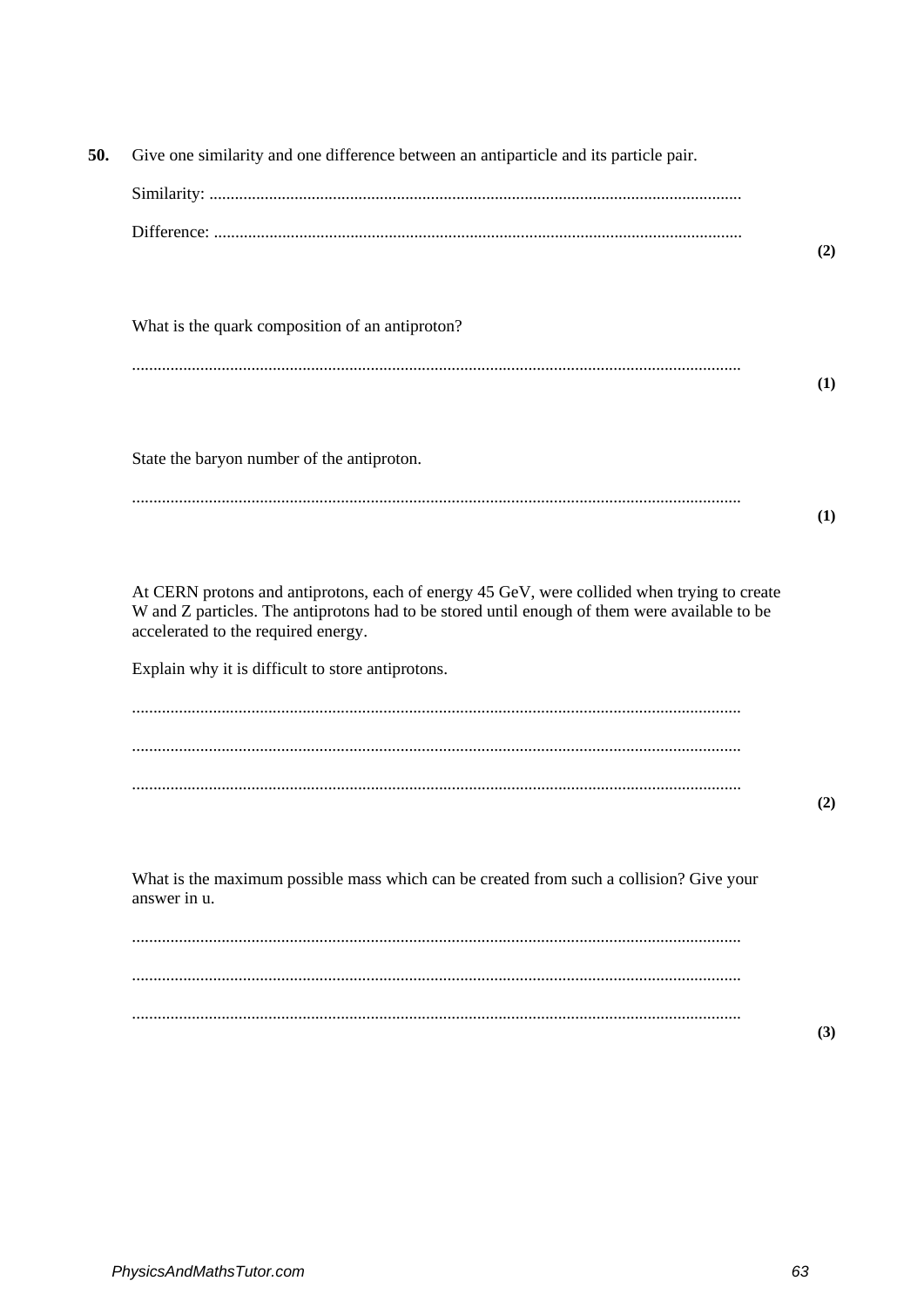**50.** Give one similarity and one difference between an antiparticle and its particle pair.

Similarity: ...........................................................................................................................

Difference: ...........................................................................................................................

**(2)**

What is the quark composition of an antiproton?

.............................................................................................................................................

**(1)**

State the baryon number of the antiproton.

.............................................................................................................................................

**(1)**

At CERN protons and antiprotons, each of energy 45 GeV, were collided when trying to create W and Z particles. The antiprotons had to be stored until enough of them were available to be accelerated to the required energy.

Explain why it is difficult to store antiprotons.

.............................................................................................................................................

.............................................................................................................................................

.............................................................................................................................................

**(2)**

What is the maximum possible mass which can be created from such a collision? Give your answer in u.

.............................................................................................................................................

.............................................................................................................................................

.............................................................................................................................................

**(3)**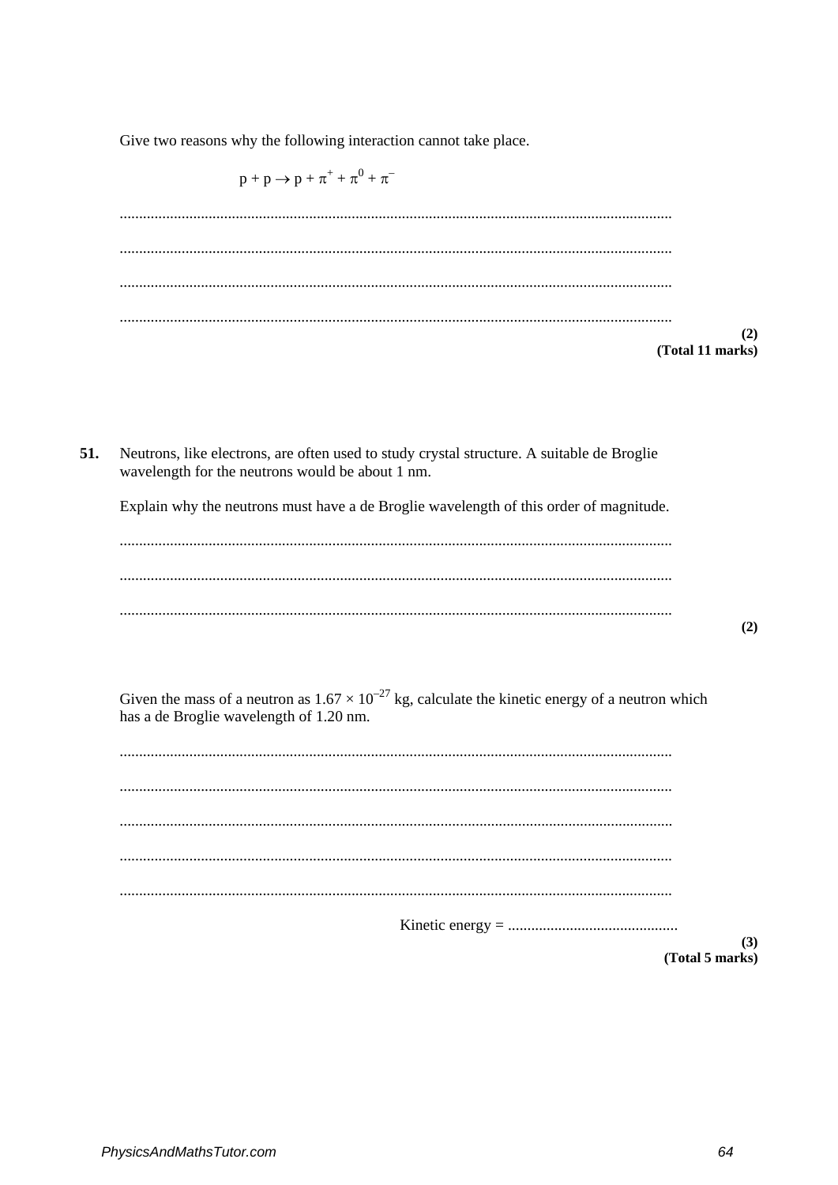Give two reasons why the following interaction cannot take place.

$$p + p \rightarrow p + \pi^+ + \pi^0 + \pi^-$$

.............................................................................................................................................

.............................................................................................................................................

.............................................................................................................................................

.............................................................................................................................................

**(2)**
**(Total 11 marks)**

**51.** Neutrons, like electrons, are often used to study crystal structure. A suitable de Broglie wavelength for the neutrons would be about 1 nm.

Explain why the neutrons must have a de Broglie wavelength of this order of magnitude.

.............................................................................................................................................

.............................................................................................................................................

.............................................................................................................................................

**(2)**

Given the mass of a neutron as $1.67 \times 10^{-27}$ kg, calculate the kinetic energy of a neutron which has a de Broglie wavelength of 1.20 nm.

.............................................................................................................................................

.............................................................................................................................................

.............................................................................................................................................

.............................................................................................................................................

.............................................................................................................................................

Kinetic energy = ............................................

**(3)**
**(Total 5 marks)**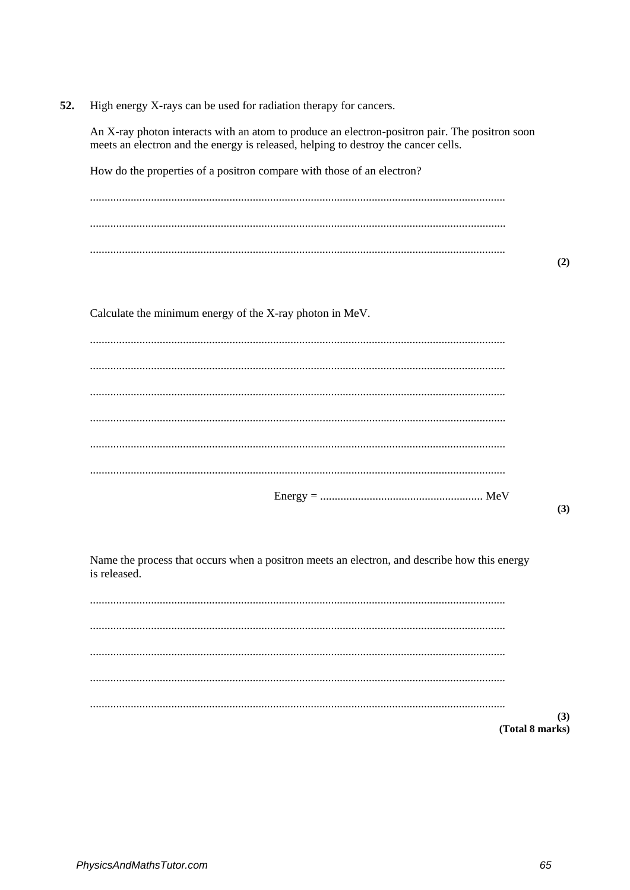**52.** High energy X-rays can be used for radiation therapy for cancers.

An X-ray photon interacts with an atom to produce an electron-positron pair. The positron soon meets an electron and the energy is released, helping to destroy the cancer cells.

How do the properties of a positron compare with those of an electron?

.............................................................................................................................................

.............................................................................................................................................

.............................................................................................................................................

**(2)**

Calculate the minimum energy of the X-ray photon in MeV.

.............................................................................................................................................

.............................................................................................................................................

.............................................................................................................................................

.............................................................................................................................................

.............................................................................................................................................

.............................................................................................................................................

Energy = ........................................................ MeV

**(3)**

Name the process that occurs when a positron meets an electron, and describe how this energy is released.

.............................................................................................................................................

.............................................................................................................................................

.............................................................................................................................................

.............................................................................................................................................

.............................................................................................................................................

**(3)**

**(Total 8 marks)**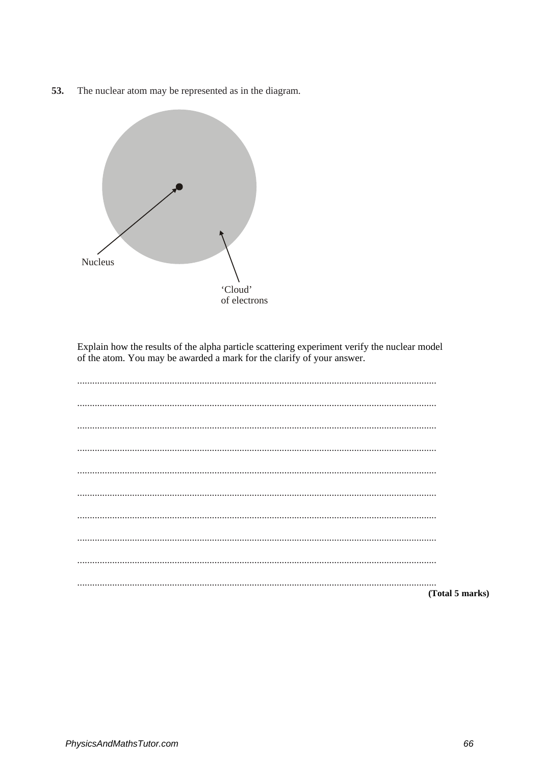**53.** The nuclear atom may be represented as in the diagram.

Nucleus

'Cloud' of electrons

Explain how the results of the alpha particle scattering experiment verify the nuclear model of the atom. You may be awarded a mark for the clarify of your answer.

.............................................................................................................................................

.............................................................................................................................................

.............................................................................................................................................

.............................................................................................................................................

.............................................................................................................................................

.............................................................................................................................................

.............................................................................................................................................

.............................................................................................................................................

.............................................................................................................................................

.............................................................................................................................................

**(Total 5 marks)**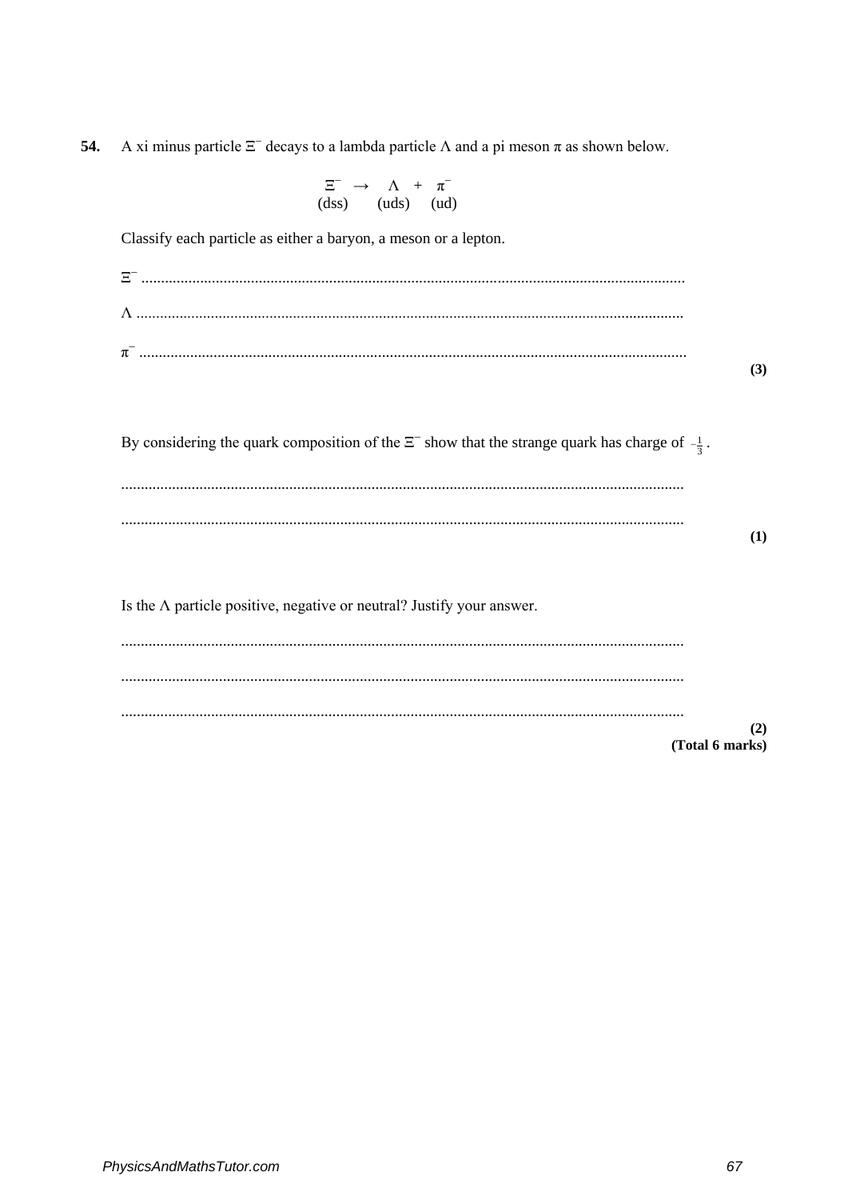**54.** A xi minus particle $\Xi^-$ decays to a lambda particle $\Lambda$ and a pi meson $\pi$ as shown below.

$$\begin{matrix} \Xi^- & \rightarrow & \Lambda & + & \pi^- \\ (\text{dss}) & & (\text{uds}) & & (\text{u}\bar{\text{d}}) \end{matrix}$$

Classify each particle as either a baryon, a meson or a lepton.

$\Xi^-$ ..........................................................................................................................................

$\Lambda$ ..........................................................................................................................................

$\pi^-$ ..........................................................................................................................................

**(3)**

By considering the quark composition of the $\Xi^-$ show that the strange quark has charge of $-\frac{1}{3}$.

..........................................................................................................................................

..........................................................................................................................................

**(1)**

Is the $\Lambda$ particle positive, negative or neutral? Justify your answer.

..........................................................................................................................................

..........................................................................................................................................

..........................................................................................................................................

**(2)**

**(Total 6 marks)**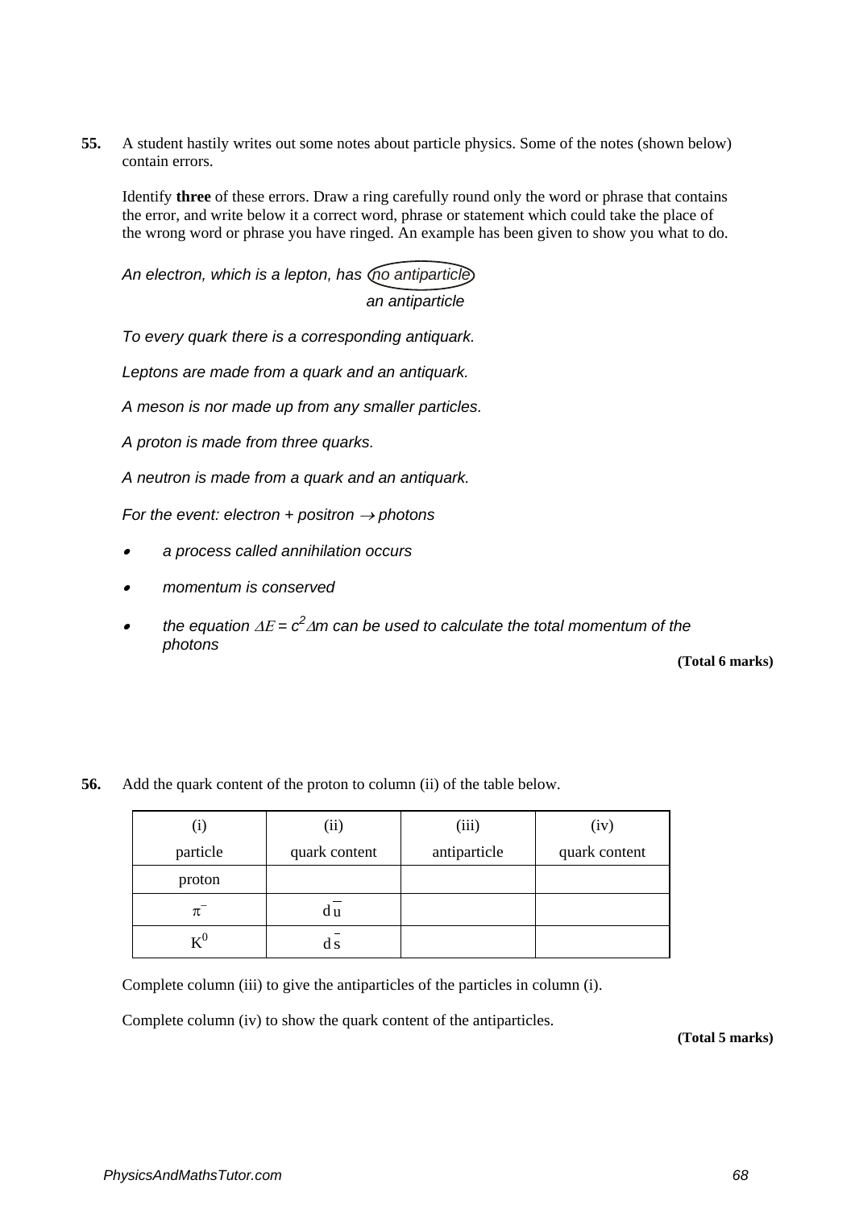**55.** A student hastily writes out some notes about particle physics. Some of the notes (shown below) contain errors.

Identify **three** of these errors. Draw a ring carefully round only the word or phrase that contains the error, and write below it a correct word, phrase or statement which could take the place of the wrong word or phrase you have ringed. An example has been given to show you what to do.

*An electron, which is a lepton, has (no antiparticle)*
*an antiparticle*

*To every quark there is a corresponding antiquark.*

*Leptons are made from a quark and an antiquark.*

*A meson is nor made up from any smaller particles.*

*A proton is made from three quarks.*

*A neutron is made from a quark and an antiquark.*

*For the event: electron + positron → photons*

- *a process called annihilation occurs*
- *momentum is conserved*
- *the equation $\Delta E = c^2 \Delta m$ can be used to calculate the total momentum of the photons*

**(Total 6 marks)**

**56.** Add the quark content of the proton to column (ii) of the table below.

| (i) particle | (ii) quark content | (iii) antiparticle | (iv) quark content |
|---|---|---|---|
| proton | | | |
| $\pi^-$ | $d\bar{u}$ | | |
| $K^0$ | $d\bar{s}$ | | |

Complete column (iii) to give the antiparticles of the particles in column (i).

Complete column (iv) to show the quark content of the antiparticles.

**(Total 5 marks)**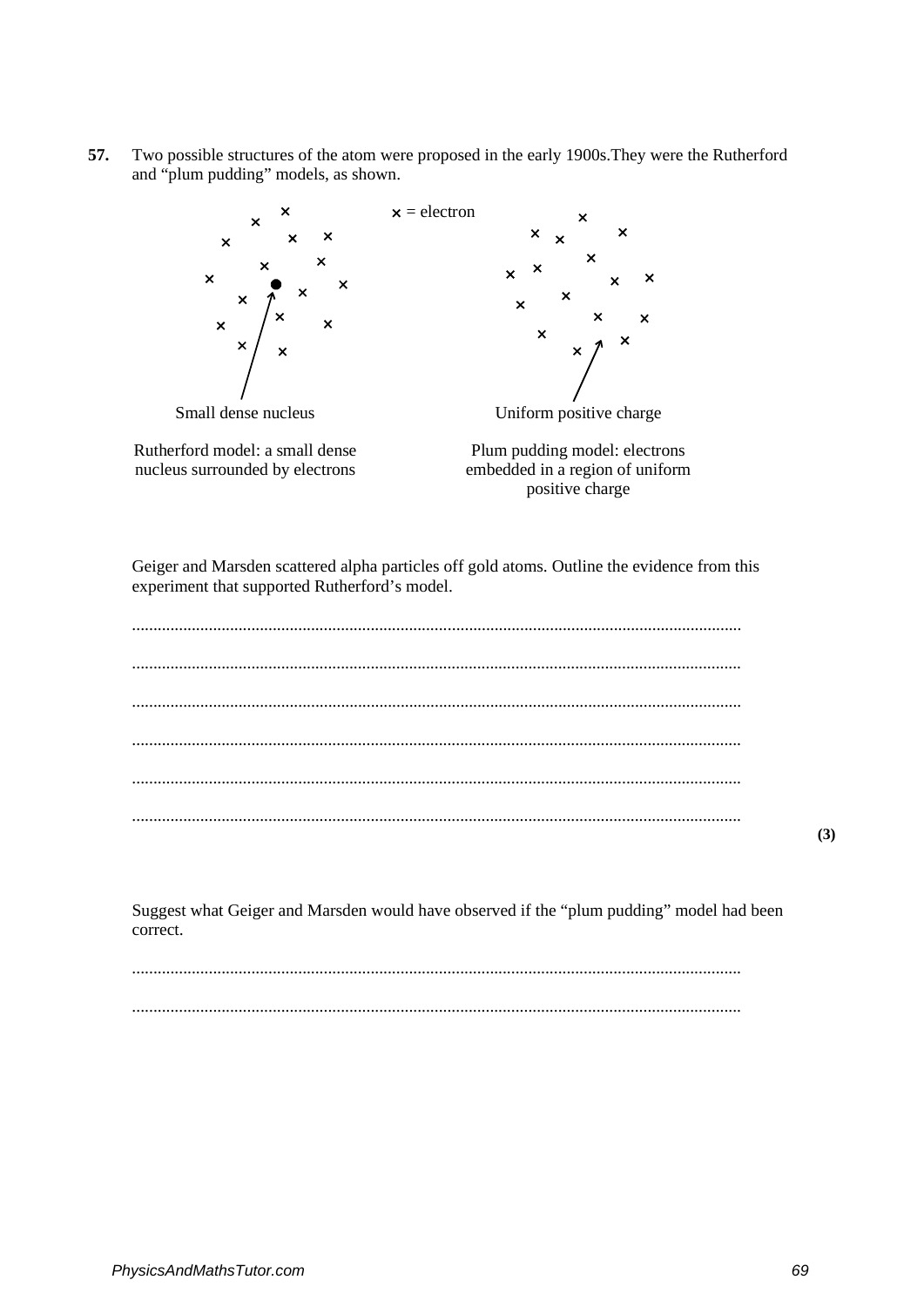**57.** Two possible structures of the atom were proposed in the early 1900s.They were the Rutherford and "plum pudding" models, as shown.

× = electron

Small dense nucleus

Rutherford model: a small dense nucleus surrounded by electrons

Uniform positive charge

Plum pudding model: electrons embedded in a region of uniform positive charge

Geiger and Marsden scattered alpha particles off gold atoms. Outline the evidence from this experiment that supported Rutherford's model.

..............................................................................................................................................

..............................................................................................................................................

..............................................................................................................................................

..............................................................................................................................................

..............................................................................................................................................

..............................................................................................................................................
**(3)**

Suggest what Geiger and Marsden would have observed if the "plum pudding" model had been correct.

..............................................................................................................................................

..............................................................................................................................................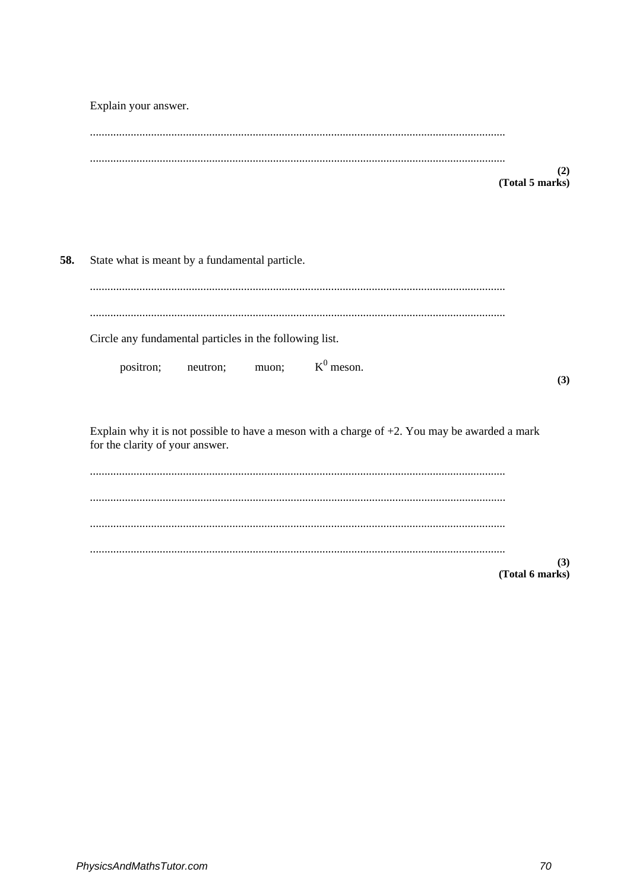Explain your answer.

.............................................................................................................................................

.............................................................................................................................................

**(2)**
**(Total 5 marks)**

**58.** State what is meant by a fundamental particle.

.............................................................................................................................................

.............................................................................................................................................

Circle any fundamental particles in the following list.

positron;  neutron;  muon;  $K^0$ meson.

**(3)**

Explain why it is not possible to have a meson with a charge of +2. You may be awarded a mark for the clarity of your answer.

.............................................................................................................................................

.............................................................................................................................................

.............................................................................................................................................

.............................................................................................................................................

**(3)**
**(Total 6 marks)**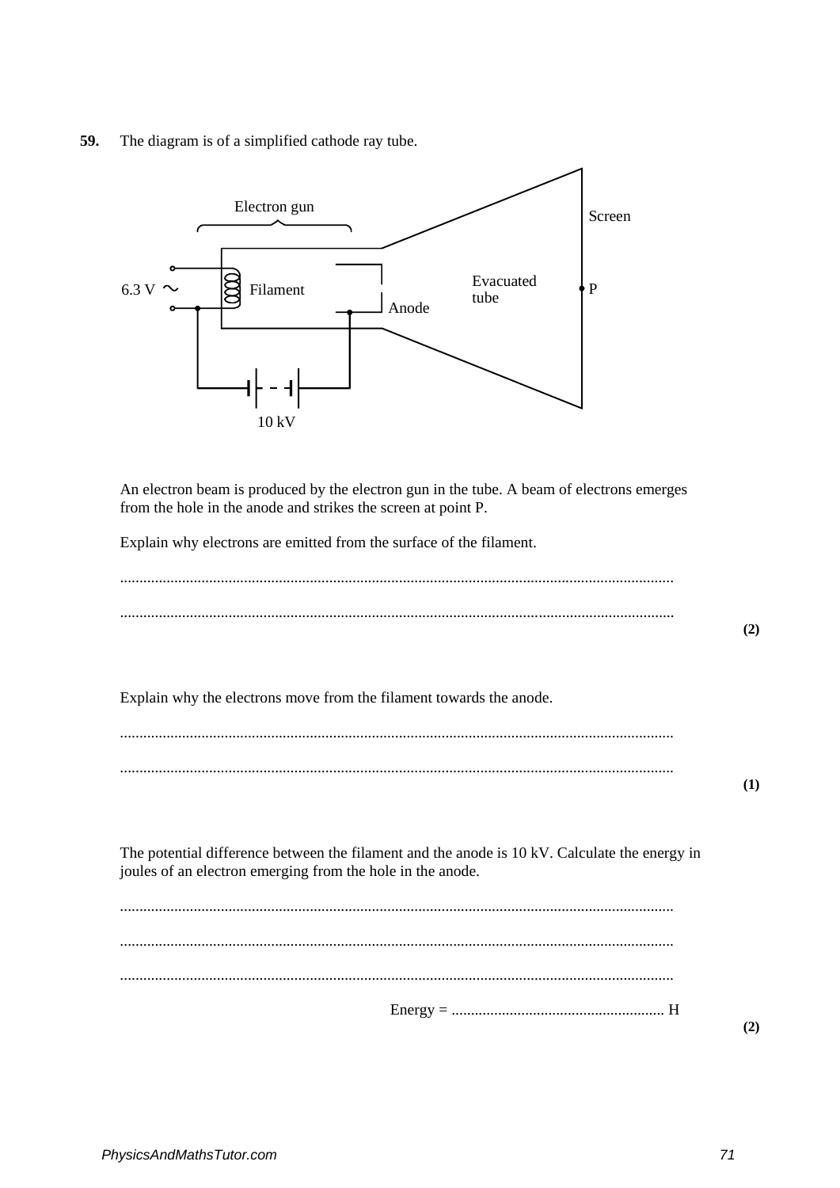**59.** The diagram is of a simplified cathode ray tube.

Electron gun

Screen

6.3 V ~

Filament

Anode

Evacuated tube

P

10 kV

An electron beam is produced by the electron gun in the tube. A beam of electrons emerges from the hole in the anode and strikes the screen at point P.

Explain why electrons are emitted from the surface of the filament.

.............................................................................................................................................

.............................................................................................................................................

**(2)**

Explain why the electrons move from the filament towards the anode.

.............................................................................................................................................

.............................................................................................................................................

**(1)**

The potential difference between the filament and the anode is 10 kV. Calculate the energy in joules of an electron emerging from the hole in the anode.

.............................................................................................................................................

.............................................................................................................................................

.............................................................................................................................................

Energy = ....................................................... H

**(2)**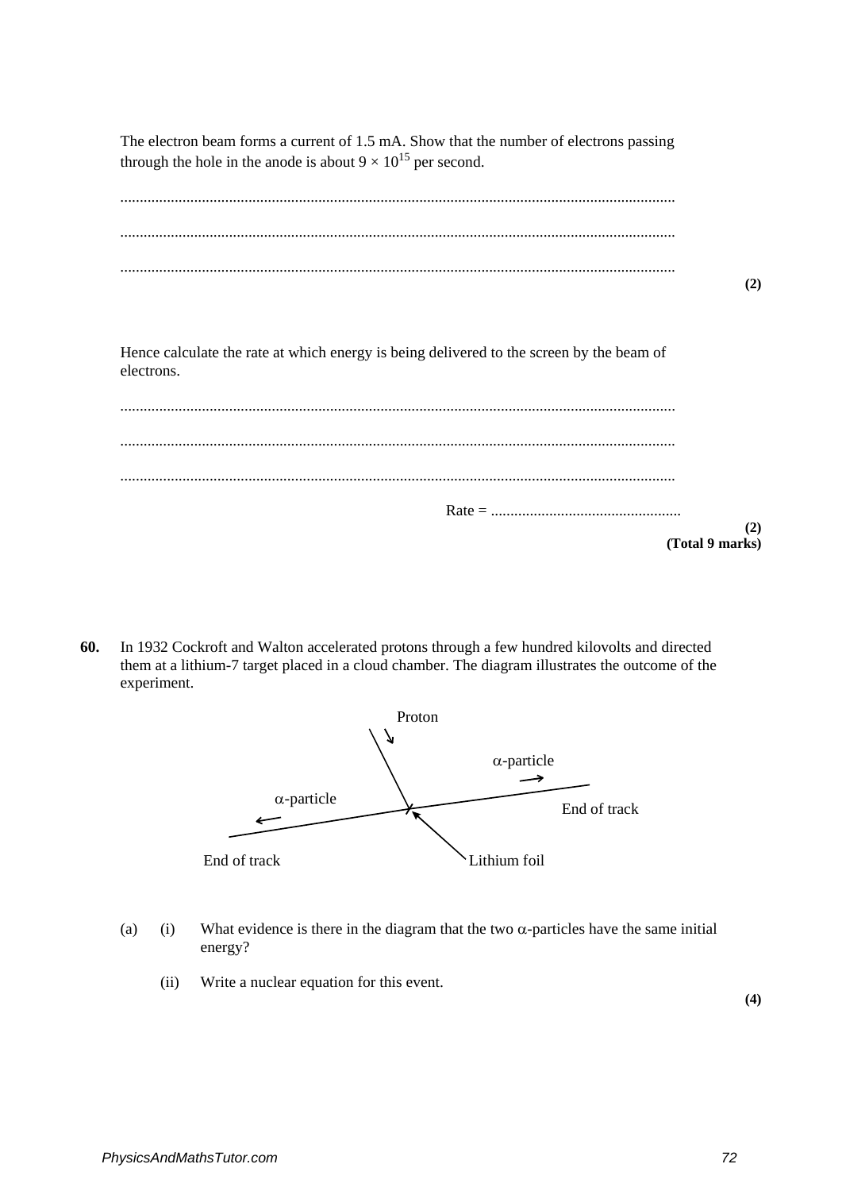The electron beam forms a current of 1.5 mA. Show that the number of electrons passing through the hole in the anode is about $9 \times 10^{15}$ per second.

...............................................................................................................................................

...............................................................................................................................................

...............................................................................................................................................

**(2)**

Hence calculate the rate at which energy is being delivered to the screen by the beam of electrons.

...............................................................................................................................................

...............................................................................................................................................

...............................................................................................................................................

Rate = .................................................

**(2)**

**(Total 9 marks)**

**60.** In 1932 Cockroft and Walton accelerated protons through a few hundred kilovolts and directed them at a lithium-7 target placed in a cloud chamber. The diagram illustrates the outcome of the experiment.

Proton

$\alpha$-particle

$\alpha$-particle

End of track

End of track

Lithium foil

(a) (i) What evidence is there in the diagram that the two $\alpha$-particles have the same initial energy?

(ii) Write a nuclear equation for this event.

**(4)**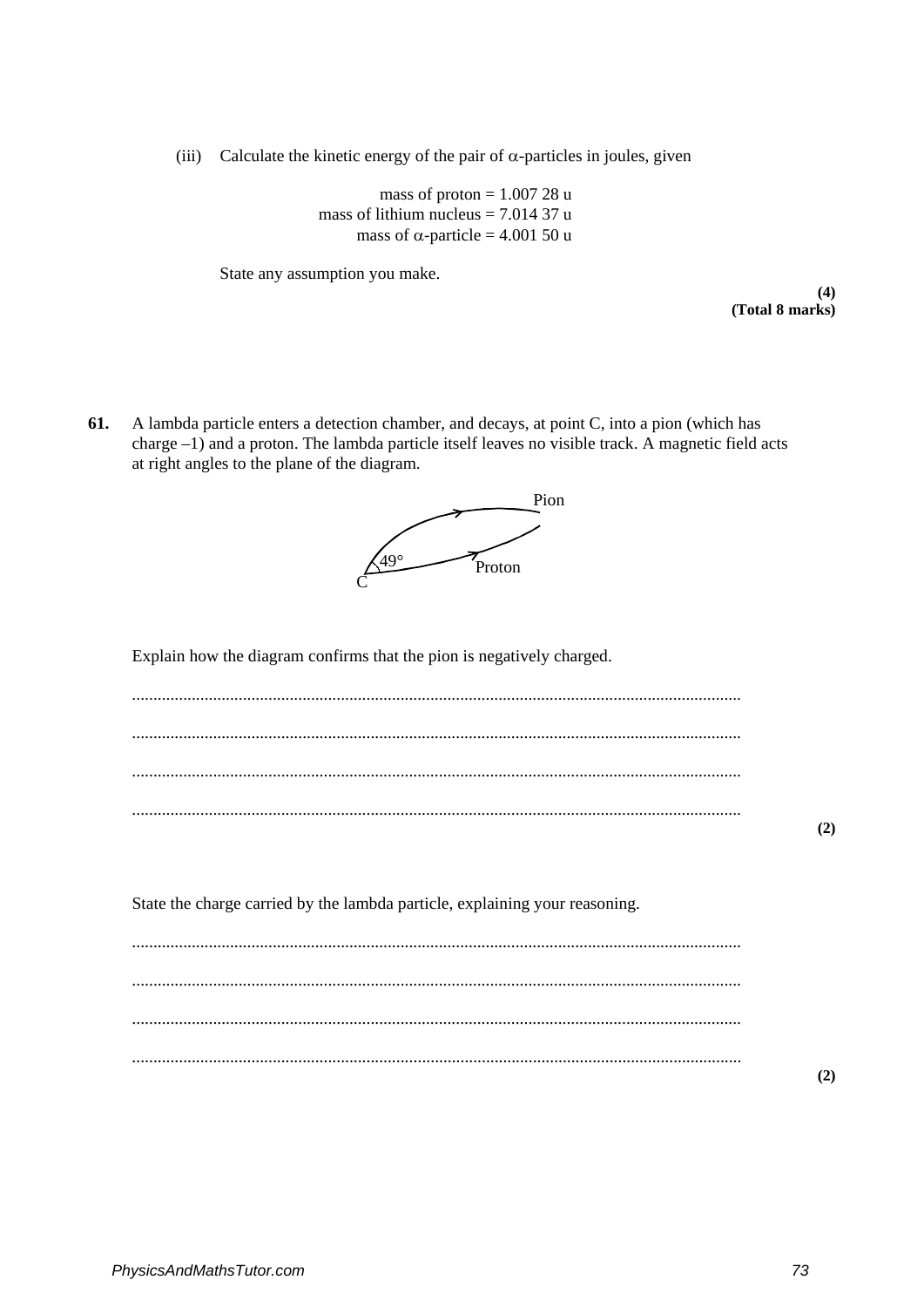(iii) Calculate the kinetic energy of the pair of α-particles in joules, given

mass of proton = 1.007 28 u
mass of lithium nucleus = 7.014 37 u
mass of α-particle = 4.001 50 u

State any assumption you make.

**(4)**
**(Total 8 marks)**

**61.** A lambda particle enters a detection chamber, and decays, at point C, into a pion (which has charge –1) and a proton. The lambda particle itself leaves no visible track. A magnetic field acts at right angles to the plane of the diagram.

Pion

49°

Proton

C

Explain how the diagram confirms that the pion is negatively charged.

...............................................................................................................................................

...............................................................................................................................................

...............................................................................................................................................

...............................................................................................................................................

**(2)**

State the charge carried by the lambda particle, explaining your reasoning.

...............................................................................................................................................

...............................................................................................................................................

...............................................................................................................................................

...............................................................................................................................................

**(2)**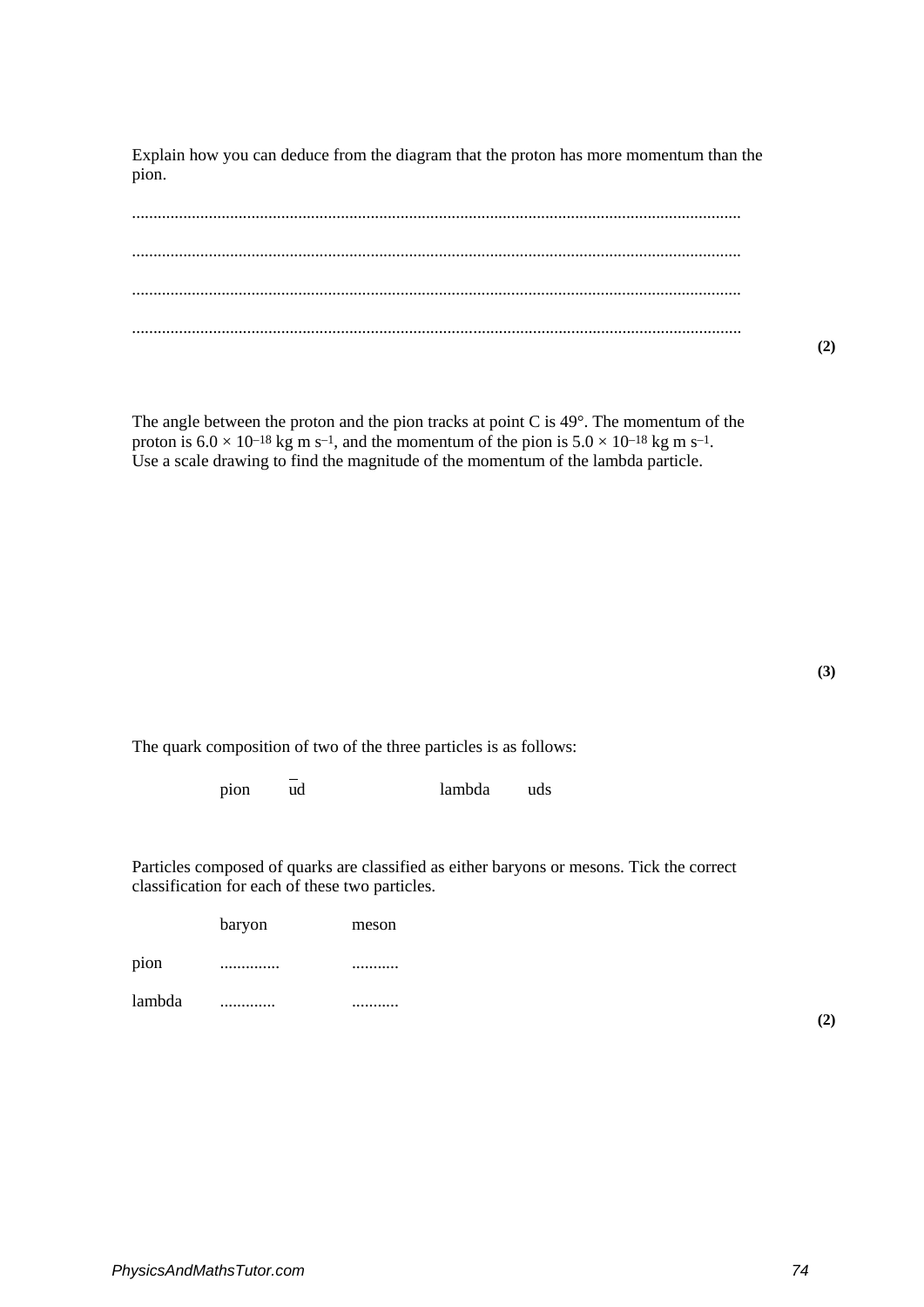Explain how you can deduce from the diagram that the proton has more momentum than the pion.

.............................................................................................................................................

.............................................................................................................................................

.............................................................................................................................................

.............................................................................................................................................

**(2)**

The angle between the proton and the pion tracks at point C is 49°. The momentum of the proton is $6.0 \times 10^{-18}$ kg m s$^{-1}$, and the momentum of the pion is $5.0 \times 10^{-18}$ kg m s$^{-1}$. Use a scale drawing to find the magnitude of the momentum of the lambda particle.

**(3)**

The quark composition of two of the three particles is as follows:

pion $u\bar{d}$ lambda uds

Particles composed of quarks are classified as either baryons or mesons. Tick the correct classification for each of these two particles.

| | baryon | meson |
|---|---|---|
| pion | .............. | ........... |
| lambda | ............. | ........... |

**(2)**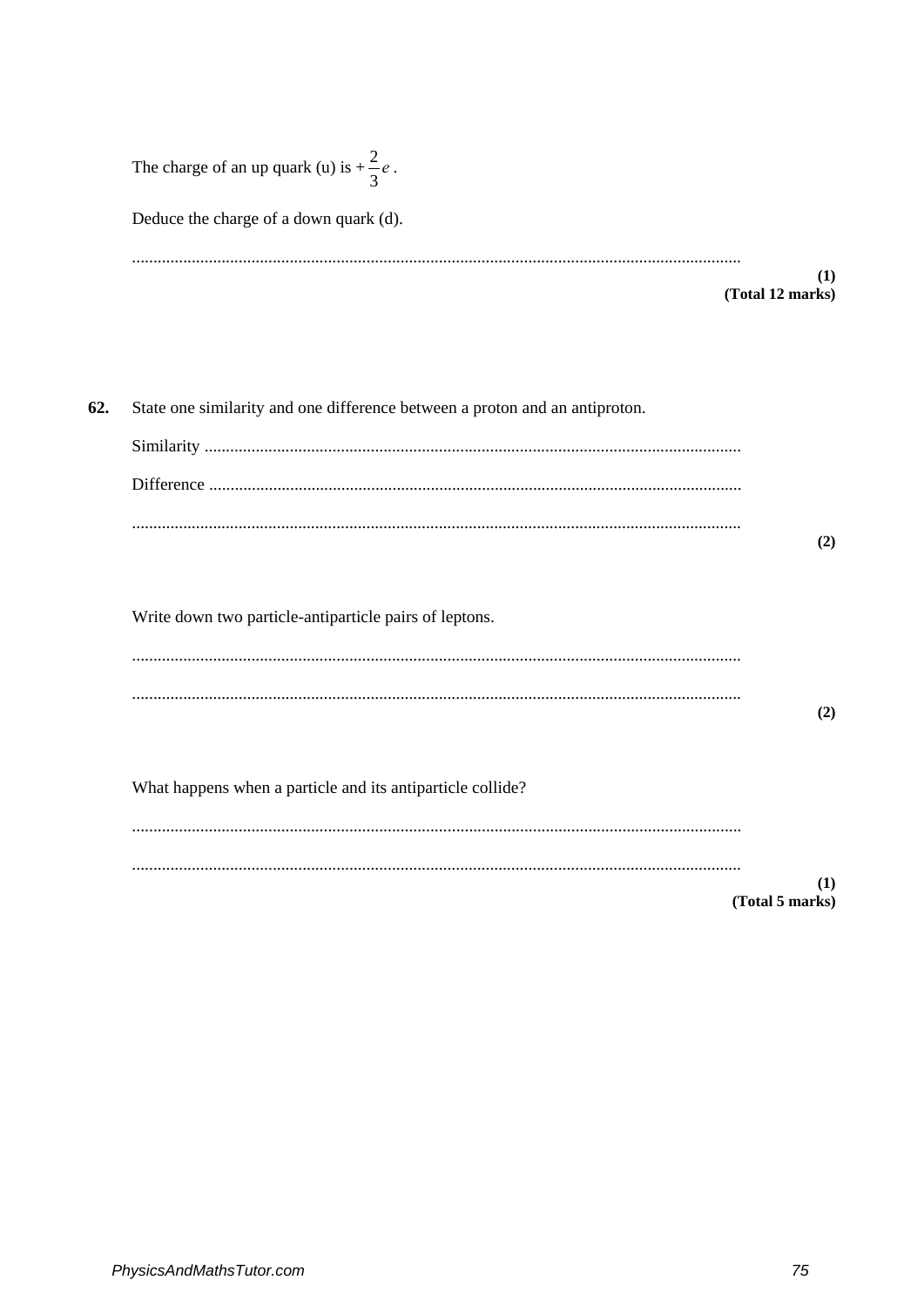The charge of an up quark (u) is $+\frac{2}{3}e$ .

Deduce the charge of a down quark (d).

.............................................................................................................................................

**(1)**
**(Total 12 marks)**

**62.** State one similarity and one difference between a proton and an antiproton.

Similarity .............................................................................................................................

Difference ............................................................................................................................

.............................................................................................................................................

**(2)**

Write down two particle-antiparticle pairs of leptons.

.............................................................................................................................................

.............................................................................................................................................

**(2)**

What happens when a particle and its antiparticle collide?

.............................................................................................................................................

.............................................................................................................................................

**(1)**
**(Total 5 marks)**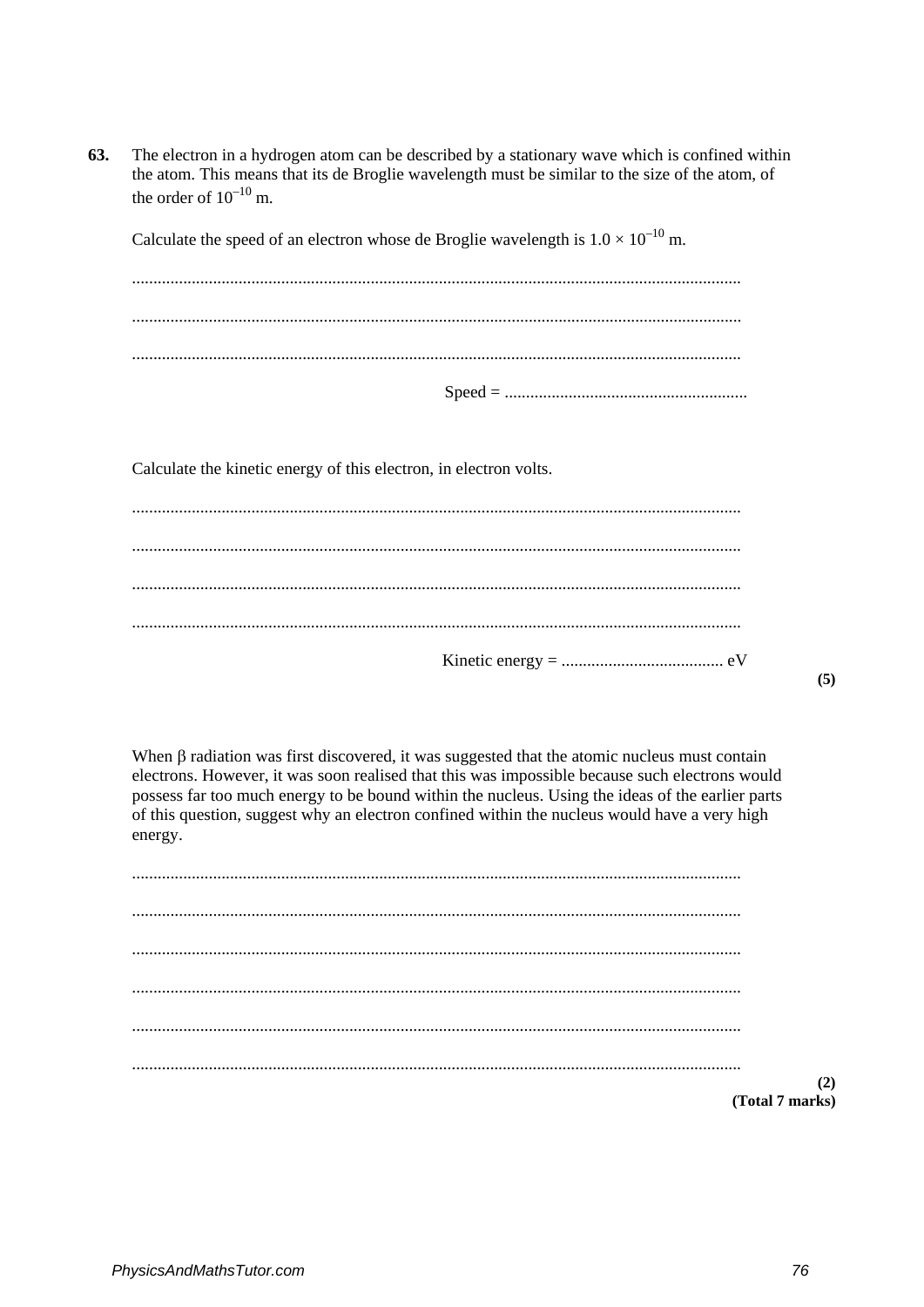**63.** The electron in a hydrogen atom can be described by a stationary wave which is confined within the atom. This means that its de Broglie wavelength must be similar to the size of the atom, of the order of $10^{-10}$ m.

Calculate the speed of an electron whose de Broglie wavelength is $1.0 \times 10^{-10}$ m.

.............................................................................................................................................

.............................................................................................................................................

.............................................................................................................................................

Speed = .........................................................

Calculate the kinetic energy of this electron, in electron volts.

.............................................................................................................................................

.............................................................................................................................................

.............................................................................................................................................

.............................................................................................................................................

Kinetic energy = ...................................... eV

**(5)**

When β radiation was first discovered, it was suggested that the atomic nucleus must contain electrons. However, it was soon realised that this was impossible because such electrons would possess far too much energy to be bound within the nucleus. Using the ideas of the earlier parts of this question, suggest why an electron confined within the nucleus would have a very high energy.

.............................................................................................................................................

.............................................................................................................................................

.............................................................................................................................................

.............................................................................................................................................

.............................................................................................................................................

.............................................................................................................................................

**(2)**
**(Total 7 marks)**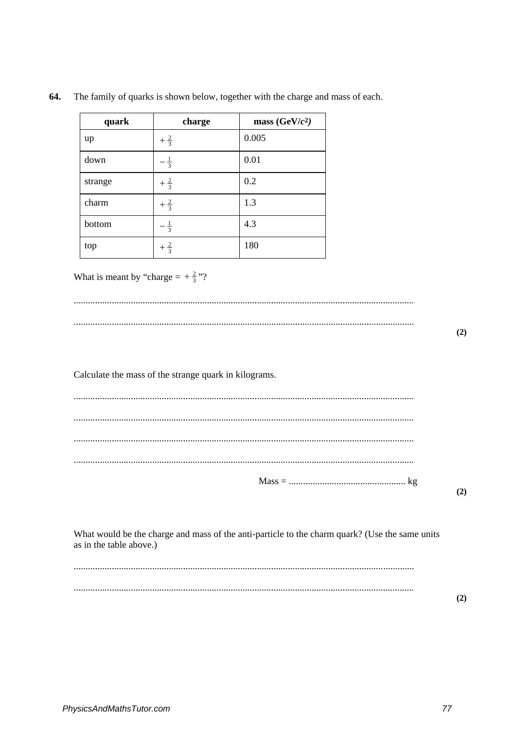**64.** The family of quarks is shown below, together with the charge and mass of each.

| quark | charge | mass (GeV/$c^2$) |
|---|---|---|
| up | $+\frac{2}{3}$ | 0.005 |
| down | $-\frac{1}{3}$ | 0.01 |
| strange | $+\frac{2}{3}$ | 0.2 |
| charm | $+\frac{2}{3}$ | 1.3 |
| bottom | $-\frac{1}{3}$ | 4.3 |
| top | $+\frac{2}{3}$ | 180 |

What is meant by "charge = $+\frac{2}{3}$"?

.............................................................................................................................................

.............................................................................................................................................

**(2)**

Calculate the mass of the strange quark in kilograms.

.............................................................................................................................................

.............................................................................................................................................

.............................................................................................................................................

.............................................................................................................................................

Mass = ................................................. kg

**(2)**

What would be the charge and mass of the anti-particle to the charm quark? (Use the same units as in the table above.)

.............................................................................................................................................

.............................................................................................................................................

**(2)**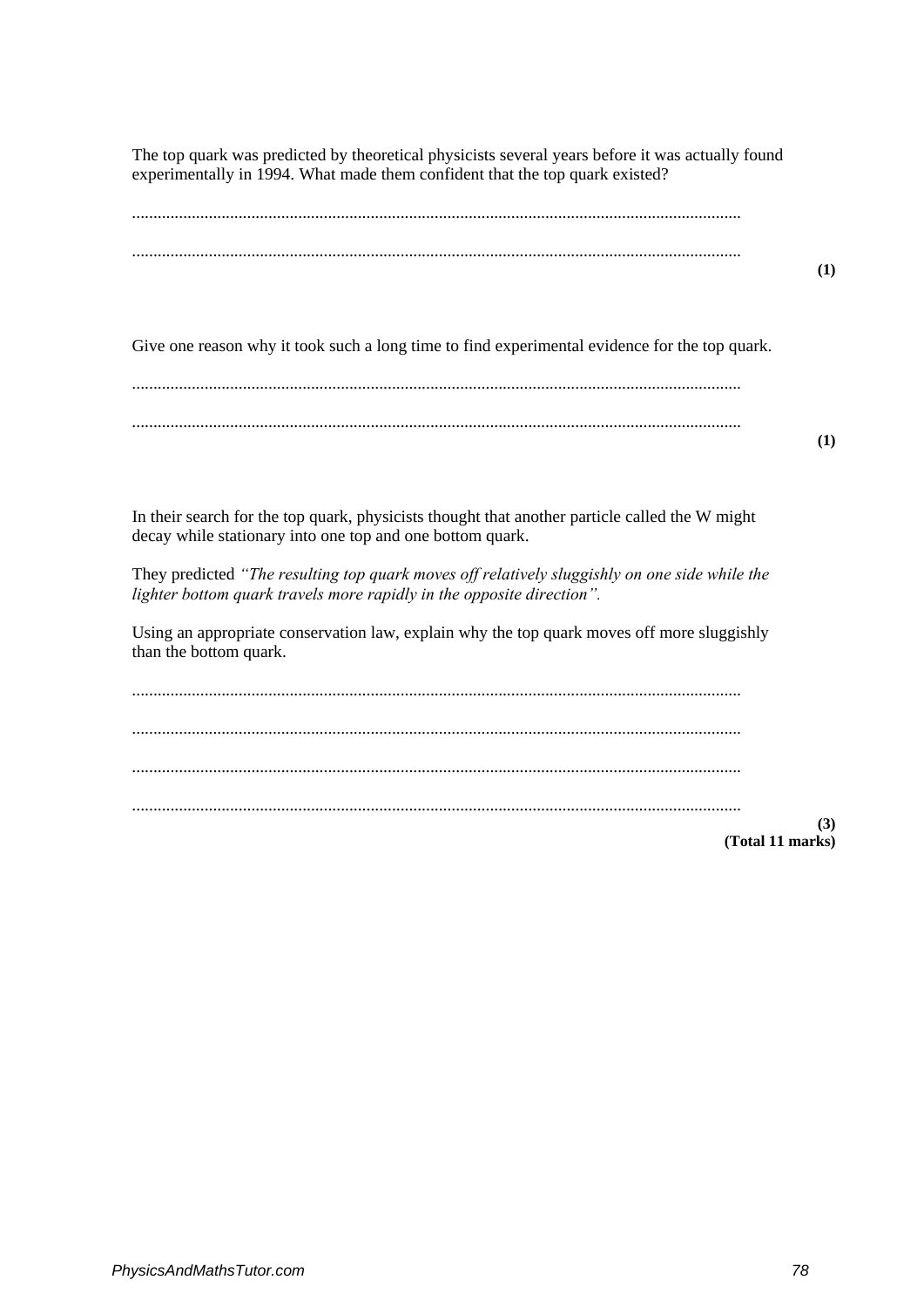The top quark was predicted by theoretical physicists several years before it was actually found experimentally in 1994. What made them confident that the top quark existed?

..............................................................................................................................................

..............................................................................................................................................

**(1)**

Give one reason why it took such a long time to find experimental evidence for the top quark.

..............................................................................................................................................

..............................................................................................................................................

**(1)**

In their search for the top quark, physicists thought that another particle called the W might decay while stationary into one top and one bottom quark.

They predicted *"The resulting top quark moves off relatively sluggishly on one side while the lighter bottom quark travels more rapidly in the opposite direction".*

Using an appropriate conservation law, explain why the top quark moves off more sluggishly than the bottom quark.

..............................................................................................................................................

..............................................................................................................................................

..............................................................................................................................................

..............................................................................................................................................

**(3)**

**(Total 11 marks)**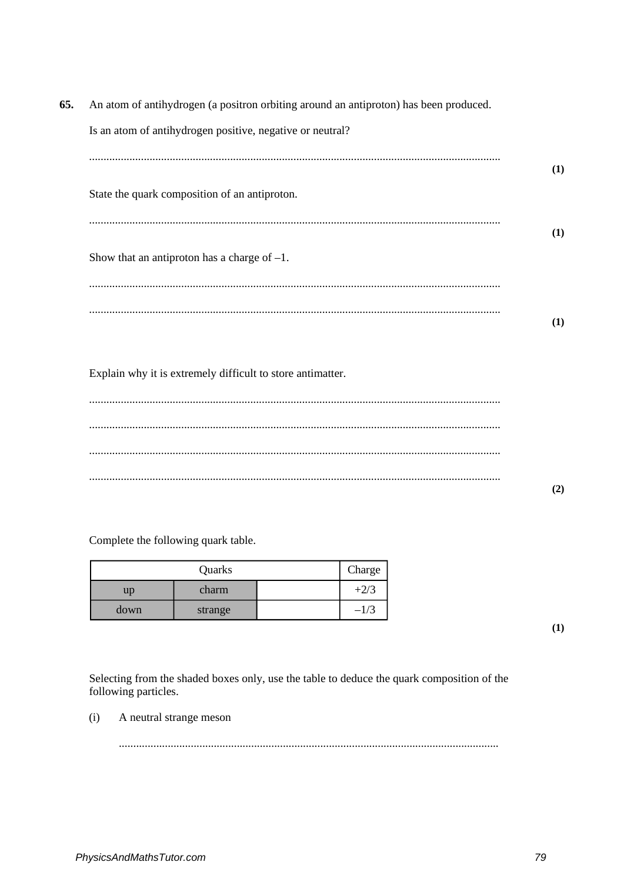**65.** An atom of antihydrogen (a positron orbiting around an antiproton) has been produced.

Is an atom of antihydrogen positive, negative or neutral?

.............................................................................................................................................
**(1)**

State the quark composition of an antiproton.

.............................................................................................................................................
**(1)**

Show that an antiproton has a charge of –1.

.............................................................................................................................................

.............................................................................................................................................
**(1)**

Explain why it is extremely difficult to store antimatter.

.............................................................................................................................................

.............................................................................................................................................

.............................................................................................................................................

.............................................................................................................................................
**(2)**

Complete the following quark table.

| Quarks | | | Charge |
|---|---|---|---|
| up | charm | | +2/3 |
| down | strange | | –1/3 |

**(1)**

Selecting from the shaded boxes only, use the table to deduce the quark composition of the following particles.

(i) A neutral strange meson

.............................................................................................................................................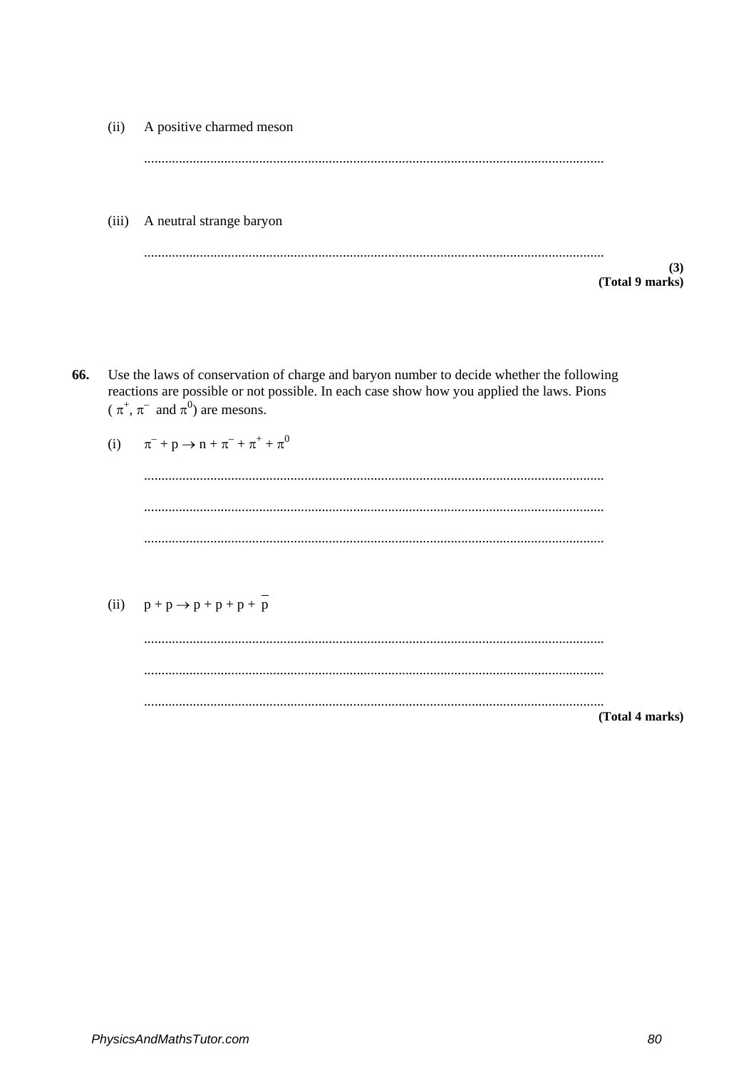(ii) A positive charmed meson

..........................................................................................................................

(iii) A neutral strange baryon

..........................................................................................................................

**(3)**
**(Total 9 marks)**

**66.** Use the laws of conservation of charge and baryon number to decide whether the following reactions are possible or not possible. In each case show how you applied the laws. Pions ($\pi^+$, $\pi^-$ and $\pi^0$) are mesons.

(i) $\pi^- + p \rightarrow n + \pi^- + \pi^+ + \pi^0$

..........................................................................................................................

..........................................................................................................................

..........................................................................................................................

(ii) $p + p \rightarrow p + p + p + \bar{p}$

..........................................................................................................................

..........................................................................................................................

..........................................................................................................................

**(Total 4 marks)**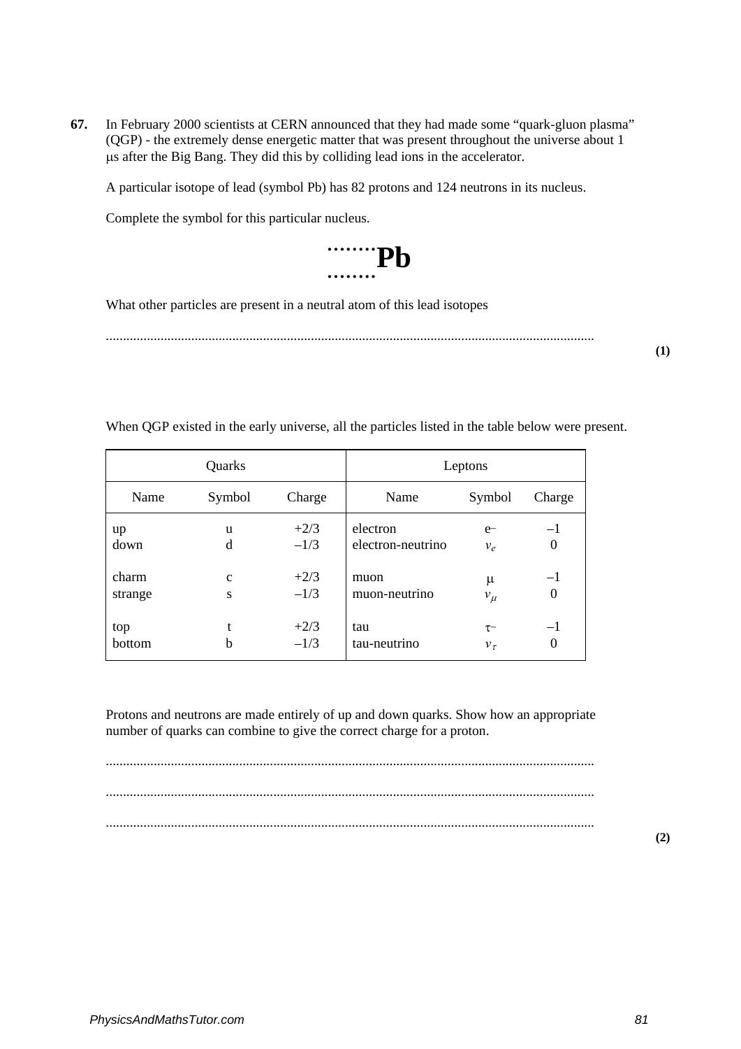**67.** In February 2000 scientists at CERN announced that they had made some "quark-gluon plasma" (QGP) - the extremely dense energetic matter that was present throughout the universe about 1 μs after the Big Bang. They did this by colliding lead ions in the accelerator.

A particular isotope of lead (symbol Pb) has 82 protons and 124 neutrons in its nucleus.

Complete the symbol for this particular nucleus.

$$^{\cdots\cdots\cdots}_{\cdots\cdots\cdots}\mathbf{Pb}$$

What other particles are present in a neutral atom of this lead isotopes

.............................................................................................................................................

**(1)**

When QGP existed in the early universe, all the particles listed in the table below were present.

| Quarks | | | Leptons | | |
|---|---|---|---|---|---|
| Name | Symbol | Charge | Name | Symbol | Charge |
| up | u | +2/3 | electron | $e^-$ | –1 |
| down | d | –1/3 | electron-neutrino | $\nu_e$ | 0 |
| charm | c | +2/3 | muon | μ | –1 |
| strange | s | –1/3 | muon-neutrino | $\nu_\mu$ | 0 |
| top | t | +2/3 | tau | $\tau^-$ | –1 |
| bottom | b | –1/3 | tau-neutrino | $\nu_\tau$ | 0 |

Protons and neutrons are made entirely of up and down quarks. Show how an appropriate number of quarks can combine to give the correct charge for a proton.

.............................................................................................................................................

.............................................................................................................................................

.............................................................................................................................................

**(2)**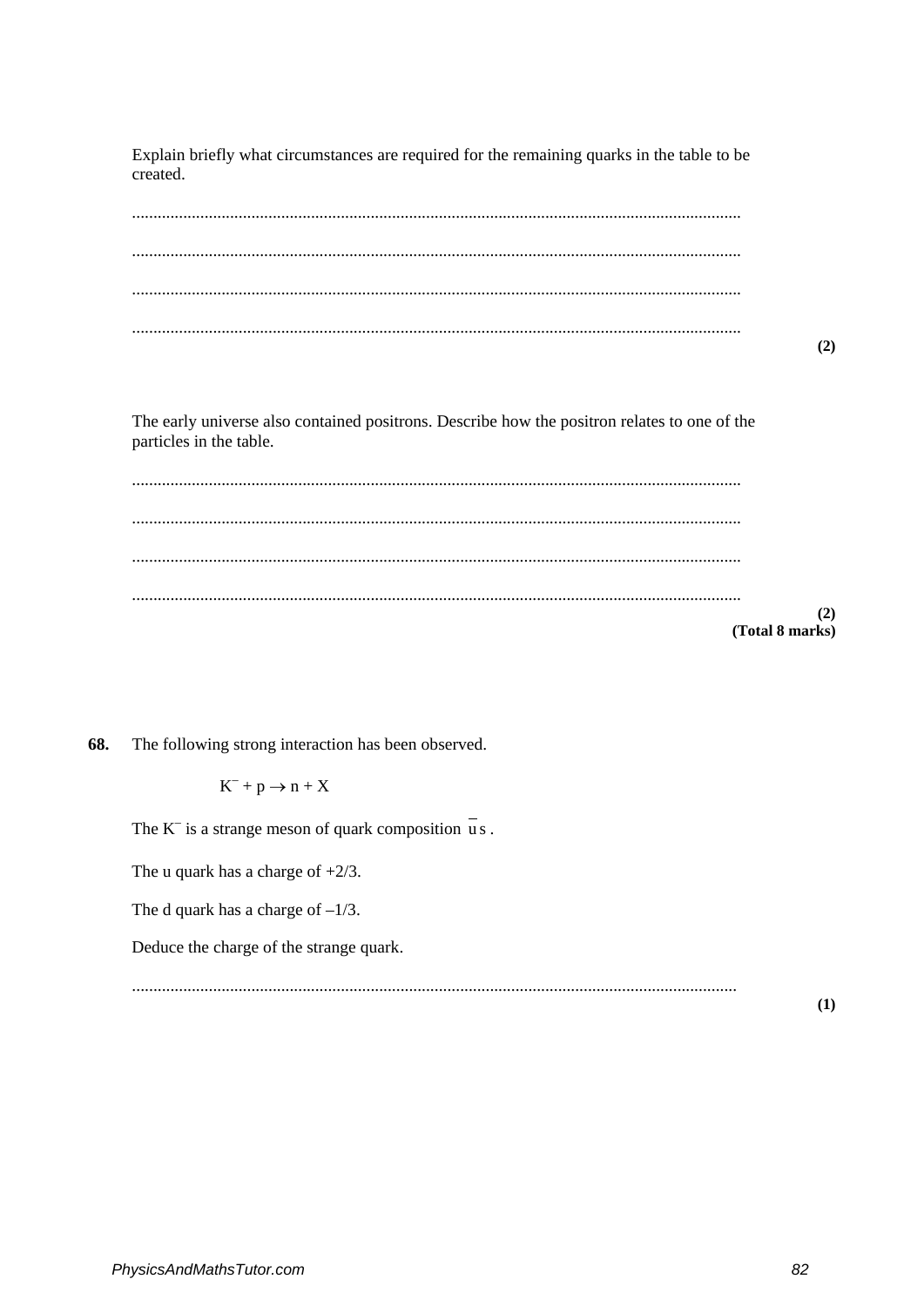Explain briefly what circumstances are required for the remaining quarks in the table to be created.

.............................................................................................................................................

.............................................................................................................................................

.............................................................................................................................................

.............................................................................................................................................

**(2)**

The early universe also contained positrons. Describe how the positron relates to one of the particles in the table.

.............................................................................................................................................

.............................................................................................................................................

.............................................................................................................................................

.............................................................................................................................................

**(2)**
**(Total 8 marks)**

**68.** The following strong interaction has been observed.

$$K^- + p \rightarrow n + X$$

The $K^-$ is a strange meson of quark composition $\bar{u}s$.

The u quark has a charge of +2/3.

The d quark has a charge of –1/3.

Deduce the charge of the strange quark.

.............................................................................................................................................

**(1)**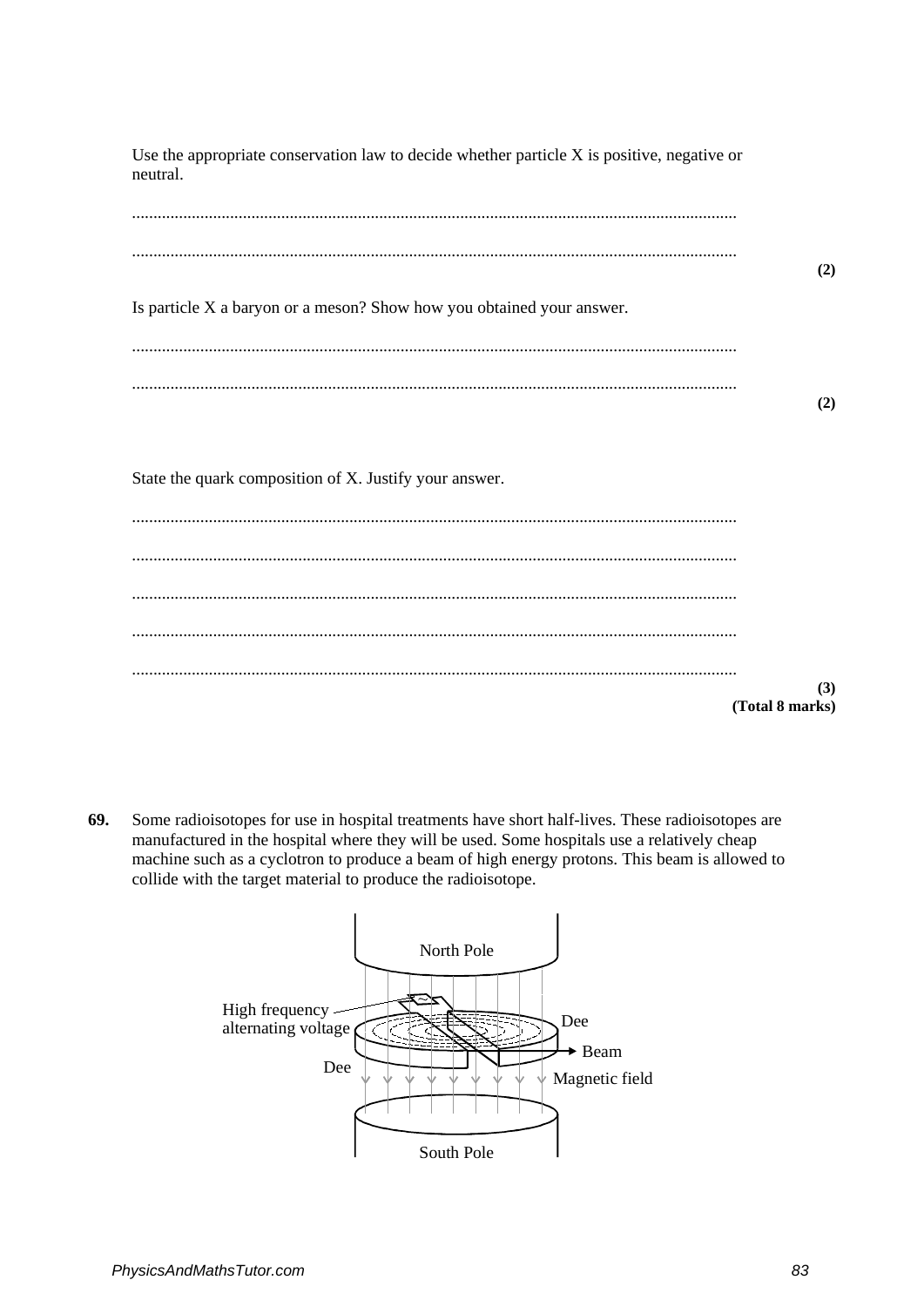Use the appropriate conservation law to decide whether particle X is positive, negative or neutral.

.............................................................................................................................................

.............................................................................................................................................

**(2)**

Is particle X a baryon or a meson? Show how you obtained your answer.

.............................................................................................................................................

.............................................................................................................................................

**(2)**

State the quark composition of X. Justify your answer.

.............................................................................................................................................

.............................................................................................................................................

.............................................................................................................................................

.............................................................................................................................................

.............................................................................................................................................

**(3)**
**(Total 8 marks)**

**69.** Some radioisotopes for use in hospital treatments have short half-lives. These radioisotopes are manufactured in the hospital where they will be used. Some hospitals use a relatively cheap machine such as a cyclotron to produce a beam of high energy protons. This beam is allowed to collide with the target material to produce the radioisotope.

North Pole

High frequency alternating voltage

Dee

Beam

Dee

Magnetic field

South Pole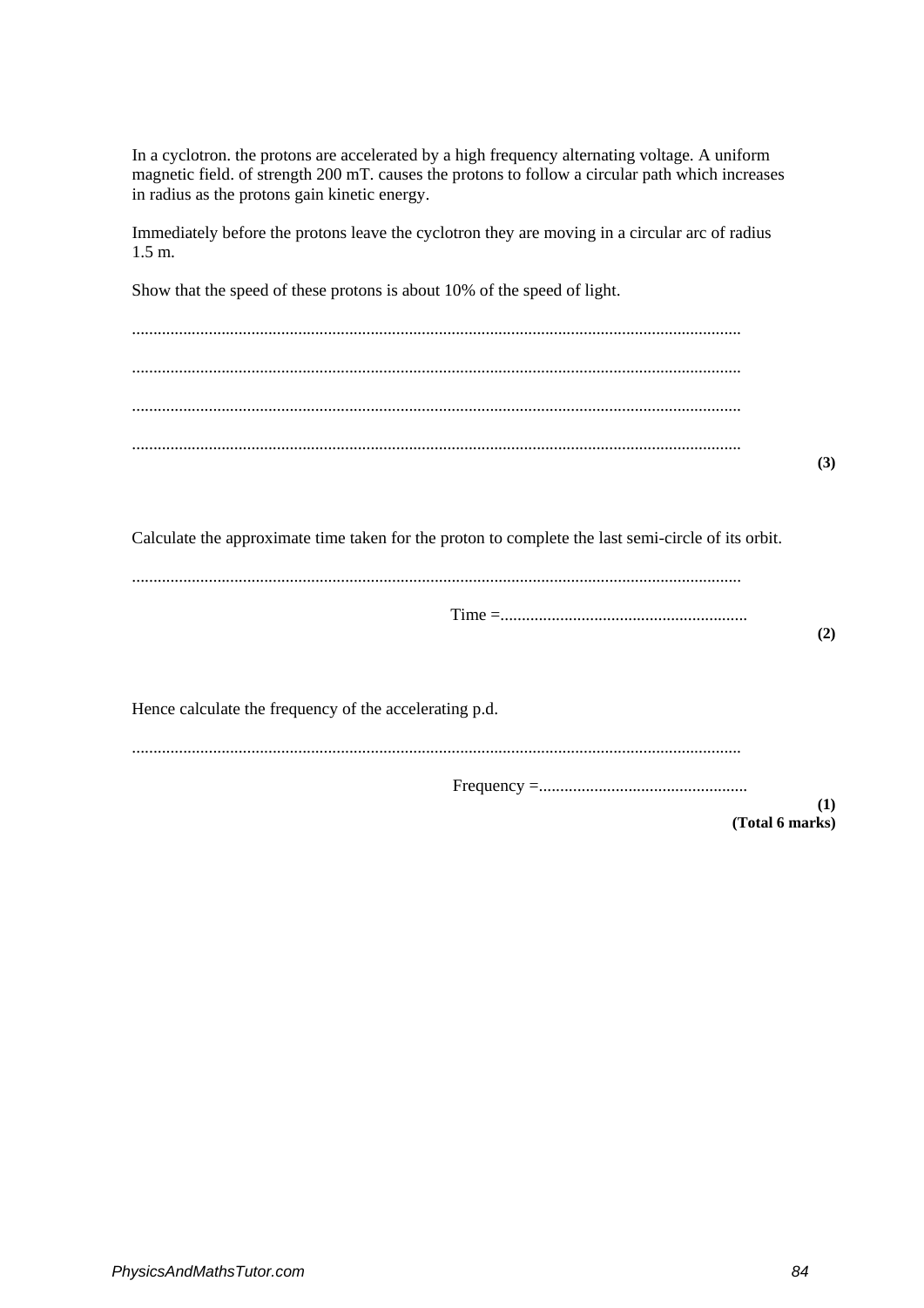In a cyclotron. the protons are accelerated by a high frequency alternating voltage. A uniform magnetic field. of strength 200 mT. causes the protons to follow a circular path which increases in radius as the protons gain kinetic energy.

Immediately before the protons leave the cyclotron they are moving in a circular arc of radius 1.5 m.

Show that the speed of these protons is about 10% of the speed of light.

..............................................................................................................................................

..............................................................................................................................................

..............................................................................................................................................

..............................................................................................................................................

**(3)**

Calculate the approximate time taken for the proton to complete the last semi-circle of its orbit.

..............................................................................................................................................

Time =..........................................................

**(2)**

Hence calculate the frequency of the accelerating p.d.

..............................................................................................................................................

Frequency =.................................................

**(1)**

**(Total 6 marks)**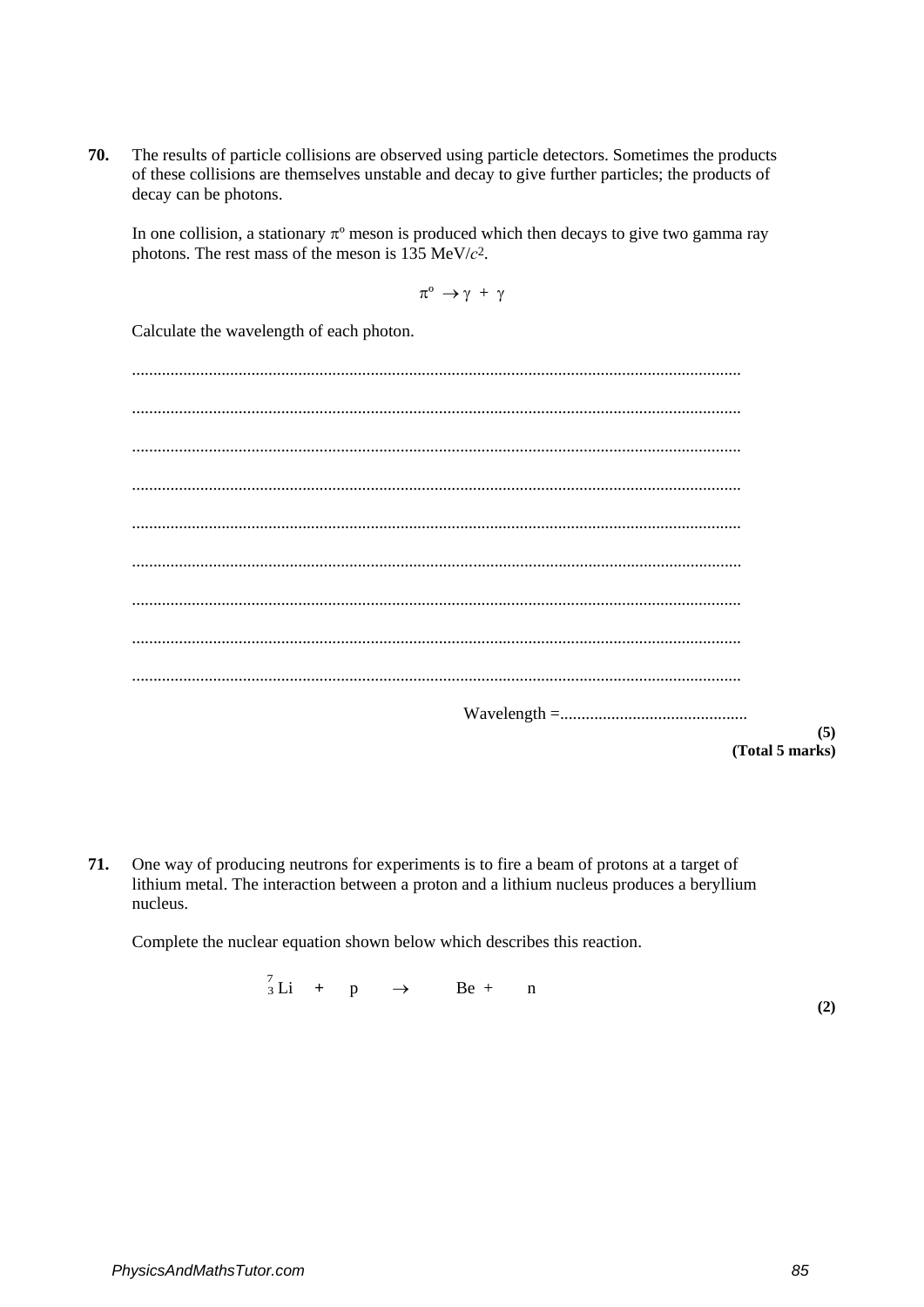**70.** The results of particle collisions are observed using particle detectors. Sometimes the products of these collisions are themselves unstable and decay to give further particles; the products of decay can be photons.

In one collision, a stationary $\pi^o$ meson is produced which then decays to give two gamma ray photons. The rest mass of the meson is 135 MeV/$c^2$.

$$\pi^o \rightarrow \gamma + \gamma$$

Calculate the wavelength of each photon.

.............................................................................................................................................

.............................................................................................................................................

.............................................................................................................................................

.............................................................................................................................................

.............................................................................................................................................

.............................................................................................................................................

.............................................................................................................................................

.............................................................................................................................................

.............................................................................................................................................

Wavelength =............................................

**(5)**
**(Total 5 marks)**

**71.** One way of producing neutrons for experiments is to fire a beam of protons at a target of lithium metal. The interaction between a proton and a lithium nucleus produces a beryllium nucleus.

Complete the nuclear equation shown below which describes this reaction.

$$^{7}_{3}\text{Li} \quad + \quad \text{p} \quad \rightarrow \quad \text{Be} \; + \quad \text{n}$$

**(2)**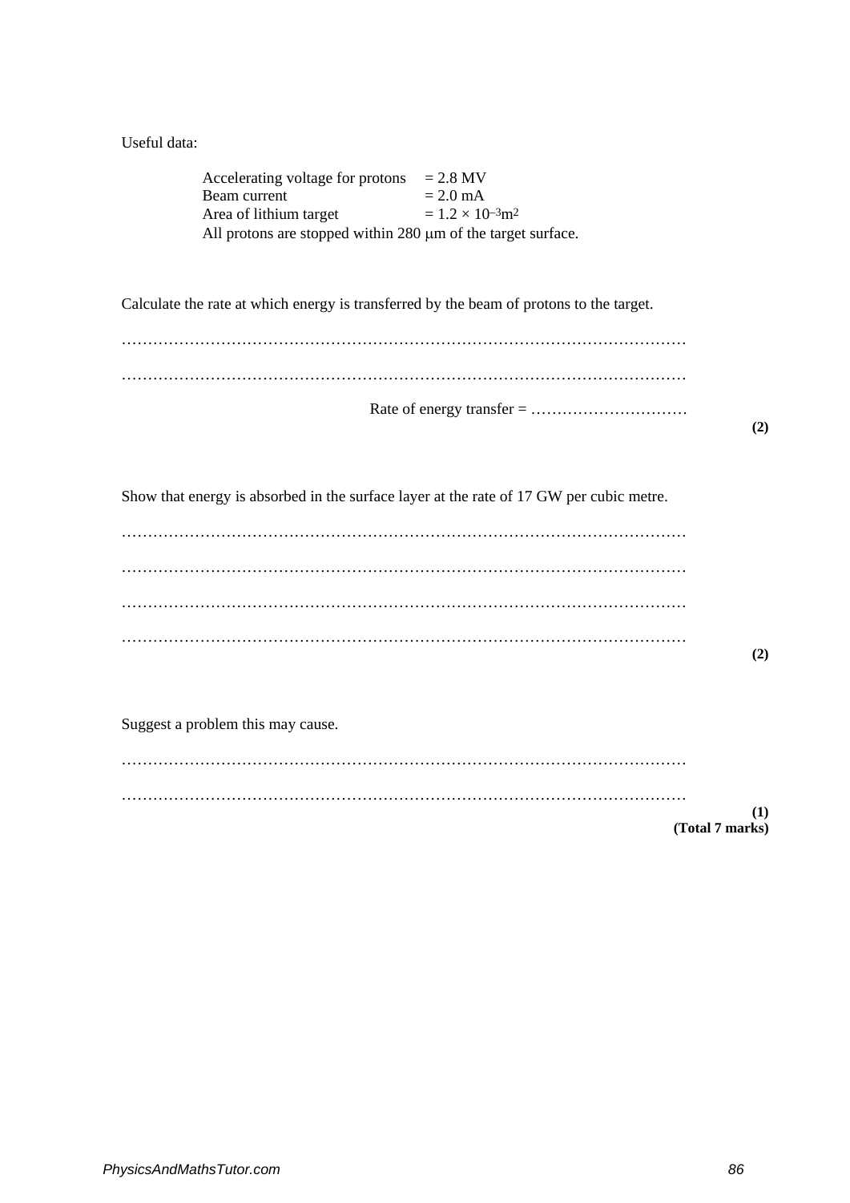Useful data:

| | |
|---|---|
| Accelerating voltage for protons | = 2.8 MV |
| Beam current | = 2.0 mA |
| Area of lithium target | = $1.2 \times 10^{-3}$ m$^2$ |

All protons are stopped within 280 μm of the target surface.

Calculate the rate at which energy is transferred by the beam of protons to the target.

……………………………………………………………………………………………

……………………………………………………………………………………………

Rate of energy transfer = …………………………

**(2)**

Show that energy is absorbed in the surface layer at the rate of 17 GW per cubic metre.

……………………………………………………………………………………………

……………………………………………………………………………………………

……………………………………………………………………………………………

……………………………………………………………………………………………

**(2)**

Suggest a problem this may cause.

……………………………………………………………………………………………

……………………………………………………………………………………………

**(1)**
**(Total 7 marks)**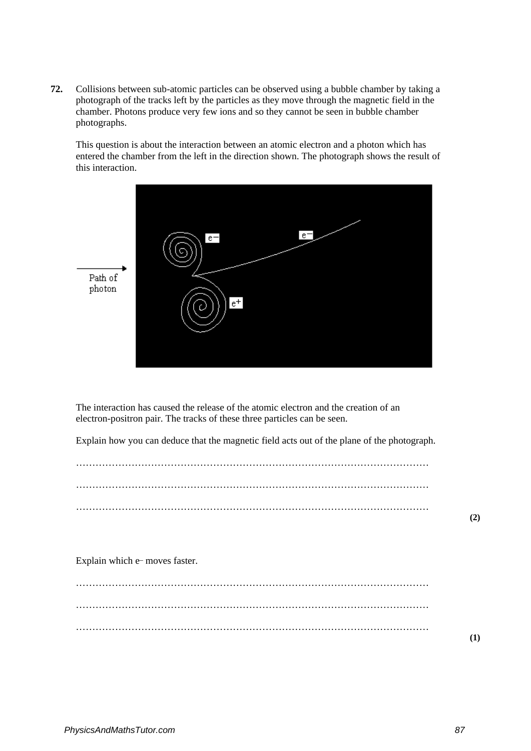**72.** Collisions between sub-atomic particles can be observed using a bubble chamber by taking a photograph of the tracks left by the particles as they move through the magnetic field in the chamber. Photons produce very few ions and so they cannot be seen in bubble chamber photographs.

This question is about the interaction between an atomic electron and a photon which has entered the chamber from the left in the direction shown. The photograph shows the result of this interaction.

Path of photon

e−

e−

e+

The interaction has caused the release of the atomic electron and the creation of an electron-positron pair. The tracks of these three particles can be seen.

Explain how you can deduce that the magnetic field acts out of the plane of the photograph.

…………………………………………………………………………………………………

…………………………………………………………………………………………………

…………………………………………………………………………………………………

**(2)**

Explain which e− moves faster.

…………………………………………………………………………………………………

…………………………………………………………………………………………………

…………………………………………………………………………………………………

**(1)**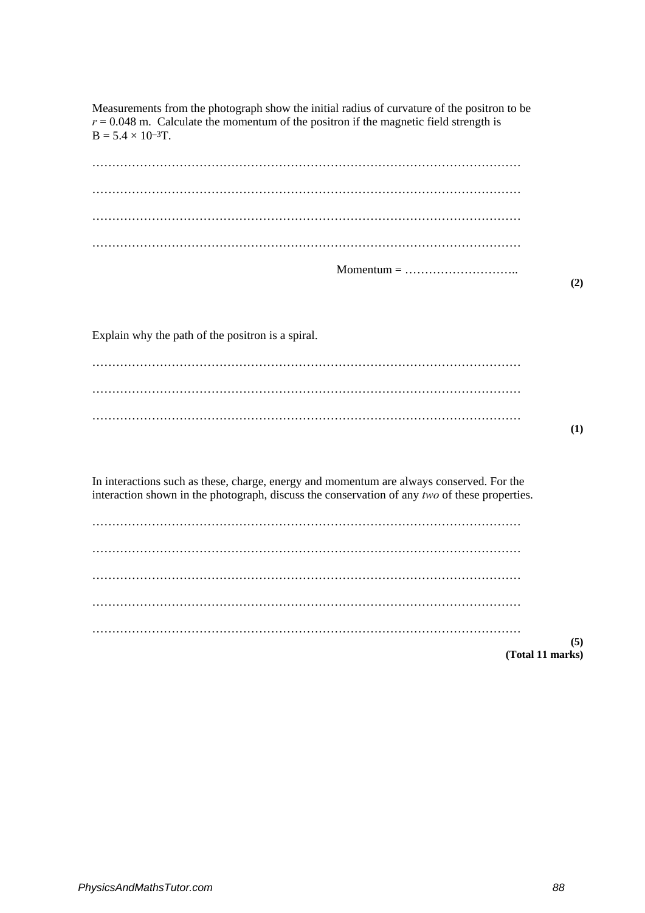Measurements from the photograph show the initial radius of curvature of the positron to be $r = 0.048$ m. Calculate the momentum of the positron if the magnetic field strength is $B = 5.4 \times 10^{-3}$T.

…………………………………………………………………………………………………

…………………………………………………………………………………………………

…………………………………………………………………………………………………

…………………………………………………………………………………………………

Momentum = ………………………..

**(2)**

Explain why the path of the positron is a spiral.

…………………………………………………………………………………………………

…………………………………………………………………………………………………

…………………………………………………………………………………………………

**(1)**

In interactions such as these, charge, energy and momentum are always conserved. For the interaction shown in the photograph, discuss the conservation of any *two* of these properties.

…………………………………………………………………………………………………

…………………………………………………………………………………………………

…………………………………………………………………………………………………

…………………………………………………………………………………………………

…………………………………………………………………………………………………

**(5)**

**(Total 11 marks)**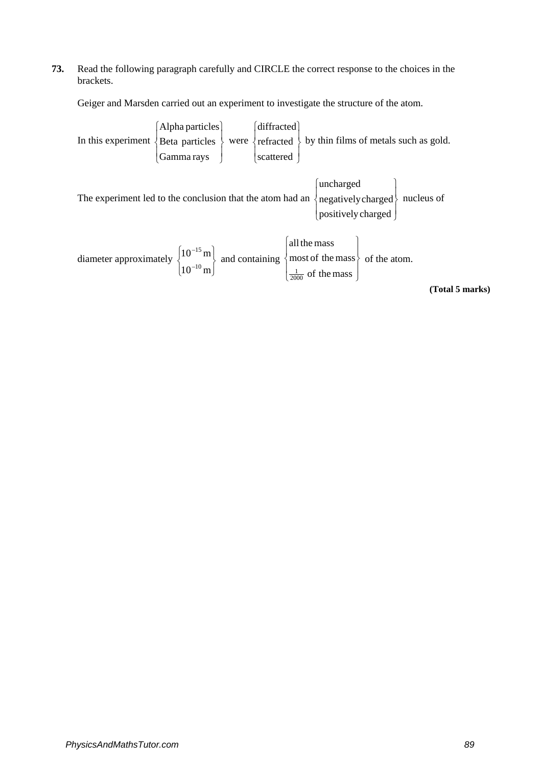**73.** Read the following paragraph carefully and CIRCLE the correct response to the choices in the brackets.

Geiger and Marsden carried out an experiment to investigate the structure of the atom.

In this experiment $\begin{Bmatrix} \text{Alpha particles} \\ \text{Beta particles} \\ \text{Gamma rays} \end{Bmatrix}$ were $\begin{Bmatrix} \text{diffracted} \\ \text{refracted} \\ \text{scattered} \end{Bmatrix}$ by thin films of metals such as gold.

The experiment led to the conclusion that the atom had an $\begin{Bmatrix} \text{uncharged} \\ \text{negatively charged} \\ \text{positively charged} \end{Bmatrix}$ nucleus of

diameter approximately $\begin{Bmatrix} 10^{-15}\,\text{m} \\ 10^{-10}\,\text{m} \end{Bmatrix}$ and containing $\begin{Bmatrix} \text{all the mass} \\ \text{most of the mass} \\ \frac{1}{2000} \text{ of the mass} \end{Bmatrix}$ of the atom.

**(Total 5 marks)**